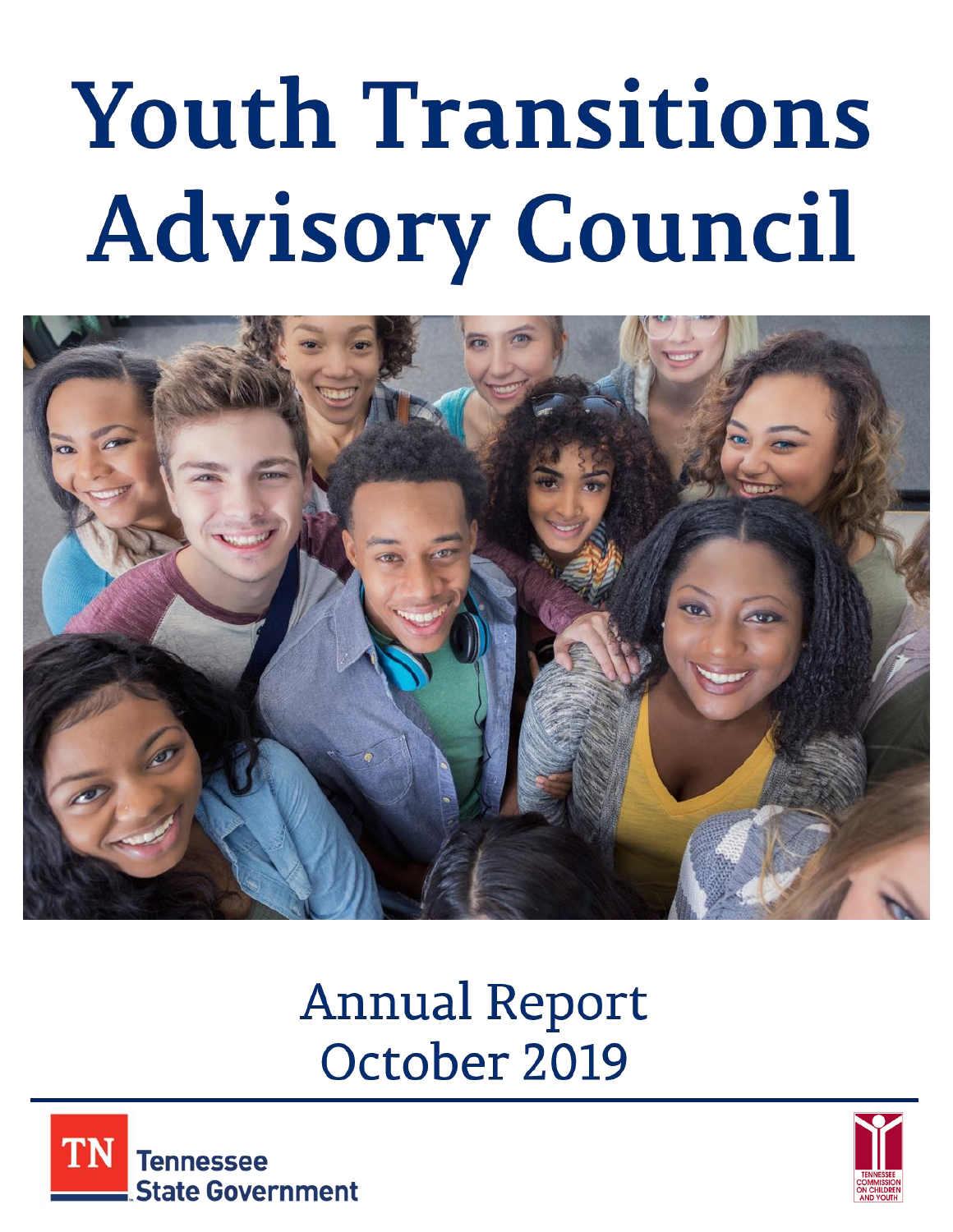# Youth Transitions Advisory Council

Annual Report
October 2019

Tennessee State Government

TENNESSEE COMMISSION ON CHILDREN AND YOUTH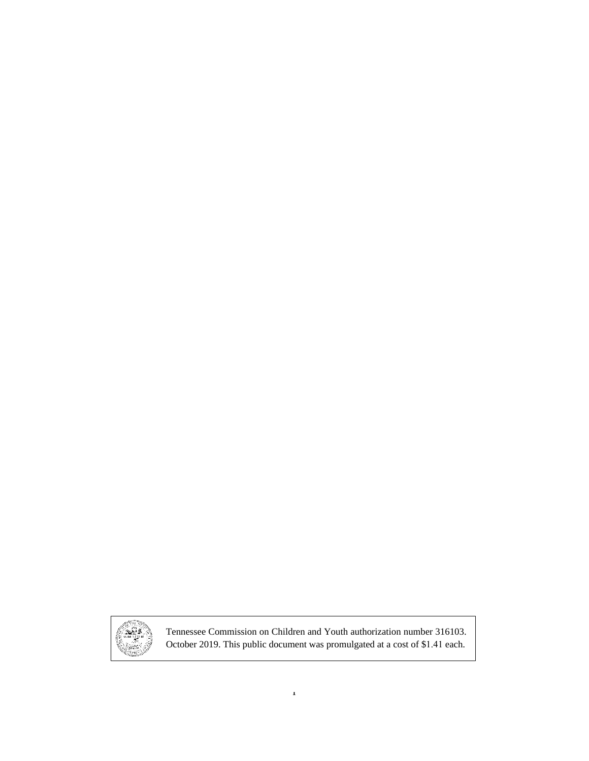Tennessee Commission on Children and Youth authorization number 316103. October 2019. This public document was promulgated at a cost of $1.41 each.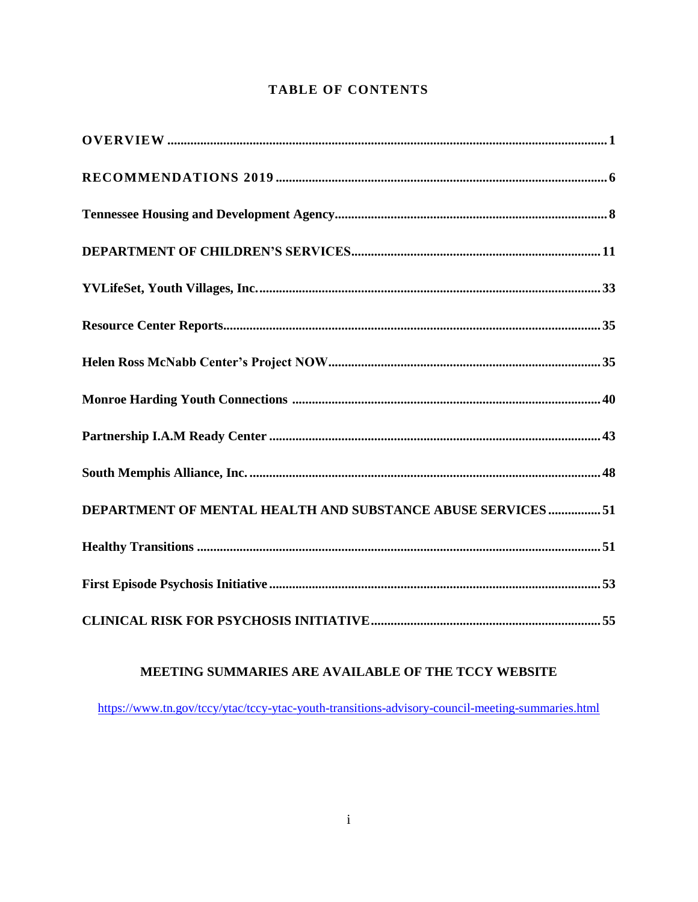# TABLE OF CONTENTS

| | |
|---|---|
| **OVERVIEW** | **1** |
| **RECOMMENDATIONS 2019** | **6** |
| **Tennessee Housing and Development Agency** | **8** |
| **DEPARTMENT OF CHILDREN'S SERVICES** | **11** |
| **YVLifeSet, Youth Villages, Inc.** | **33** |
| **Resource Center Reports** | **35** |
| **Helen Ross McNabb Center's Project NOW** | **35** |
| **Monroe Harding Youth Connections** | **40** |
| **Partnership I.A.M Ready Center** | **43** |
| **South Memphis Alliance, Inc.** | **48** |
| **DEPARTMENT OF MENTAL HEALTH AND SUBSTANCE ABUSE SERVICES** | **51** |
| **Healthy Transitions** | **51** |
| **First Episode Psychosis Initiative** | **53** |
| **CLINICAL RISK FOR PSYCHOSIS INITIATIVE** | **55** |

**MEETING SUMMARIES ARE AVAILABLE OF THE TCCY WEBSITE**

https://www.tn.gov/tccy/ytac/tccy-ytac-youth-transitions-advisory-council-meeting-summaries.html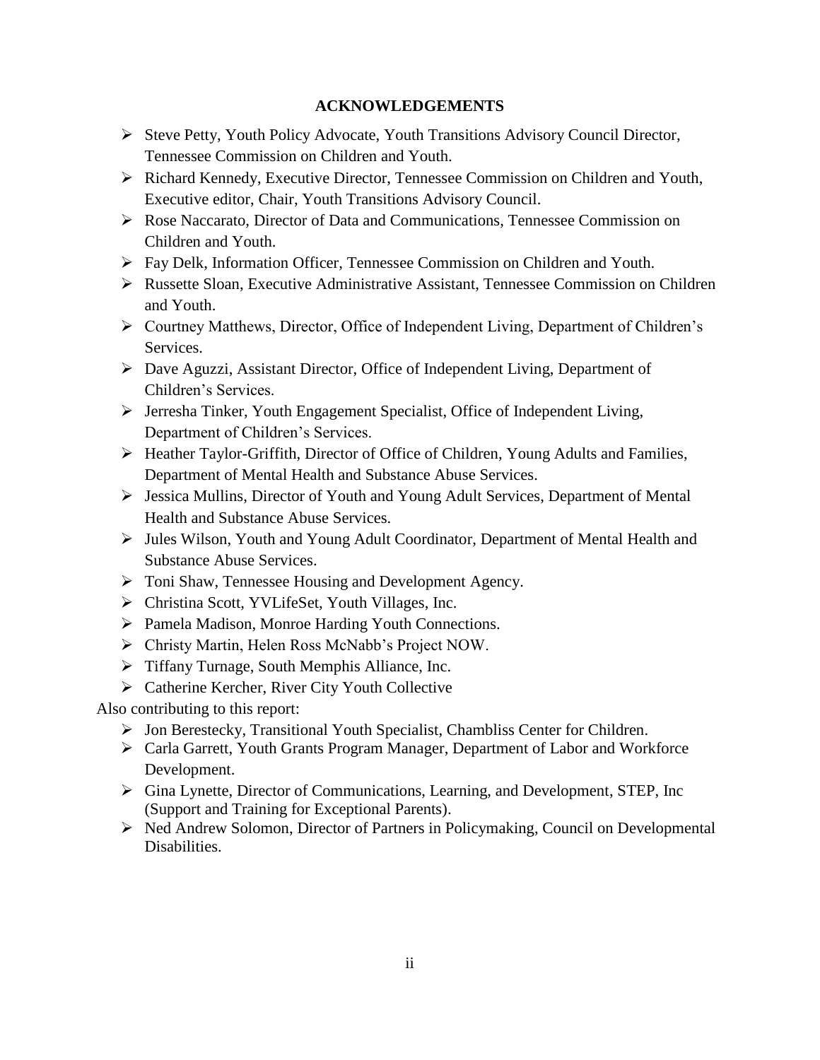## ACKNOWLEDGEMENTS

- Steve Petty, Youth Policy Advocate, Youth Transitions Advisory Council Director, Tennessee Commission on Children and Youth.
- Richard Kennedy, Executive Director, Tennessee Commission on Children and Youth, Executive editor, Chair, Youth Transitions Advisory Council.
- Rose Naccarato, Director of Data and Communications, Tennessee Commission on Children and Youth.
- Fay Delk, Information Officer, Tennessee Commission on Children and Youth.
- Russette Sloan, Executive Administrative Assistant, Tennessee Commission on Children and Youth.
- Courtney Matthews, Director, Office of Independent Living, Department of Children's Services.
- Dave Aguzzi, Assistant Director, Office of Independent Living, Department of Children's Services.
- Jerresha Tinker, Youth Engagement Specialist, Office of Independent Living, Department of Children's Services.
- Heather Taylor-Griffith, Director of Office of Children, Young Adults and Families, Department of Mental Health and Substance Abuse Services.
- Jessica Mullins, Director of Youth and Young Adult Services, Department of Mental Health and Substance Abuse Services.
- Jules Wilson, Youth and Young Adult Coordinator, Department of Mental Health and Substance Abuse Services.
- Toni Shaw, Tennessee Housing and Development Agency.
- Christina Scott, YVLifeSet, Youth Villages, Inc.
- Pamela Madison, Monroe Harding Youth Connections.
- Christy Martin, Helen Ross McNabb's Project NOW.
- Tiffany Turnage, South Memphis Alliance, Inc.
- Catherine Kercher, River City Youth Collective

Also contributing to this report:

- Jon Berestecky, Transitional Youth Specialist, Chambliss Center for Children.
- Carla Garrett, Youth Grants Program Manager, Department of Labor and Workforce Development.
- Gina Lynette, Director of Communications, Learning, and Development, STEP, Inc (Support and Training for Exceptional Parents).
- Ned Andrew Solomon, Director of Partners in Policymaking, Council on Developmental Disabilities.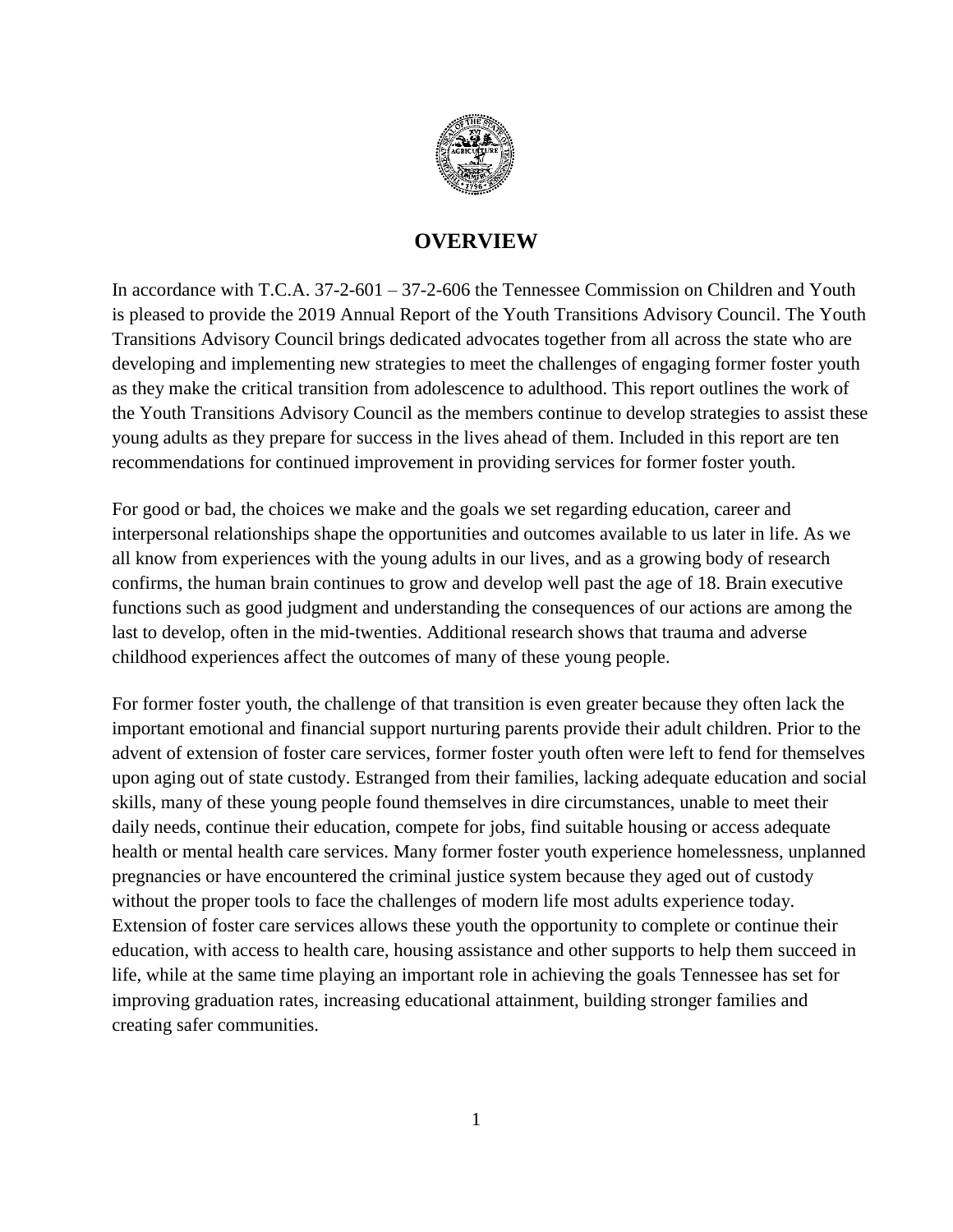# OVERVIEW

In accordance with T.C.A. 37-2-601 – 37-2-606 the Tennessee Commission on Children and Youth is pleased to provide the 2019 Annual Report of the Youth Transitions Advisory Council. The Youth Transitions Advisory Council brings dedicated advocates together from all across the state who are developing and implementing new strategies to meet the challenges of engaging former foster youth as they make the critical transition from adolescence to adulthood. This report outlines the work of the Youth Transitions Advisory Council as the members continue to develop strategies to assist these young adults as they prepare for success in the lives ahead of them. Included in this report are ten recommendations for continued improvement in providing services for former foster youth.

For good or bad, the choices we make and the goals we set regarding education, career and interpersonal relationships shape the opportunities and outcomes available to us later in life. As we all know from experiences with the young adults in our lives, and as a growing body of research confirms, the human brain continues to grow and develop well past the age of 18. Brain executive functions such as good judgment and understanding the consequences of our actions are among the last to develop, often in the mid-twenties. Additional research shows that trauma and adverse childhood experiences affect the outcomes of many of these young people.

For former foster youth, the challenge of that transition is even greater because they often lack the important emotional and financial support nurturing parents provide their adult children. Prior to the advent of extension of foster care services, former foster youth often were left to fend for themselves upon aging out of state custody. Estranged from their families, lacking adequate education and social skills, many of these young people found themselves in dire circumstances, unable to meet their daily needs, continue their education, compete for jobs, find suitable housing or access adequate health or mental health care services. Many former foster youth experience homelessness, unplanned pregnancies or have encountered the criminal justice system because they aged out of custody without the proper tools to face the challenges of modern life most adults experience today. Extension of foster care services allows these youth the opportunity to complete or continue their education, with access to health care, housing assistance and other supports to help them succeed in life, while at the same time playing an important role in achieving the goals Tennessee has set for improving graduation rates, increasing educational attainment, building stronger families and creating safer communities.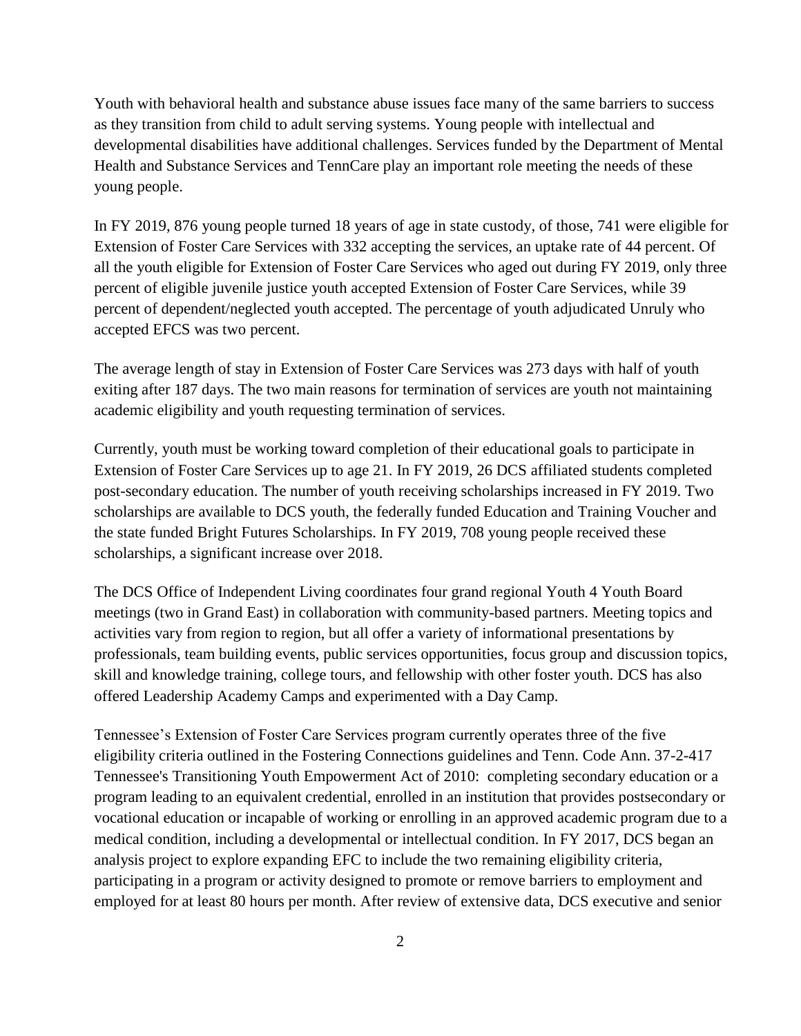Youth with behavioral health and substance abuse issues face many of the same barriers to success as they transition from child to adult serving systems. Young people with intellectual and developmental disabilities have additional challenges. Services funded by the Department of Mental Health and Substance Services and TennCare play an important role meeting the needs of these young people.

In FY 2019, 876 young people turned 18 years of age in state custody, of those, 741 were eligible for Extension of Foster Care Services with 332 accepting the services, an uptake rate of 44 percent. Of all the youth eligible for Extension of Foster Care Services who aged out during FY 2019, only three percent of eligible juvenile justice youth accepted Extension of Foster Care Services, while 39 percent of dependent/neglected youth accepted. The percentage of youth adjudicated Unruly who accepted EFCS was two percent.

The average length of stay in Extension of Foster Care Services was 273 days with half of youth exiting after 187 days. The two main reasons for termination of services are youth not maintaining academic eligibility and youth requesting termination of services.

Currently, youth must be working toward completion of their educational goals to participate in Extension of Foster Care Services up to age 21. In FY 2019, 26 DCS affiliated students completed post-secondary education. The number of youth receiving scholarships increased in FY 2019. Two scholarships are available to DCS youth, the federally funded Education and Training Voucher and the state funded Bright Futures Scholarships. In FY 2019, 708 young people received these scholarships, a significant increase over 2018.

The DCS Office of Independent Living coordinates four grand regional Youth 4 Youth Board meetings (two in Grand East) in collaboration with community-based partners. Meeting topics and activities vary from region to region, but all offer a variety of informational presentations by professionals, team building events, public services opportunities, focus group and discussion topics, skill and knowledge training, college tours, and fellowship with other foster youth. DCS has also offered Leadership Academy Camps and experimented with a Day Camp.

Tennessee's Extension of Foster Care Services program currently operates three of the five eligibility criteria outlined in the Fostering Connections guidelines and Tenn. Code Ann. 37-2-417 Tennessee's Transitioning Youth Empowerment Act of 2010: completing secondary education or a program leading to an equivalent credential, enrolled in an institution that provides postsecondary or vocational education or incapable of working or enrolling in an approved academic program due to a medical condition, including a developmental or intellectual condition. In FY 2017, DCS began an analysis project to explore expanding EFC to include the two remaining eligibility criteria, participating in a program or activity designed to promote or remove barriers to employment and employed for at least 80 hours per month. After review of extensive data, DCS executive and senior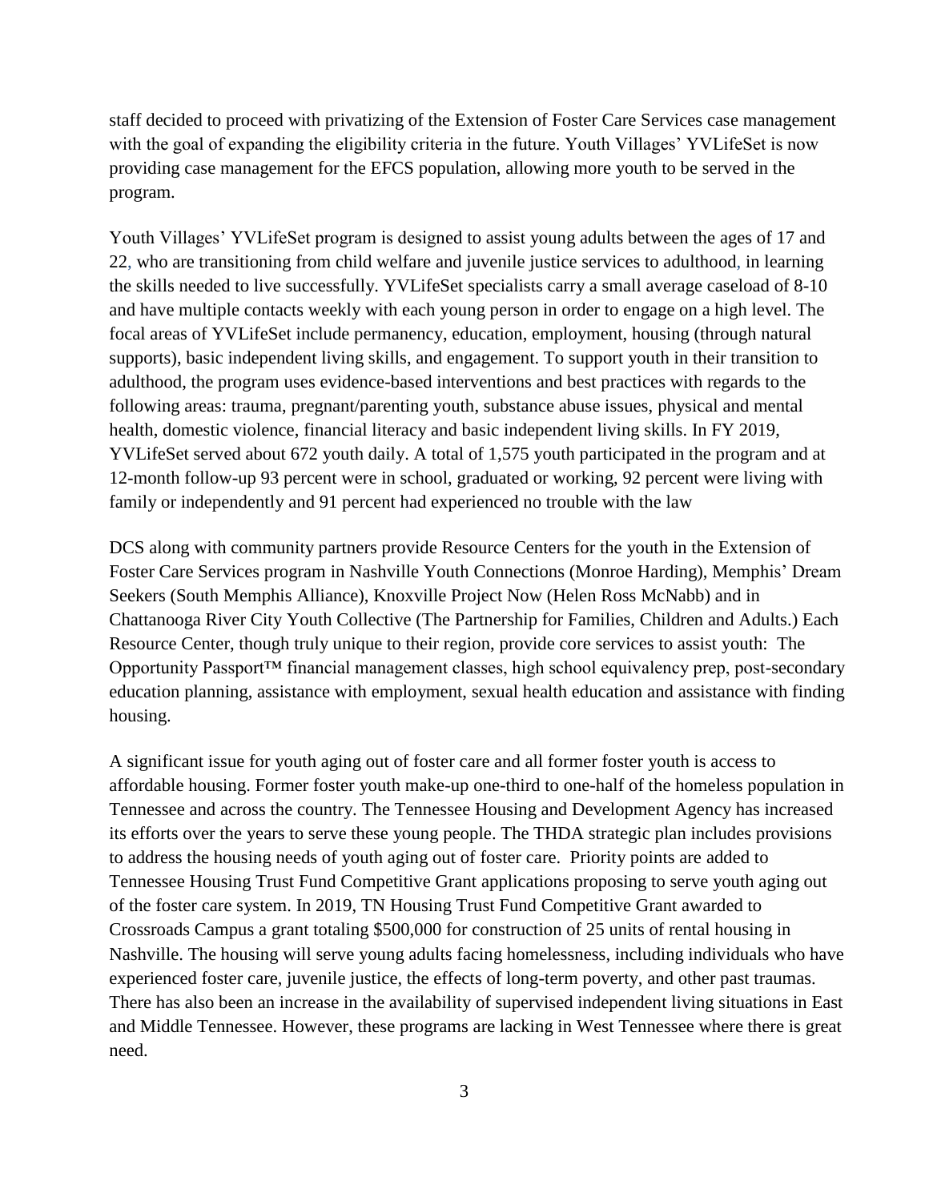staff decided to proceed with privatizing of the Extension of Foster Care Services case management with the goal of expanding the eligibility criteria in the future. Youth Villages' YVLifeSet is now providing case management for the EFCS population, allowing more youth to be served in the program.

Youth Villages' YVLifeSet program is designed to assist young adults between the ages of 17 and 22, who are transitioning from child welfare and juvenile justice services to adulthood, in learning the skills needed to live successfully. YVLifeSet specialists carry a small average caseload of 8-10 and have multiple contacts weekly with each young person in order to engage on a high level. The focal areas of YVLifeSet include permanency, education, employment, housing (through natural supports), basic independent living skills, and engagement. To support youth in their transition to adulthood, the program uses evidence-based interventions and best practices with regards to the following areas: trauma, pregnant/parenting youth, substance abuse issues, physical and mental health, domestic violence, financial literacy and basic independent living skills. In FY 2019, YVLifeSet served about 672 youth daily. A total of 1,575 youth participated in the program and at 12-month follow-up 93 percent were in school, graduated or working, 92 percent were living with family or independently and 91 percent had experienced no trouble with the law

DCS along with community partners provide Resource Centers for the youth in the Extension of Foster Care Services program in Nashville Youth Connections (Monroe Harding), Memphis' Dream Seekers (South Memphis Alliance), Knoxville Project Now (Helen Ross McNabb) and in Chattanooga River City Youth Collective (The Partnership for Families, Children and Adults.) Each Resource Center, though truly unique to their region, provide core services to assist youth: The Opportunity Passport™ financial management classes, high school equivalency prep, post-secondary education planning, assistance with employment, sexual health education and assistance with finding housing.

A significant issue for youth aging out of foster care and all former foster youth is access to affordable housing. Former foster youth make-up one-third to one-half of the homeless population in Tennessee and across the country. The Tennessee Housing and Development Agency has increased its efforts over the years to serve these young people. The THDA strategic plan includes provisions to address the housing needs of youth aging out of foster care. Priority points are added to Tennessee Housing Trust Fund Competitive Grant applications proposing to serve youth aging out of the foster care system. In 2019, TN Housing Trust Fund Competitive Grant awarded to Crossroads Campus a grant totaling $500,000 for construction of 25 units of rental housing in Nashville. The housing will serve young adults facing homelessness, including individuals who have experienced foster care, juvenile justice, the effects of long-term poverty, and other past traumas. There has also been an increase in the availability of supervised independent living situations in East and Middle Tennessee. However, these programs are lacking in West Tennessee where there is great need.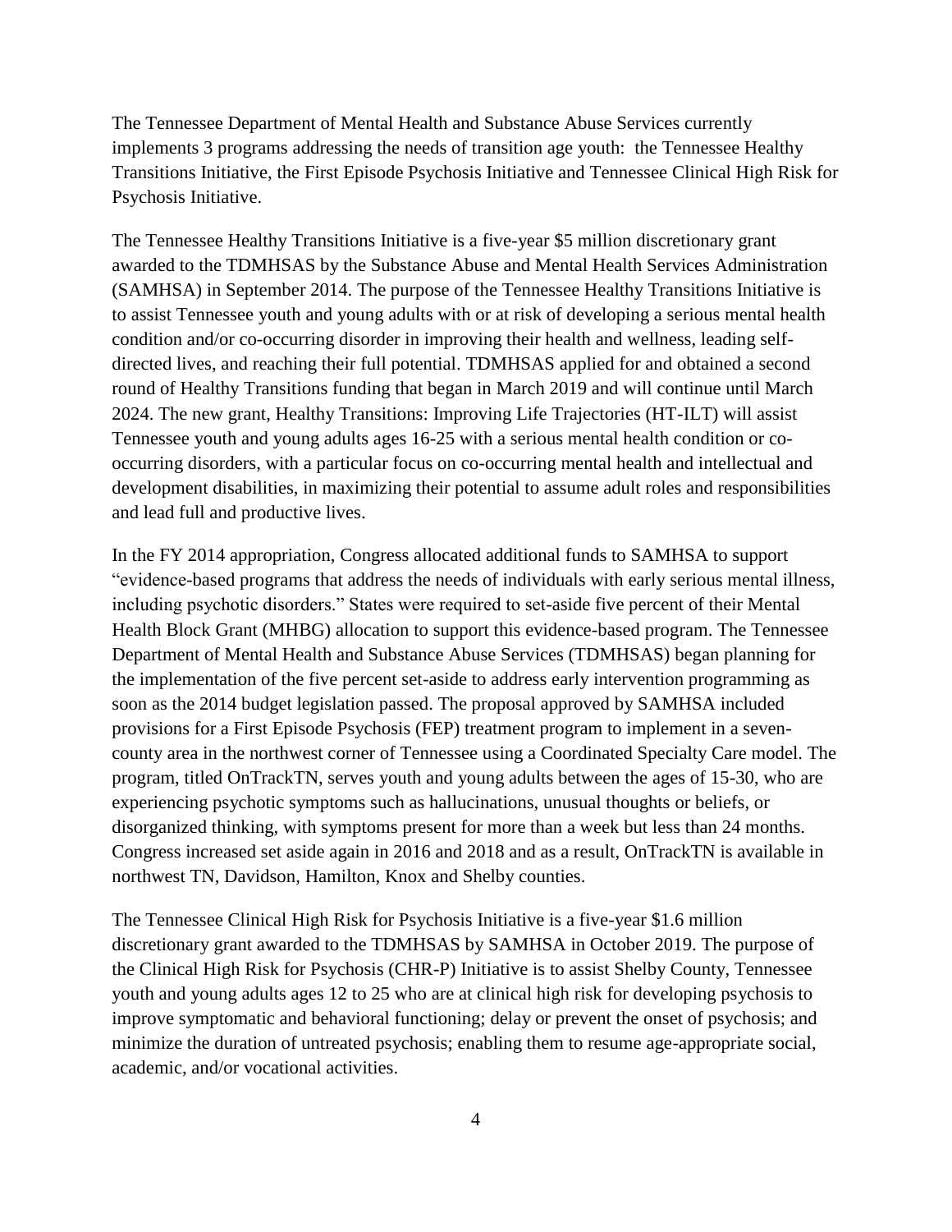The Tennessee Department of Mental Health and Substance Abuse Services currently implements 3 programs addressing the needs of transition age youth: the Tennessee Healthy Transitions Initiative, the First Episode Psychosis Initiative and Tennessee Clinical High Risk for Psychosis Initiative.

The Tennessee Healthy Transitions Initiative is a five-year $5 million discretionary grant awarded to the TDMHSAS by the Substance Abuse and Mental Health Services Administration (SAMHSA) in September 2014. The purpose of the Tennessee Healthy Transitions Initiative is to assist Tennessee youth and young adults with or at risk of developing a serious mental health condition and/or co-occurring disorder in improving their health and wellness, leading self-directed lives, and reaching their full potential. TDMHSAS applied for and obtained a second round of Healthy Transitions funding that began in March 2019 and will continue until March 2024. The new grant, Healthy Transitions: Improving Life Trajectories (HT-ILT) will assist Tennessee youth and young adults ages 16-25 with a serious mental health condition or co-occurring disorders, with a particular focus on co-occurring mental health and intellectual and development disabilities, in maximizing their potential to assume adult roles and responsibilities and lead full and productive lives.

In the FY 2014 appropriation, Congress allocated additional funds to SAMHSA to support "evidence-based programs that address the needs of individuals with early serious mental illness, including psychotic disorders." States were required to set-aside five percent of their Mental Health Block Grant (MHBG) allocation to support this evidence-based program. The Tennessee Department of Mental Health and Substance Abuse Services (TDMHSAS) began planning for the implementation of the five percent set-aside to address early intervention programming as soon as the 2014 budget legislation passed. The proposal approved by SAMHSA included provisions for a First Episode Psychosis (FEP) treatment program to implement in a seven-county area in the northwest corner of Tennessee using a Coordinated Specialty Care model. The program, titled OnTrackTN, serves youth and young adults between the ages of 15-30, who are experiencing psychotic symptoms such as hallucinations, unusual thoughts or beliefs, or disorganized thinking, with symptoms present for more than a week but less than 24 months. Congress increased set aside again in 2016 and 2018 and as a result, OnTrackTN is available in northwest TN, Davidson, Hamilton, Knox and Shelby counties.

The Tennessee Clinical High Risk for Psychosis Initiative is a five-year $1.6 million discretionary grant awarded to the TDMHSAS by SAMHSA in October 2019. The purpose of the Clinical High Risk for Psychosis (CHR-P) Initiative is to assist Shelby County, Tennessee youth and young adults ages 12 to 25 who are at clinical high risk for developing psychosis to improve symptomatic and behavioral functioning; delay or prevent the onset of psychosis; and minimize the duration of untreated psychosis; enabling them to resume age-appropriate social, academic, and/or vocational activities.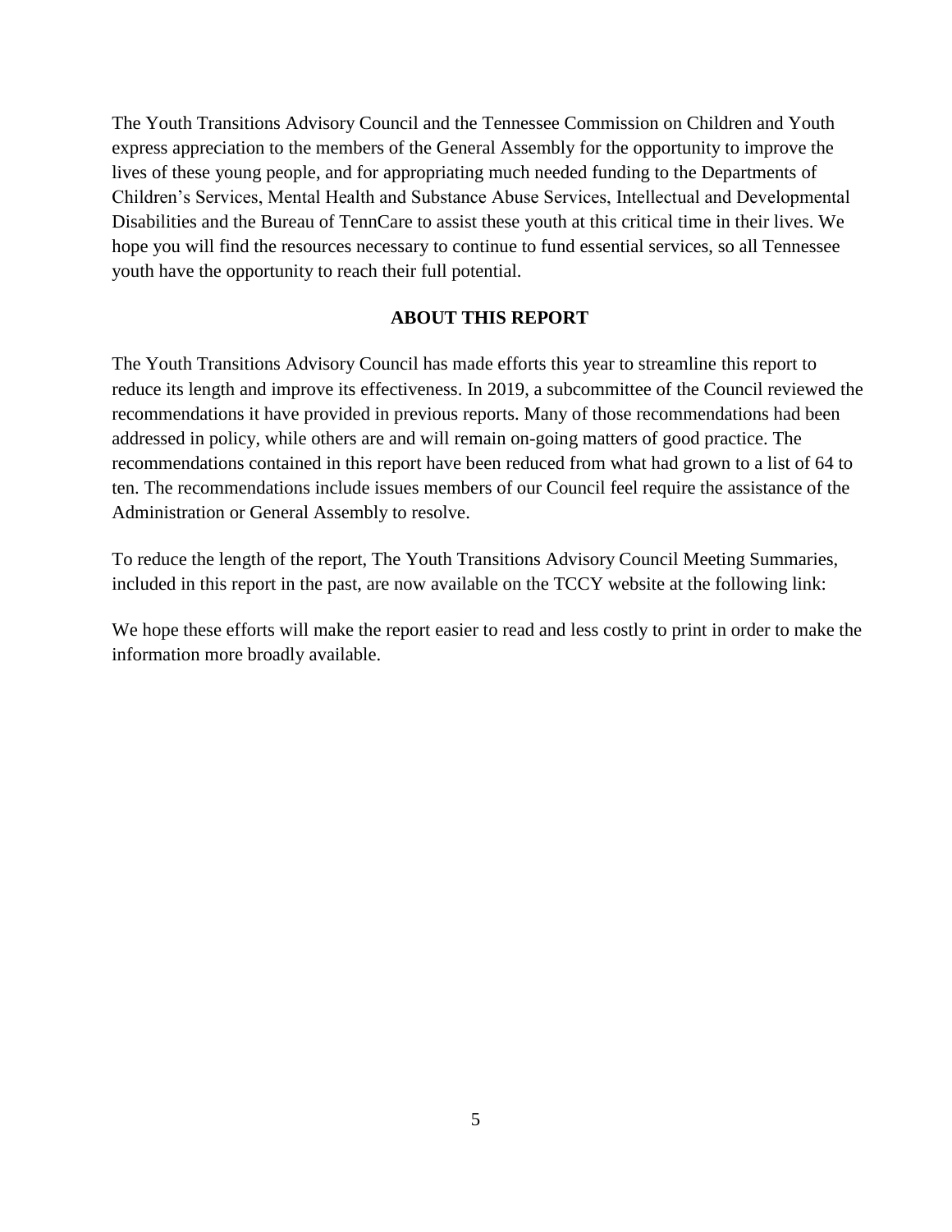The Youth Transitions Advisory Council and the Tennessee Commission on Children and Youth express appreciation to the members of the General Assembly for the opportunity to improve the lives of these young people, and for appropriating much needed funding to the Departments of Children's Services, Mental Health and Substance Abuse Services, Intellectual and Developmental Disabilities and the Bureau of TennCare to assist these youth at this critical time in their lives. We hope you will find the resources necessary to continue to fund essential services, so all Tennessee youth have the opportunity to reach their full potential.

## ABOUT THIS REPORT

The Youth Transitions Advisory Council has made efforts this year to streamline this report to reduce its length and improve its effectiveness. In 2019, a subcommittee of the Council reviewed the recommendations it have provided in previous reports. Many of those recommendations had been addressed in policy, while others are and will remain on-going matters of good practice. The recommendations contained in this report have been reduced from what had grown to a list of 64 to ten. The recommendations include issues members of our Council feel require the assistance of the Administration or General Assembly to resolve.

To reduce the length of the report, The Youth Transitions Advisory Council Meeting Summaries, included in this report in the past, are now available on the TCCY website at the following link:

We hope these efforts will make the report easier to read and less costly to print in order to make the information more broadly available.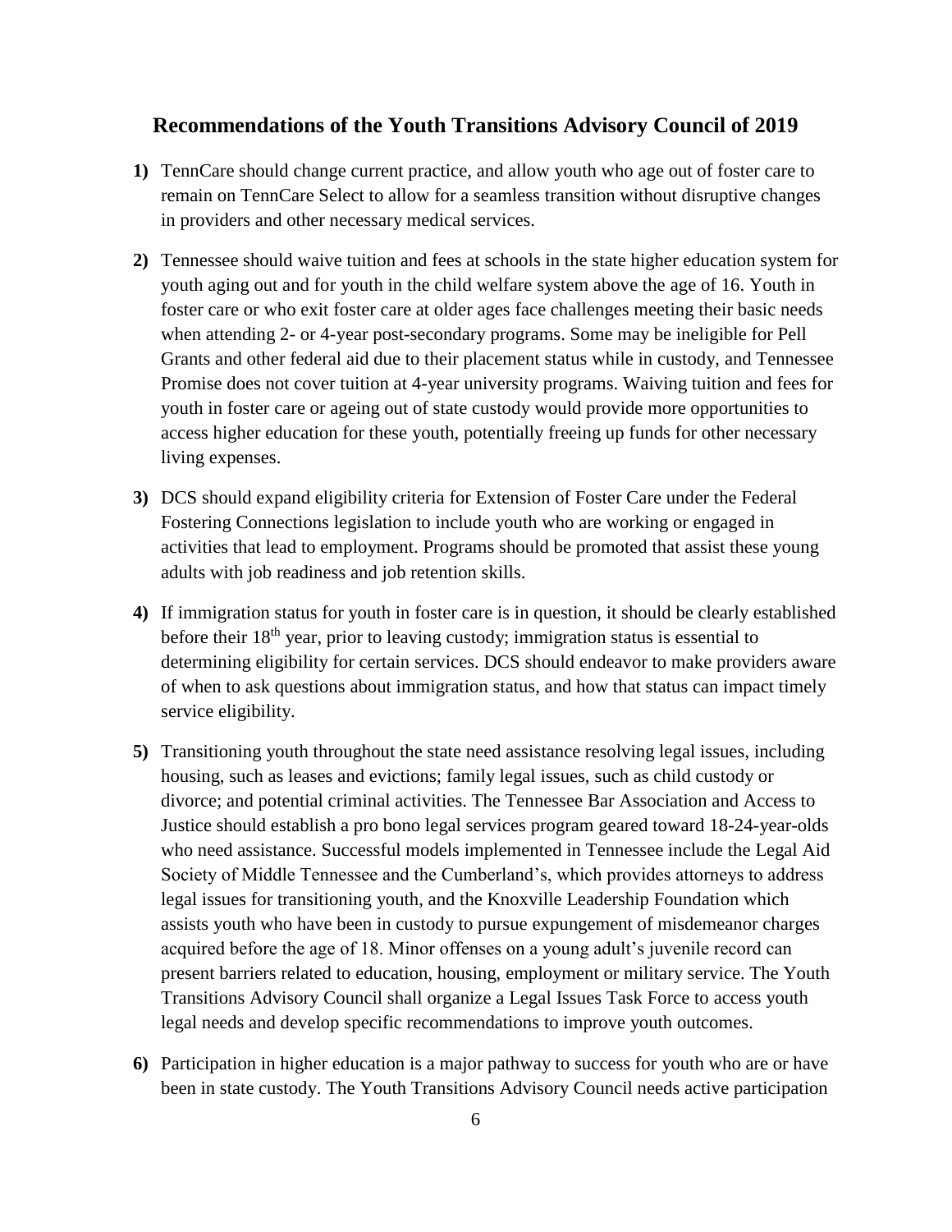## Recommendations of the Youth Transitions Advisory Council of 2019

1) TennCare should change current practice, and allow youth who age out of foster care to remain on TennCare Select to allow for a seamless transition without disruptive changes in providers and other necessary medical services.

2) Tennessee should waive tuition and fees at schools in the state higher education system for youth aging out and for youth in the child welfare system above the age of 16. Youth in foster care or who exit foster care at older ages face challenges meeting their basic needs when attending 2- or 4-year post-secondary programs. Some may be ineligible for Pell Grants and other federal aid due to their placement status while in custody, and Tennessee Promise does not cover tuition at 4-year university programs. Waiving tuition and fees for youth in foster care or ageing out of state custody would provide more opportunities to access higher education for these youth, potentially freeing up funds for other necessary living expenses.

3) DCS should expand eligibility criteria for Extension of Foster Care under the Federal Fostering Connections legislation to include youth who are working or engaged in activities that lead to employment. Programs should be promoted that assist these young adults with job readiness and job retention skills.

4) If immigration status for youth in foster care is in question, it should be clearly established before their 18th year, prior to leaving custody; immigration status is essential to determining eligibility for certain services. DCS should endeavor to make providers aware of when to ask questions about immigration status, and how that status can impact timely service eligibility.

5) Transitioning youth throughout the state need assistance resolving legal issues, including housing, such as leases and evictions; family legal issues, such as child custody or divorce; and potential criminal activities. The Tennessee Bar Association and Access to Justice should establish a pro bono legal services program geared toward 18-24-year-olds who need assistance. Successful models implemented in Tennessee include the Legal Aid Society of Middle Tennessee and the Cumberland's, which provides attorneys to address legal issues for transitioning youth, and the Knoxville Leadership Foundation which assists youth who have been in custody to pursue expungement of misdemeanor charges acquired before the age of 18. Minor offenses on a young adult's juvenile record can present barriers related to education, housing, employment or military service. The Youth Transitions Advisory Council shall organize a Legal Issues Task Force to access youth legal needs and develop specific recommendations to improve youth outcomes.

6) Participation in higher education is a major pathway to success for youth who are or have been in state custody. The Youth Transitions Advisory Council needs active participation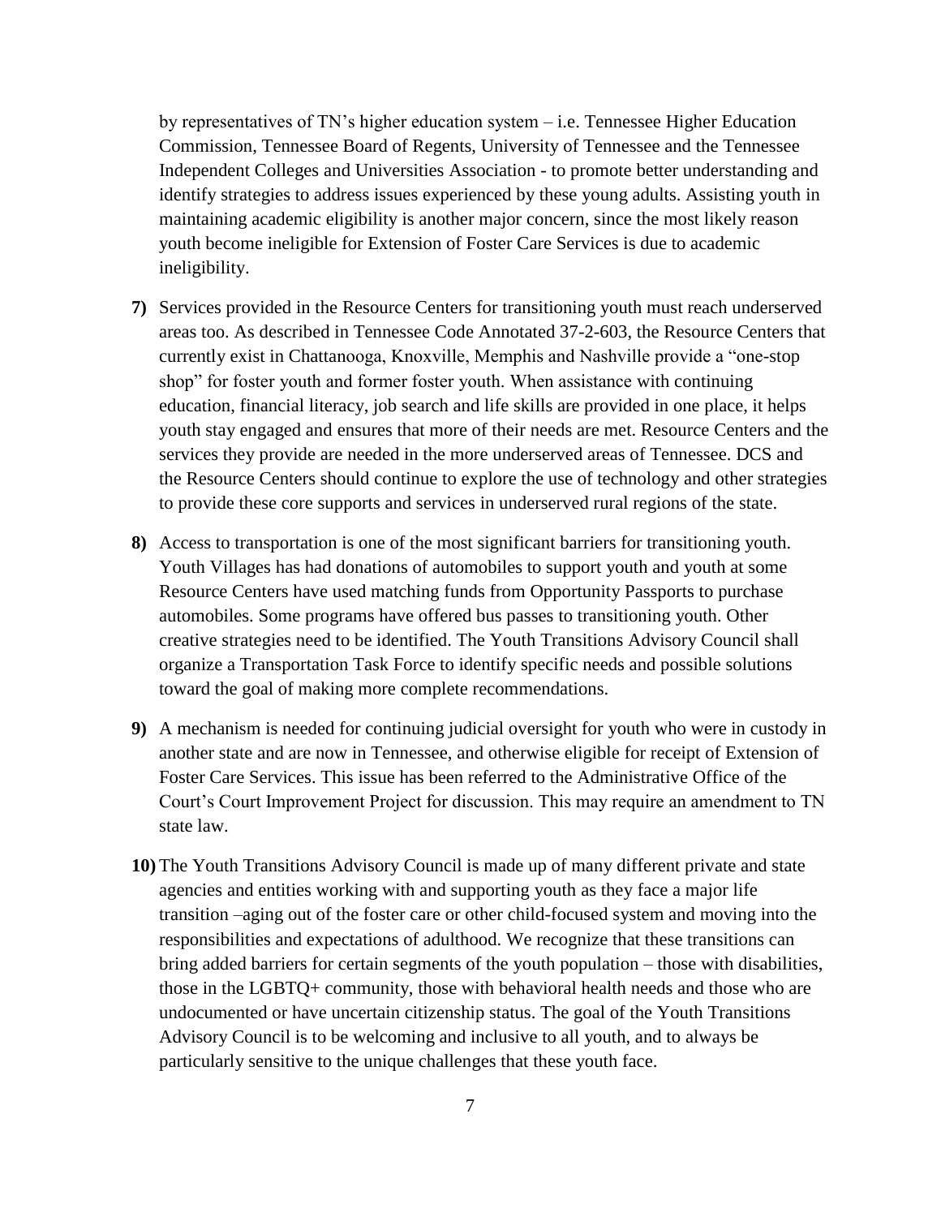by representatives of TN's higher education system – i.e. Tennessee Higher Education Commission, Tennessee Board of Regents, University of Tennessee and the Tennessee Independent Colleges and Universities Association - to promote better understanding and identify strategies to address issues experienced by these young adults. Assisting youth in maintaining academic eligibility is another major concern, since the most likely reason youth become ineligible for Extension of Foster Care Services is due to academic ineligibility.

**7)** Services provided in the Resource Centers for transitioning youth must reach underserved areas too. As described in Tennessee Code Annotated 37-2-603, the Resource Centers that currently exist in Chattanooga, Knoxville, Memphis and Nashville provide a "one-stop shop" for foster youth and former foster youth. When assistance with continuing education, financial literacy, job search and life skills are provided in one place, it helps youth stay engaged and ensures that more of their needs are met. Resource Centers and the services they provide are needed in the more underserved areas of Tennessee. DCS and the Resource Centers should continue to explore the use of technology and other strategies to provide these core supports and services in underserved rural regions of the state.

**8)** Access to transportation is one of the most significant barriers for transitioning youth. Youth Villages has had donations of automobiles to support youth and youth at some Resource Centers have used matching funds from Opportunity Passports to purchase automobiles. Some programs have offered bus passes to transitioning youth. Other creative strategies need to be identified. The Youth Transitions Advisory Council shall organize a Transportation Task Force to identify specific needs and possible solutions toward the goal of making more complete recommendations.

**9)** A mechanism is needed for continuing judicial oversight for youth who were in custody in another state and are now in Tennessee, and otherwise eligible for receipt of Extension of Foster Care Services. This issue has been referred to the Administrative Office of the Court's Court Improvement Project for discussion. This may require an amendment to TN state law.

**10)** The Youth Transitions Advisory Council is made up of many different private and state agencies and entities working with and supporting youth as they face a major life transition –aging out of the foster care or other child-focused system and moving into the responsibilities and expectations of adulthood. We recognize that these transitions can bring added barriers for certain segments of the youth population – those with disabilities, those in the LGBTQ+ community, those with behavioral health needs and those who are undocumented or have uncertain citizenship status. The goal of the Youth Transitions Advisory Council is to be welcoming and inclusive to all youth, and to always be particularly sensitive to the unique challenges that these youth face.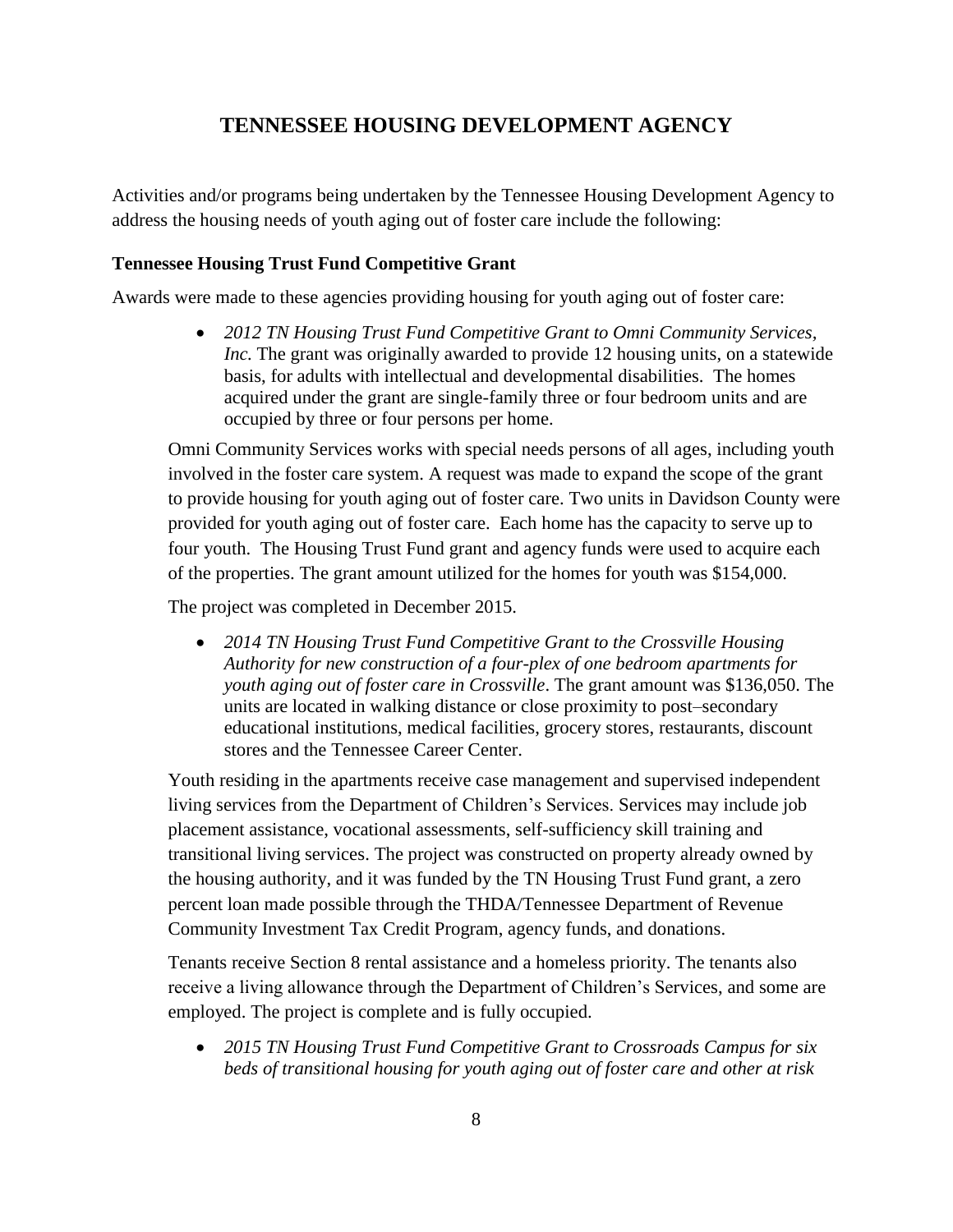# TENNESSEE HOUSING DEVELOPMENT AGENCY

Activities and/or programs being undertaken by the Tennessee Housing Development Agency to address the housing needs of youth aging out of foster care include the following:

### Tennessee Housing Trust Fund Competitive Grant

Awards were made to these agencies providing housing for youth aging out of foster care:

- *2012 TN Housing Trust Fund Competitive Grant to Omni Community Services, Inc.* The grant was originally awarded to provide 12 housing units, on a statewide basis, for adults with intellectual and developmental disabilities. The homes acquired under the grant are single-family three or four bedroom units and are occupied by three or four persons per home.

Omni Community Services works with special needs persons of all ages, including youth involved in the foster care system. A request was made to expand the scope of the grant to provide housing for youth aging out of foster care. Two units in Davidson County were provided for youth aging out of foster care. Each home has the capacity to serve up to four youth. The Housing Trust Fund grant and agency funds were used to acquire each of the properties. The grant amount utilized for the homes for youth was $154,000.

The project was completed in December 2015.

- *2014 TN Housing Trust Fund Competitive Grant to the Crossville Housing Authority for new construction of a four-plex of one bedroom apartments for youth aging out of foster care in Crossville*. The grant amount was $136,050. The units are located in walking distance or close proximity to post–secondary educational institutions, medical facilities, grocery stores, restaurants, discount stores and the Tennessee Career Center.

Youth residing in the apartments receive case management and supervised independent living services from the Department of Children's Services. Services may include job placement assistance, vocational assessments, self-sufficiency skill training and transitional living services. The project was constructed on property already owned by the housing authority, and it was funded by the TN Housing Trust Fund grant, a zero percent loan made possible through the THDA/Tennessee Department of Revenue Community Investment Tax Credit Program, agency funds, and donations.

Tenants receive Section 8 rental assistance and a homeless priority. The tenants also receive a living allowance through the Department of Children's Services, and some are employed. The project is complete and is fully occupied.

- *2015 TN Housing Trust Fund Competitive Grant to Crossroads Campus for six beds of transitional housing for youth aging out of foster care and other at risk*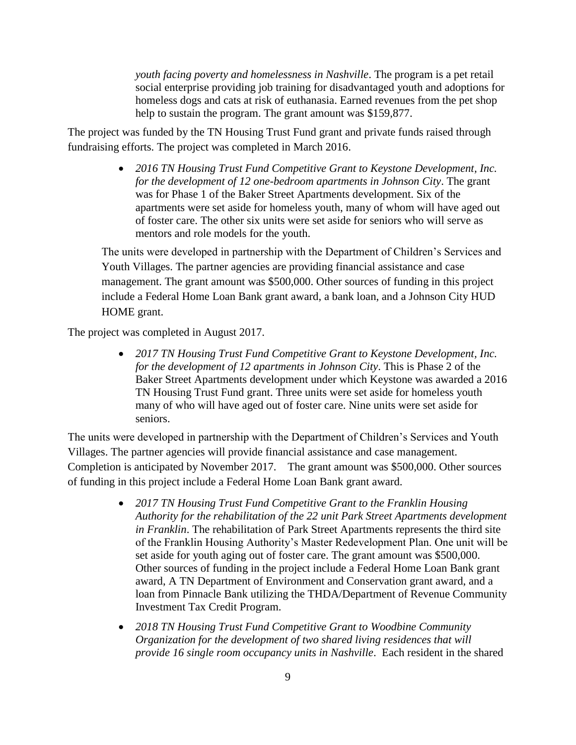*youth facing poverty and homelessness in Nashville*. The program is a pet retail social enterprise providing job training for disadvantaged youth and adoptions for homeless dogs and cats at risk of euthanasia. Earned revenues from the pet shop help to sustain the program. The grant amount was $159,877.

The project was funded by the TN Housing Trust Fund grant and private funds raised through fundraising efforts. The project was completed in March 2016.

- *2016 TN Housing Trust Fund Competitive Grant to Keystone Development, Inc. for the development of 12 one-bedroom apartments in Johnson City*. The grant was for Phase 1 of the Baker Street Apartments development. Six of the apartments were set aside for homeless youth, many of whom will have aged out of foster care. The other six units were set aside for seniors who will serve as mentors and role models for the youth.

The units were developed in partnership with the Department of Children's Services and Youth Villages. The partner agencies are providing financial assistance and case management. The grant amount was $500,000. Other sources of funding in this project include a Federal Home Loan Bank grant award, a bank loan, and a Johnson City HUD HOME grant.

The project was completed in August 2017.

- *2017 TN Housing Trust Fund Competitive Grant to Keystone Development, Inc. for the development of 12 apartments in Johnson City*. This is Phase 2 of the Baker Street Apartments development under which Keystone was awarded a 2016 TN Housing Trust Fund grant. Three units were set aside for homeless youth many of who will have aged out of foster care. Nine units were set aside for seniors.

The units were developed in partnership with the Department of Children's Services and Youth Villages. The partner agencies will provide financial assistance and case management. Completion is anticipated by November 2017. The grant amount was $500,000. Other sources of funding in this project include a Federal Home Loan Bank grant award.

- *2017 TN Housing Trust Fund Competitive Grant to the Franklin Housing Authority for the rehabilitation of the 22 unit Park Street Apartments development in Franklin*. The rehabilitation of Park Street Apartments represents the third site of the Franklin Housing Authority's Master Redevelopment Plan. One unit will be set aside for youth aging out of foster care. The grant amount was $500,000. Other sources of funding in the project include a Federal Home Loan Bank grant award, A TN Department of Environment and Conservation grant award, and a loan from Pinnacle Bank utilizing the THDA/Department of Revenue Community Investment Tax Credit Program.
- *2018 TN Housing Trust Fund Competitive Grant to Woodbine Community Organization for the development of two shared living residences that will provide 16 single room occupancy units in Nashville*. Each resident in the shared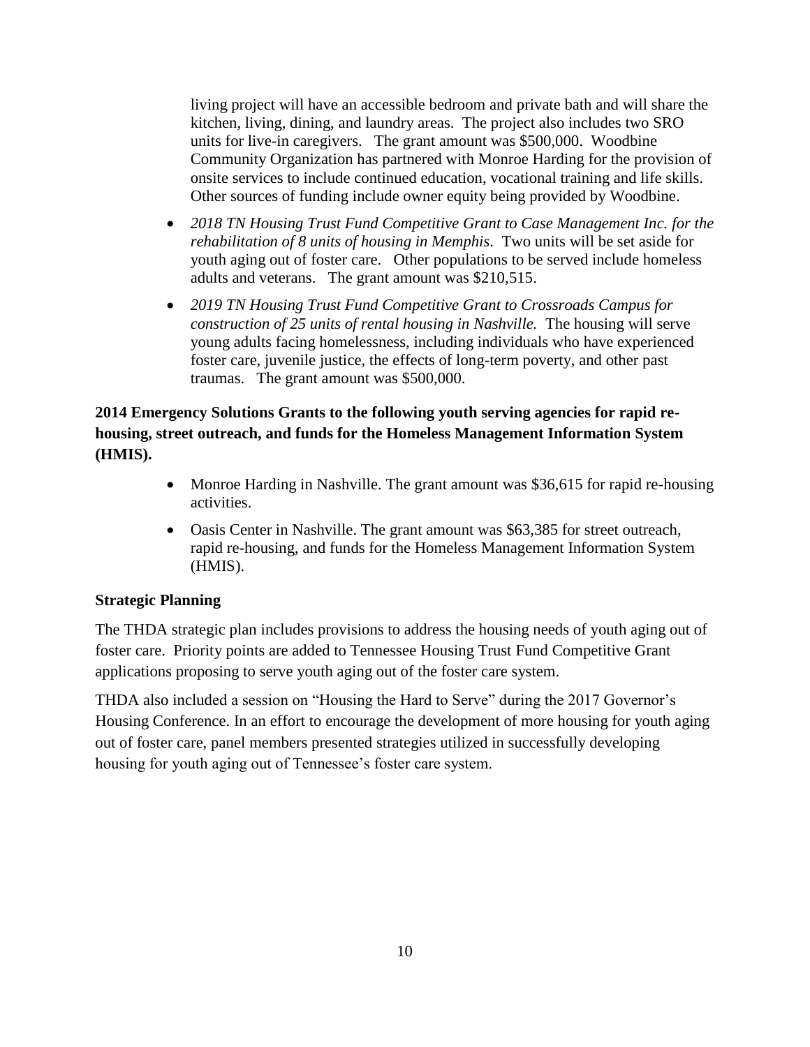living project will have an accessible bedroom and private bath and will share the kitchen, living, dining, and laundry areas. The project also includes two SRO units for live-in caregivers. The grant amount was $500,000. Woodbine Community Organization has partnered with Monroe Harding for the provision of onsite services to include continued education, vocational training and life skills. Other sources of funding include owner equity being provided by Woodbine.

- *2018 TN Housing Trust Fund Competitive Grant to Case Management Inc. for the rehabilitation of 8 units of housing in Memphis*. Two units will be set aside for youth aging out of foster care. Other populations to be served include homeless adults and veterans. The grant amount was $210,515.
- *2019 TN Housing Trust Fund Competitive Grant to Crossroads Campus for construction of 25 units of rental housing in Nashville.* The housing will serve young adults facing homelessness, including individuals who have experienced foster care, juvenile justice, the effects of long-term poverty, and other past traumas. The grant amount was $500,000.

**2014 Emergency Solutions Grants to the following youth serving agencies for rapid re-housing, street outreach, and funds for the Homeless Management Information System (HMIS).**

- Monroe Harding in Nashville. The grant amount was $36,615 for rapid re-housing activities.
- Oasis Center in Nashville. The grant amount was $63,385 for street outreach, rapid re-housing, and funds for the Homeless Management Information System (HMIS).

**Strategic Planning**

The THDA strategic plan includes provisions to address the housing needs of youth aging out of foster care. Priority points are added to Tennessee Housing Trust Fund Competitive Grant applications proposing to serve youth aging out of the foster care system.

THDA also included a session on "Housing the Hard to Serve" during the 2017 Governor's Housing Conference. In an effort to encourage the development of more housing for youth aging out of foster care, panel members presented strategies utilized in successfully developing housing for youth aging out of Tennessee's foster care system.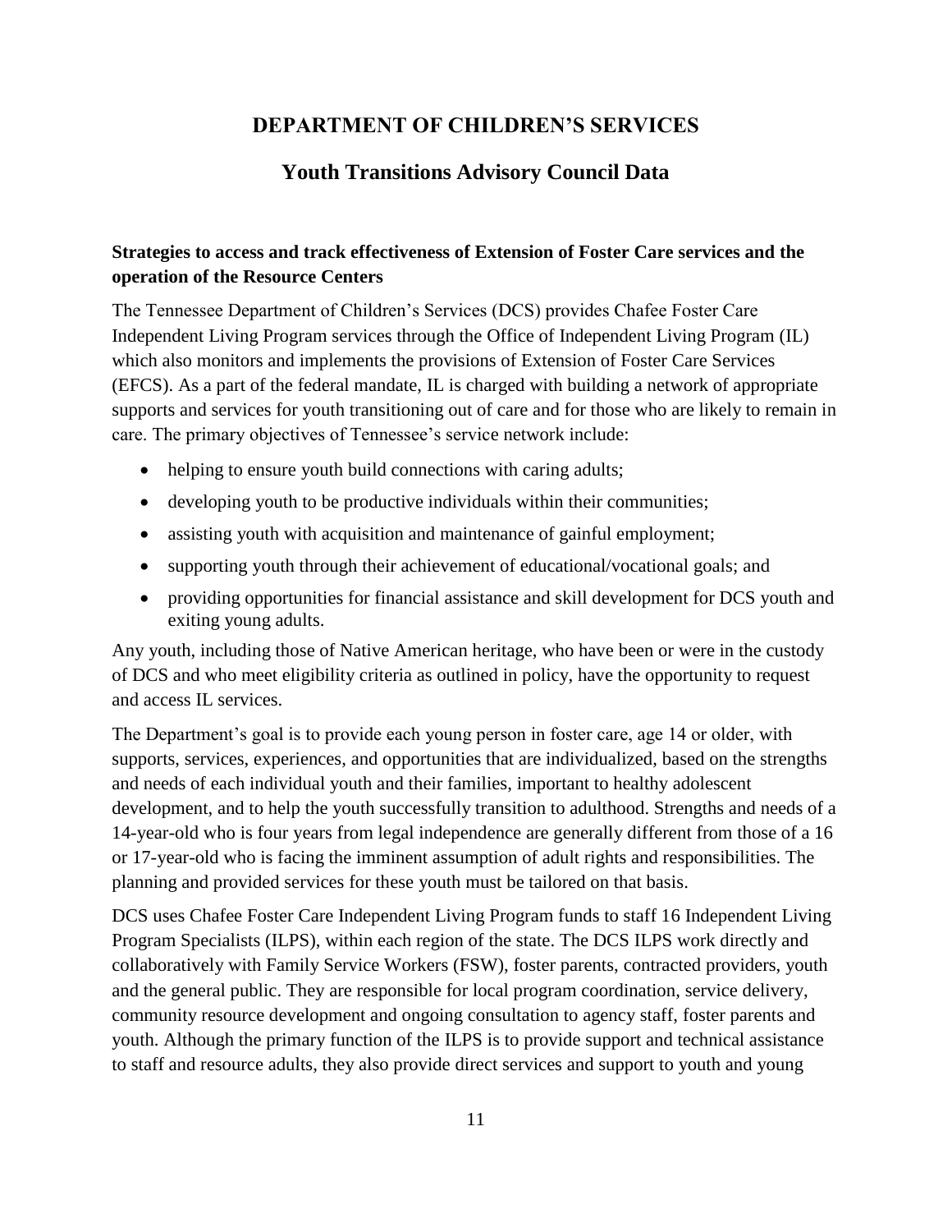## DEPARTMENT OF CHILDREN'S SERVICES

## Youth Transitions Advisory Council Data

**Strategies to access and track effectiveness of Extension of Foster Care services and the operation of the Resource Centers**

The Tennessee Department of Children's Services (DCS) provides Chafee Foster Care Independent Living Program services through the Office of Independent Living Program (IL) which also monitors and implements the provisions of Extension of Foster Care Services (EFCS). As a part of the federal mandate, IL is charged with building a network of appropriate supports and services for youth transitioning out of care and for those who are likely to remain in care. The primary objectives of Tennessee's service network include:

- helping to ensure youth build connections with caring adults;
- developing youth to be productive individuals within their communities;
- assisting youth with acquisition and maintenance of gainful employment;
- supporting youth through their achievement of educational/vocational goals; and
- providing opportunities for financial assistance and skill development for DCS youth and exiting young adults.

Any youth, including those of Native American heritage, who have been or were in the custody of DCS and who meet eligibility criteria as outlined in policy, have the opportunity to request and access IL services.

The Department's goal is to provide each young person in foster care, age 14 or older, with supports, services, experiences, and opportunities that are individualized, based on the strengths and needs of each individual youth and their families, important to healthy adolescent development, and to help the youth successfully transition to adulthood. Strengths and needs of a 14-year-old who is four years from legal independence are generally different from those of a 16 or 17-year-old who is facing the imminent assumption of adult rights and responsibilities. The planning and provided services for these youth must be tailored on that basis.

DCS uses Chafee Foster Care Independent Living Program funds to staff 16 Independent Living Program Specialists (ILPS), within each region of the state. The DCS ILPS work directly and collaboratively with Family Service Workers (FSW), foster parents, contracted providers, youth and the general public. They are responsible for local program coordination, service delivery, community resource development and ongoing consultation to agency staff, foster parents and youth. Although the primary function of the ILPS is to provide support and technical assistance to staff and resource adults, they also provide direct services and support to youth and young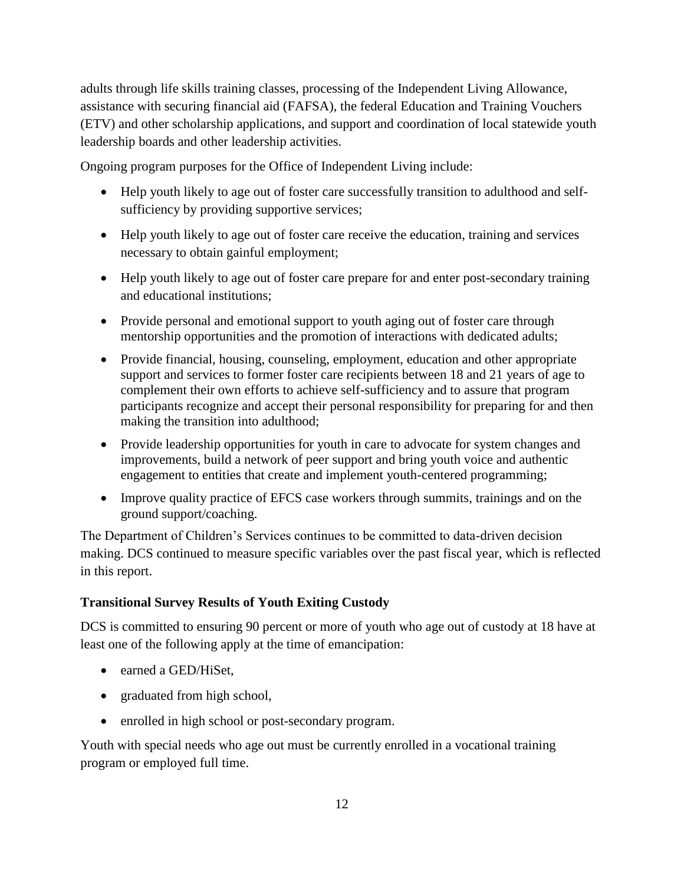adults through life skills training classes, processing of the Independent Living Allowance, assistance with securing financial aid (FAFSA), the federal Education and Training Vouchers (ETV) and other scholarship applications, and support and coordination of local statewide youth leadership boards and other leadership activities.

Ongoing program purposes for the Office of Independent Living include:

- Help youth likely to age out of foster care successfully transition to adulthood and self-sufficiency by providing supportive services;
- Help youth likely to age out of foster care receive the education, training and services necessary to obtain gainful employment;
- Help youth likely to age out of foster care prepare for and enter post-secondary training and educational institutions;
- Provide personal and emotional support to youth aging out of foster care through mentorship opportunities and the promotion of interactions with dedicated adults;
- Provide financial, housing, counseling, employment, education and other appropriate support and services to former foster care recipients between 18 and 21 years of age to complement their own efforts to achieve self-sufficiency and to assure that program participants recognize and accept their personal responsibility for preparing for and then making the transition into adulthood;
- Provide leadership opportunities for youth in care to advocate for system changes and improvements, build a network of peer support and bring youth voice and authentic engagement to entities that create and implement youth-centered programming;
- Improve quality practice of EFCS case workers through summits, trainings and on the ground support/coaching.

The Department of Children's Services continues to be committed to data-driven decision making. DCS continued to measure specific variables over the past fiscal year, which is reflected in this report.

### Transitional Survey Results of Youth Exiting Custody

DCS is committed to ensuring 90 percent or more of youth who age out of custody at 18 have at least one of the following apply at the time of emancipation:

- earned a GED/HiSet,
- graduated from high school,
- enrolled in high school or post-secondary program.

Youth with special needs who age out must be currently enrolled in a vocational training program or employed full time.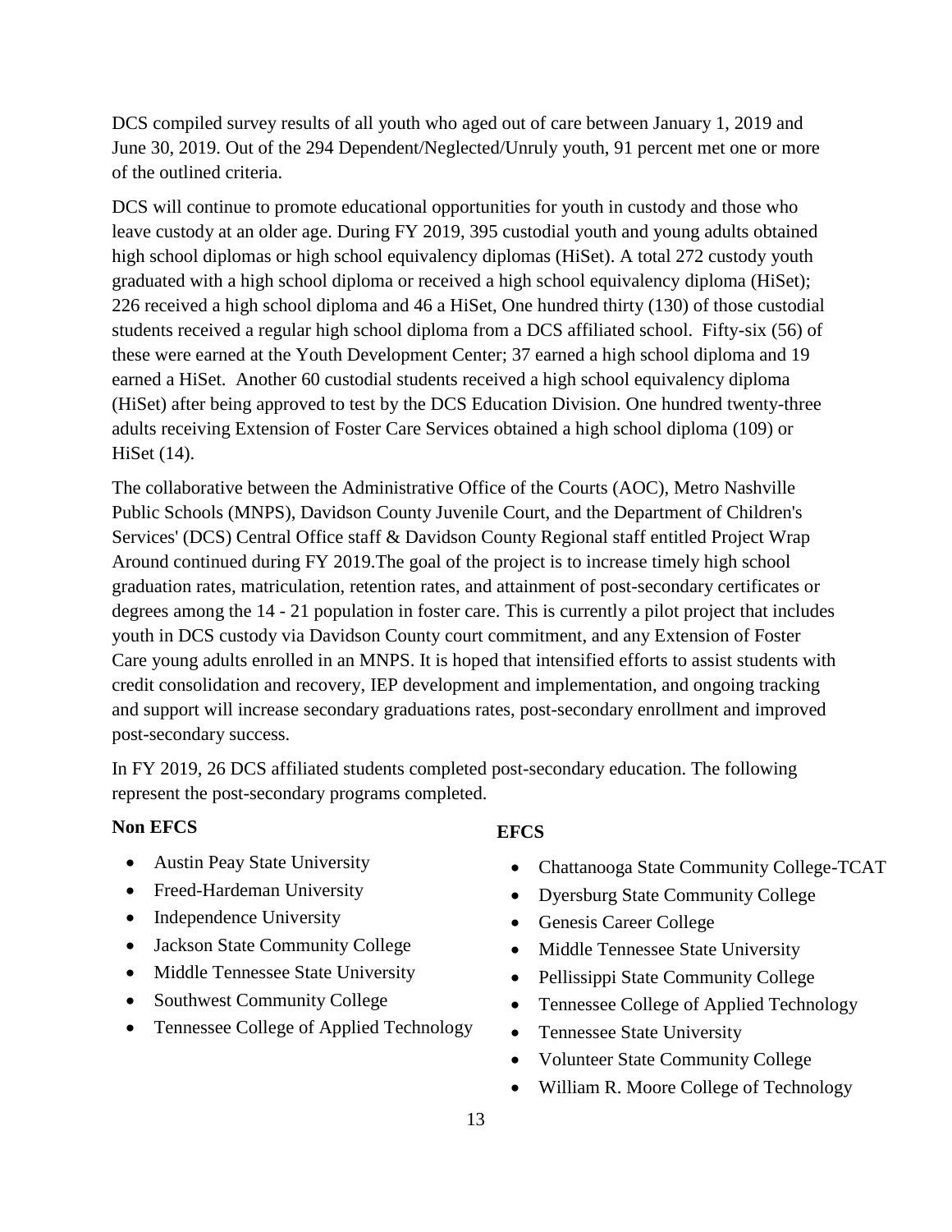DCS compiled survey results of all youth who aged out of care between January 1, 2019 and June 30, 2019. Out of the 294 Dependent/Neglected/Unruly youth, 91 percent met one or more of the outlined criteria.

DCS will continue to promote educational opportunities for youth in custody and those who leave custody at an older age. During FY 2019, 395 custodial youth and young adults obtained high school diplomas or high school equivalency diplomas (HiSet). A total 272 custody youth graduated with a high school diploma or received a high school equivalency diploma (HiSet); 226 received a high school diploma and 46 a HiSet, One hundred thirty (130) of those custodial students received a regular high school diploma from a DCS affiliated school. Fifty-six (56) of these were earned at the Youth Development Center; 37 earned a high school diploma and 19 earned a HiSet. Another 60 custodial students received a high school equivalency diploma (HiSet) after being approved to test by the DCS Education Division. One hundred twenty-three adults receiving Extension of Foster Care Services obtained a high school diploma (109) or HiSet (14).

The collaborative between the Administrative Office of the Courts (AOC), Metro Nashville Public Schools (MNPS), Davidson County Juvenile Court, and the Department of Children's Services' (DCS) Central Office staff & Davidson County Regional staff entitled Project Wrap Around continued during FY 2019.The goal of the project is to increase timely high school graduation rates, matriculation, retention rates, and attainment of post-secondary certificates or degrees among the 14 - 21 population in foster care. This is currently a pilot project that includes youth in DCS custody via Davidson County court commitment, and any Extension of Foster Care young adults enrolled in an MNPS. It is hoped that intensified efforts to assist students with credit consolidation and recovery, IEP development and implementation, and ongoing tracking and support will increase secondary graduations rates, post-secondary enrollment and improved post-secondary success.

In FY 2019, 26 DCS affiliated students completed post-secondary education. The following represent the post-secondary programs completed.

**Non EFCS**

- Austin Peay State University
- Freed-Hardeman University
- Independence University
- Jackson State Community College
- Middle Tennessee State University
- Southwest Community College
- Tennessee College of Applied Technology

**EFCS**

- Chattanooga State Community College-TCAT
- Dyersburg State Community College
- Genesis Career College
- Middle Tennessee State University
- Pellissippi State Community College
- Tennessee College of Applied Technology
- Tennessee State University
- Volunteer State Community College
- William R. Moore College of Technology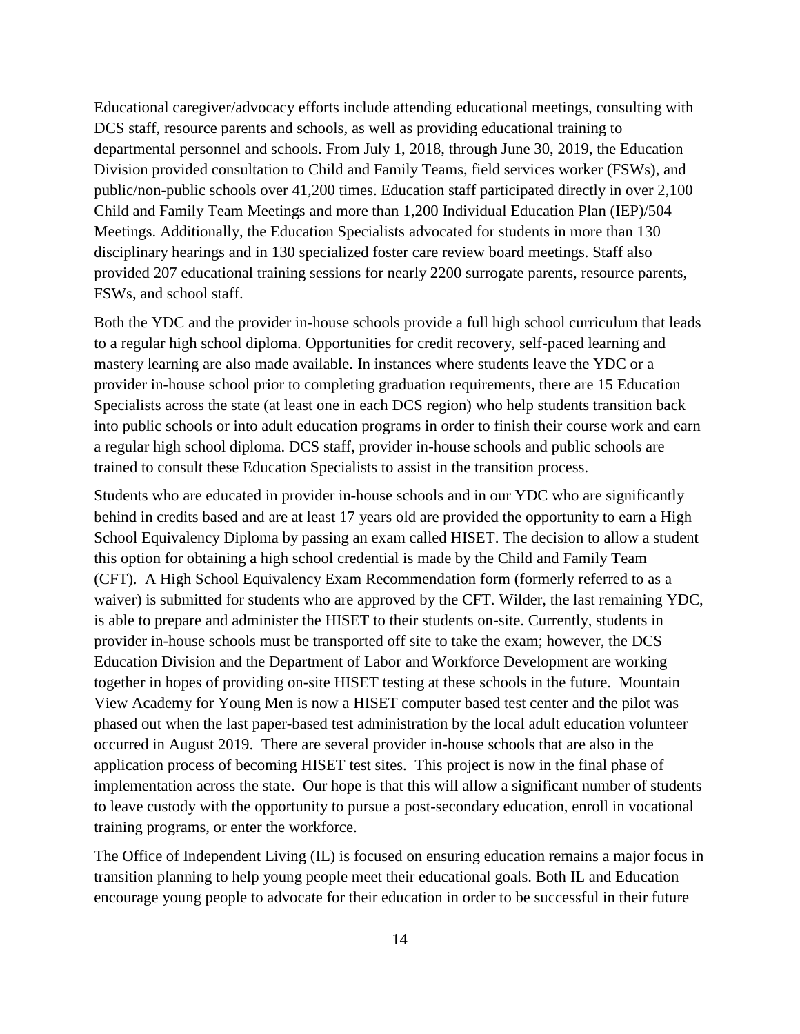Educational caregiver/advocacy efforts include attending educational meetings, consulting with DCS staff, resource parents and schools, as well as providing educational training to departmental personnel and schools. From July 1, 2018, through June 30, 2019, the Education Division provided consultation to Child and Family Teams, field services worker (FSWs), and public/non-public schools over 41,200 times. Education staff participated directly in over 2,100 Child and Family Team Meetings and more than 1,200 Individual Education Plan (IEP)/504 Meetings. Additionally, the Education Specialists advocated for students in more than 130 disciplinary hearings and in 130 specialized foster care review board meetings. Staff also provided 207 educational training sessions for nearly 2200 surrogate parents, resource parents, FSWs, and school staff.

Both the YDC and the provider in-house schools provide a full high school curriculum that leads to a regular high school diploma. Opportunities for credit recovery, self-paced learning and mastery learning are also made available. In instances where students leave the YDC or a provider in-house school prior to completing graduation requirements, there are 15 Education Specialists across the state (at least one in each DCS region) who help students transition back into public schools or into adult education programs in order to finish their course work and earn a regular high school diploma. DCS staff, provider in-house schools and public schools are trained to consult these Education Specialists to assist in the transition process.

Students who are educated in provider in-house schools and in our YDC who are significantly behind in credits based and are at least 17 years old are provided the opportunity to earn a High School Equivalency Diploma by passing an exam called HISET. The decision to allow a student this option for obtaining a high school credential is made by the Child and Family Team (CFT). A High School Equivalency Exam Recommendation form (formerly referred to as a waiver) is submitted for students who are approved by the CFT. Wilder, the last remaining YDC, is able to prepare and administer the HISET to their students on-site. Currently, students in provider in-house schools must be transported off site to take the exam; however, the DCS Education Division and the Department of Labor and Workforce Development are working together in hopes of providing on-site HISET testing at these schools in the future. Mountain View Academy for Young Men is now a HISET computer based test center and the pilot was phased out when the last paper-based test administration by the local adult education volunteer occurred in August 2019. There are several provider in-house schools that are also in the application process of becoming HISET test sites. This project is now in the final phase of implementation across the state. Our hope is that this will allow a significant number of students to leave custody with the opportunity to pursue a post-secondary education, enroll in vocational training programs, or enter the workforce.

The Office of Independent Living (IL) is focused on ensuring education remains a major focus in transition planning to help young people meet their educational goals. Both IL and Education encourage young people to advocate for their education in order to be successful in their future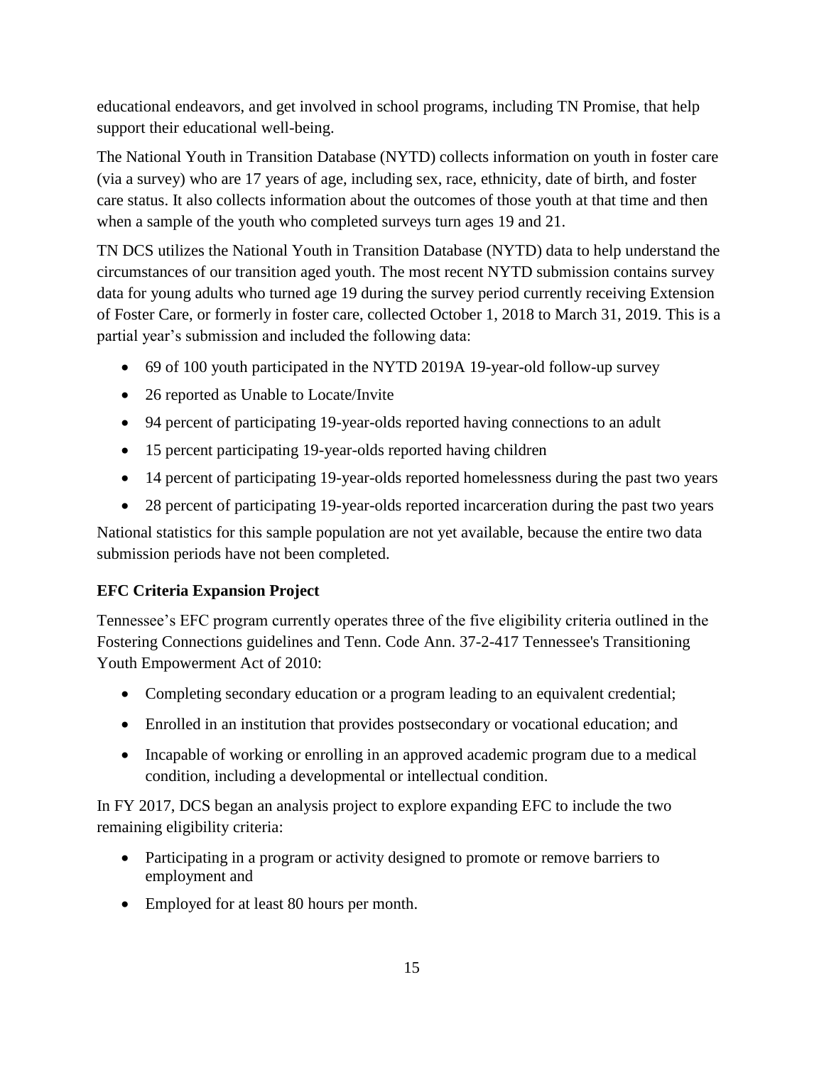educational endeavors, and get involved in school programs, including TN Promise, that help support their educational well-being.

The National Youth in Transition Database (NYTD) collects information on youth in foster care (via a survey) who are 17 years of age, including sex, race, ethnicity, date of birth, and foster care status. It also collects information about the outcomes of those youth at that time and then when a sample of the youth who completed surveys turn ages 19 and 21.

TN DCS utilizes the National Youth in Transition Database (NYTD) data to help understand the circumstances of our transition aged youth. The most recent NYTD submission contains survey data for young adults who turned age 19 during the survey period currently receiving Extension of Foster Care, or formerly in foster care, collected October 1, 2018 to March 31, 2019. This is a partial year's submission and included the following data:

- 69 of 100 youth participated in the NYTD 2019A 19-year-old follow-up survey
- 26 reported as Unable to Locate/Invite
- 94 percent of participating 19-year-olds reported having connections to an adult
- 15 percent participating 19-year-olds reported having children
- 14 percent of participating 19-year-olds reported homelessness during the past two years
- 28 percent of participating 19-year-olds reported incarceration during the past two years

National statistics for this sample population are not yet available, because the entire two data submission periods have not been completed.

**EFC Criteria Expansion Project**

Tennessee's EFC program currently operates three of the five eligibility criteria outlined in the Fostering Connections guidelines and Tenn. Code Ann. 37-2-417 Tennessee's Transitioning Youth Empowerment Act of 2010:

- Completing secondary education or a program leading to an equivalent credential;
- Enrolled in an institution that provides postsecondary or vocational education; and
- Incapable of working or enrolling in an approved academic program due to a medical condition, including a developmental or intellectual condition.

In FY 2017, DCS began an analysis project to explore expanding EFC to include the two remaining eligibility criteria:

- Participating in a program or activity designed to promote or remove barriers to employment and
- Employed for at least 80 hours per month.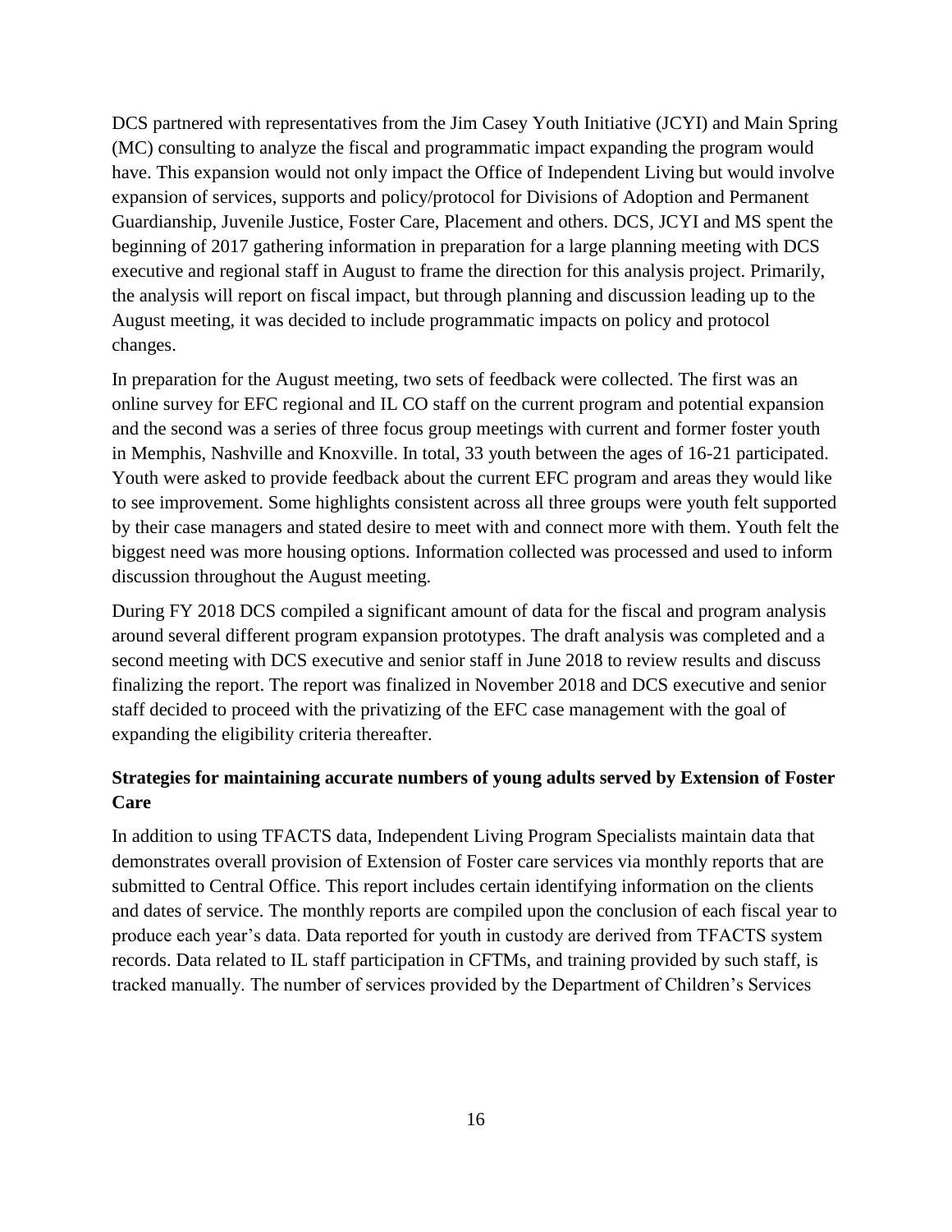DCS partnered with representatives from the Jim Casey Youth Initiative (JCYI) and Main Spring (MC) consulting to analyze the fiscal and programmatic impact expanding the program would have. This expansion would not only impact the Office of Independent Living but would involve expansion of services, supports and policy/protocol for Divisions of Adoption and Permanent Guardianship, Juvenile Justice, Foster Care, Placement and others. DCS, JCYI and MS spent the beginning of 2017 gathering information in preparation for a large planning meeting with DCS executive and regional staff in August to frame the direction for this analysis project. Primarily, the analysis will report on fiscal impact, but through planning and discussion leading up to the August meeting, it was decided to include programmatic impacts on policy and protocol changes.

In preparation for the August meeting, two sets of feedback were collected. The first was an online survey for EFC regional and IL CO staff on the current program and potential expansion and the second was a series of three focus group meetings with current and former foster youth in Memphis, Nashville and Knoxville. In total, 33 youth between the ages of 16-21 participated. Youth were asked to provide feedback about the current EFC program and areas they would like to see improvement. Some highlights consistent across all three groups were youth felt supported by their case managers and stated desire to meet with and connect more with them. Youth felt the biggest need was more housing options. Information collected was processed and used to inform discussion throughout the August meeting.

During FY 2018 DCS compiled a significant amount of data for the fiscal and program analysis around several different program expansion prototypes. The draft analysis was completed and a second meeting with DCS executive and senior staff in June 2018 to review results and discuss finalizing the report. The report was finalized in November 2018 and DCS executive and senior staff decided to proceed with the privatizing of the EFC case management with the goal of expanding the eligibility criteria thereafter.

**Strategies for maintaining accurate numbers of young adults served by Extension of Foster Care**

In addition to using TFACTS data, Independent Living Program Specialists maintain data that demonstrates overall provision of Extension of Foster care services via monthly reports that are submitted to Central Office. This report includes certain identifying information on the clients and dates of service. The monthly reports are compiled upon the conclusion of each fiscal year to produce each year's data. Data reported for youth in custody are derived from TFACTS system records. Data related to IL staff participation in CFTMs, and training provided by such staff, is tracked manually. The number of services provided by the Department of Children's Services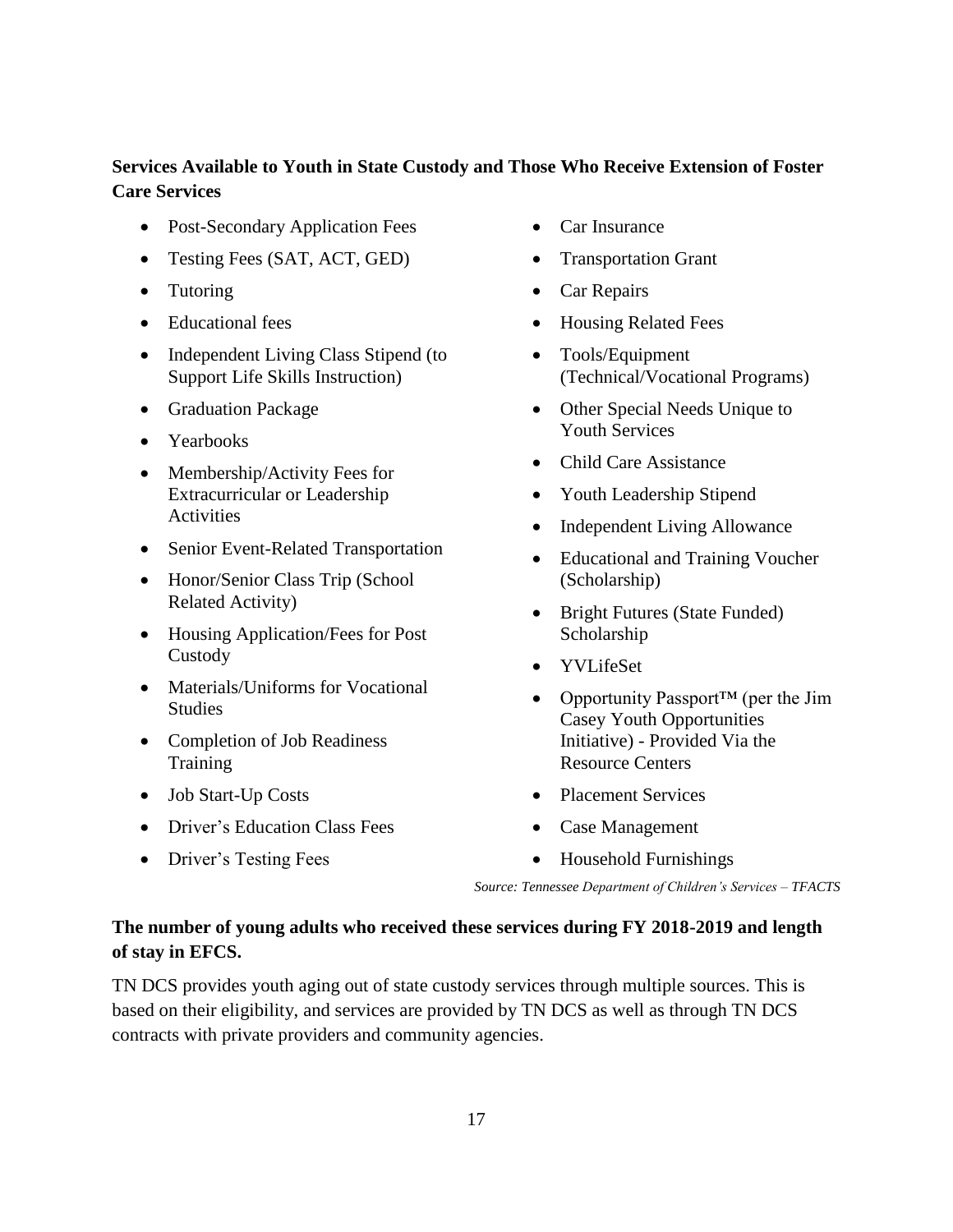**Services Available to Youth in State Custody and Those Who Receive Extension of Foster Care Services**

- Post-Secondary Application Fees
- Testing Fees (SAT, ACT, GED)
- Tutoring
- Educational fees
- Independent Living Class Stipend (to Support Life Skills Instruction)
- Graduation Package
- Yearbooks
- Membership/Activity Fees for Extracurricular or Leadership Activities
- Senior Event-Related Transportation
- Honor/Senior Class Trip (School Related Activity)
- Housing Application/Fees for Post Custody
- Materials/Uniforms for Vocational Studies
- Completion of Job Readiness Training
- Job Start-Up Costs
- Driver's Education Class Fees
- Driver's Testing Fees
- Car Insurance
- Transportation Grant
- Car Repairs
- Housing Related Fees
- Tools/Equipment (Technical/Vocational Programs)
- Other Special Needs Unique to Youth Services
- Child Care Assistance
- Youth Leadership Stipend
- Independent Living Allowance
- Educational and Training Voucher (Scholarship)
- Bright Futures (State Funded) Scholarship
- YVLifeSet
- Opportunity Passport™ (per the Jim Casey Youth Opportunities Initiative) - Provided Via the Resource Centers
- Placement Services
- Case Management
- Household Furnishings

*Source: Tennessee Department of Children's Services – TFACTS*

**The number of young adults who received these services during FY 2018-2019 and length of stay in EFCS.**

TN DCS provides youth aging out of state custody services through multiple sources. This is based on their eligibility, and services are provided by TN DCS as well as through TN DCS contracts with private providers and community agencies.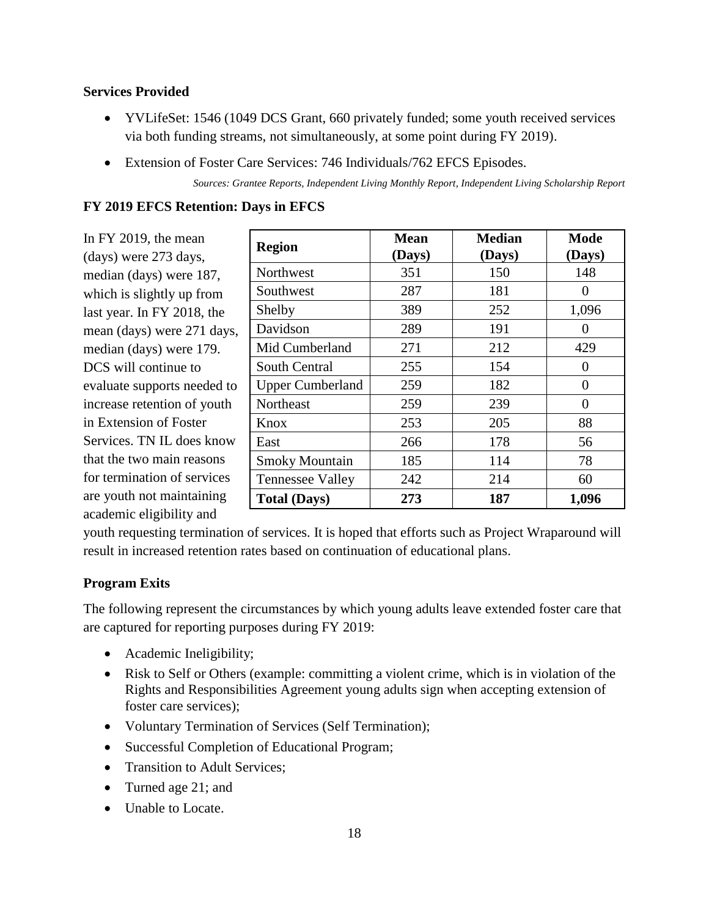**Services Provided**

- YVLifeSet: 1546 (1049 DCS Grant, 660 privately funded; some youth received services via both funding streams, not simultaneously, at some point during FY 2019).
- Extension of Foster Care Services: 746 Individuals/762 EFCS Episodes.

*Sources: Grantee Reports, Independent Living Monthly Report, Independent Living Scholarship Report*

**FY 2019 EFCS Retention: Days in EFCS**

In FY 2019, the mean (days) were 273 days, median (days) were 187, which is slightly up from last year. In FY 2018, the mean (days) were 271 days, median (days) were 179. DCS will continue to evaluate supports needed to increase retention of youth in Extension of Foster Services. TN IL does know that the two main reasons for termination of services are youth not maintaining academic eligibility and youth requesting termination of services. It is hoped that efforts such as Project Wraparound will result in increased retention rates based on continuation of educational plans.

| Region | Mean (Days) | Median (Days) | Mode (Days) |
|---|---|---|---|
| Northwest | 351 | 150 | 148 |
| Southwest | 287 | 181 | 0 |
| Shelby | 389 | 252 | 1,096 |
| Davidson | 289 | 191 | 0 |
| Mid Cumberland | 271 | 212 | 429 |
| South Central | 255 | 154 | 0 |
| Upper Cumberland | 259 | 182 | 0 |
| Northeast | 259 | 239 | 0 |
| Knox | 253 | 205 | 88 |
| East | 266 | 178 | 56 |
| Smoky Mountain | 185 | 114 | 78 |
| Tennessee Valley | 242 | 214 | 60 |
| **Total (Days)** | **273** | **187** | **1,096** |

**Program Exits**

The following represent the circumstances by which young adults leave extended foster care that are captured for reporting purposes during FY 2019:

- Academic Ineligibility;
- Risk to Self or Others (example: committing a violent crime, which is in violation of the Rights and Responsibilities Agreement young adults sign when accepting extension of foster care services);
- Voluntary Termination of Services (Self Termination);
- Successful Completion of Educational Program;
- Transition to Adult Services;
- Turned age 21; and
- Unable to Locate.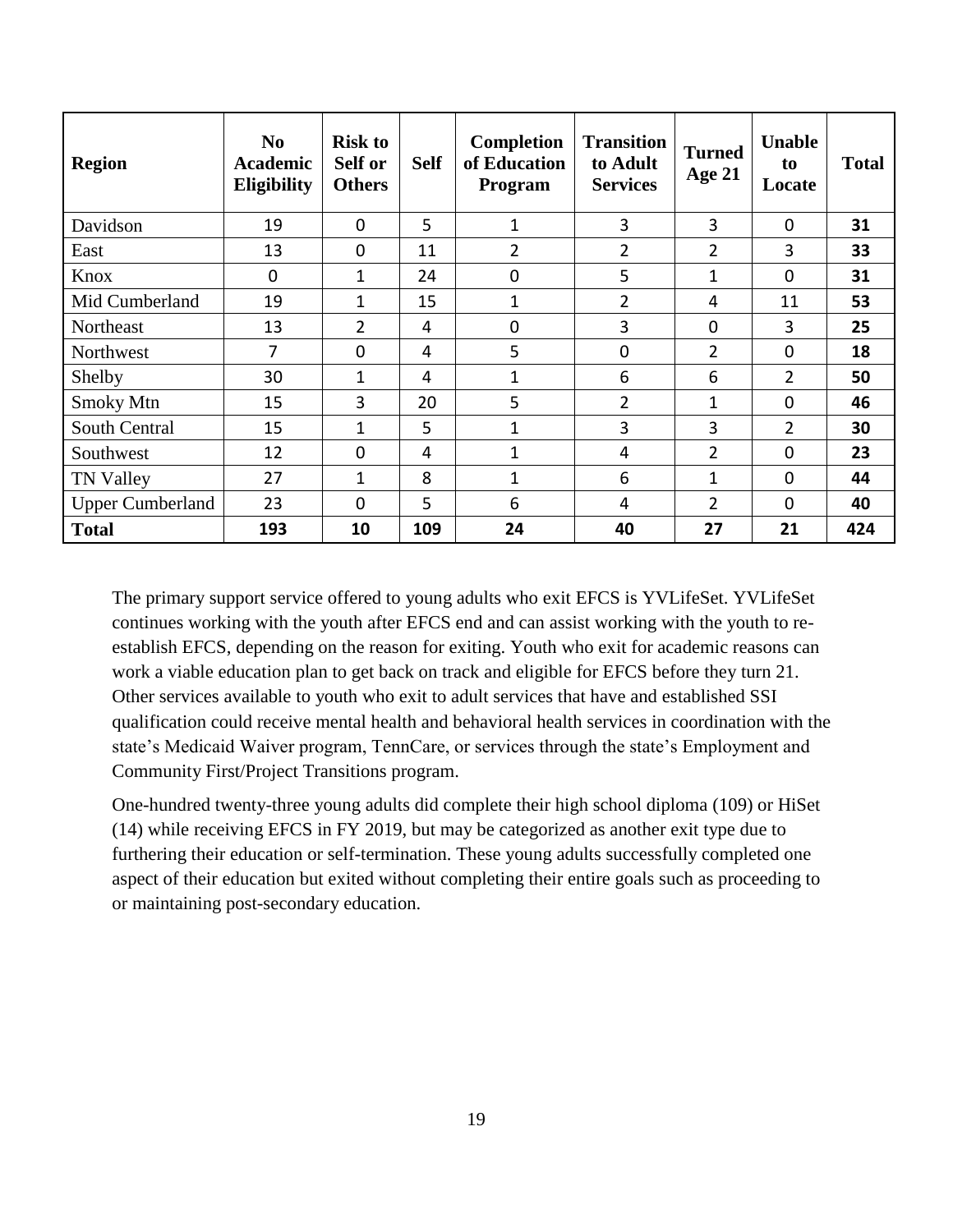| Region | No Academic Eligibility | Risk to Self or Others | Self | Completion of Education Program | Transition to Adult Services | Turned Age 21 | Unable to Locate | Total |
|---|---|---|---|---|---|---|---|---|
| Davidson | 19 | 0 | 5 | 1 | 3 | 3 | 0 | **31** |
| East | 13 | 0 | 11 | 2 | 2 | 2 | 3 | **33** |
| Knox | 0 | 1 | 24 | 0 | 5 | 1 | 0 | **31** |
| Mid Cumberland | 19 | 1 | 15 | 1 | 2 | 4 | 11 | **53** |
| Northeast | 13 | 2 | 4 | 0 | 3 | 0 | 3 | **25** |
| Northwest | 7 | 0 | 4 | 5 | 0 | 2 | 0 | **18** |
| Shelby | 30 | 1 | 4 | 1 | 6 | 6 | 2 | **50** |
| Smoky Mtn | 15 | 3 | 20 | 5 | 2 | 1 | 0 | **46** |
| South Central | 15 | 1 | 5 | 1 | 3 | 3 | 2 | **30** |
| Southwest | 12 | 0 | 4 | 1 | 4 | 2 | 0 | **23** |
| TN Valley | 27 | 1 | 8 | 1 | 6 | 1 | 0 | **44** |
| Upper Cumberland | 23 | 0 | 5 | 6 | 4 | 2 | 0 | **40** |
| **Total** | **193** | **10** | **109** | **24** | **40** | **27** | **21** | **424** |

The primary support service offered to young adults who exit EFCS is YVLifeSet. YVLifeSet continues working with the youth after EFCS end and can assist working with the youth to re-establish EFCS, depending on the reason for exiting. Youth who exit for academic reasons can work a viable education plan to get back on track and eligible for EFCS before they turn 21. Other services available to youth who exit to adult services that have and established SSI qualification could receive mental health and behavioral health services in coordination with the state's Medicaid Waiver program, TennCare, or services through the state's Employment and Community First/Project Transitions program.

One-hundred twenty-three young adults did complete their high school diploma (109) or HiSet (14) while receiving EFCS in FY 2019, but may be categorized as another exit type due to furthering their education or self-termination. These young adults successfully completed one aspect of their education but exited without completing their entire goals such as proceeding to or maintaining post-secondary education.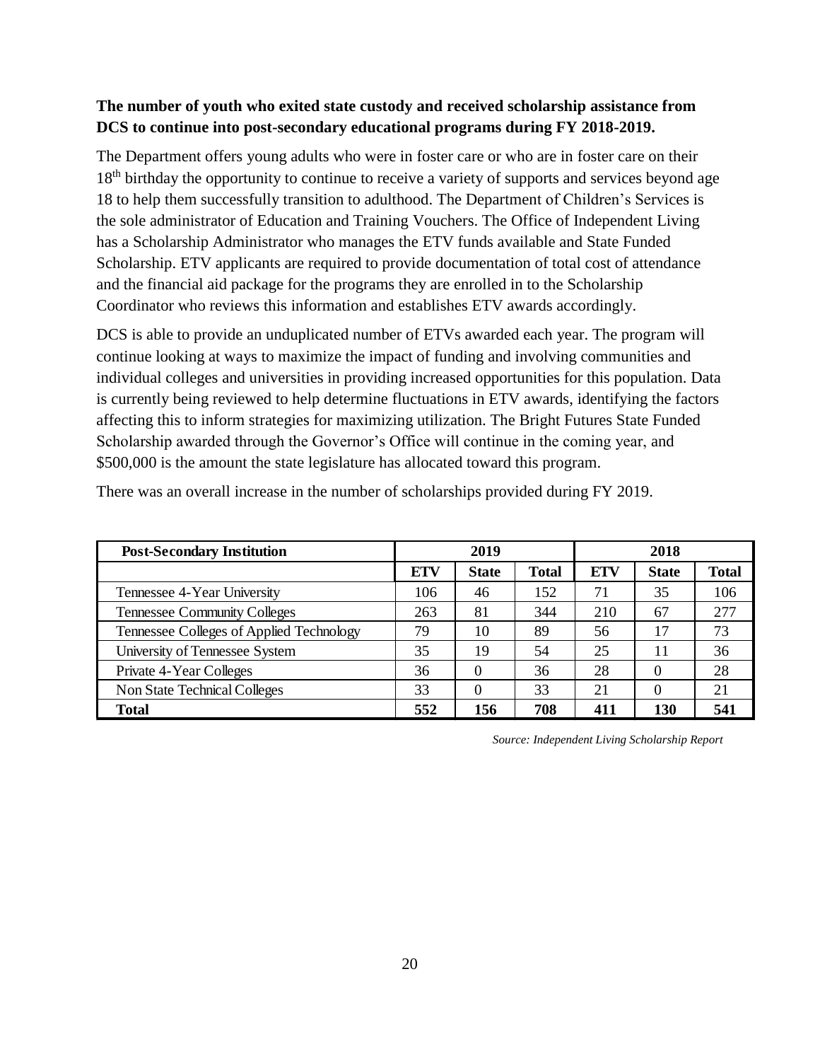**The number of youth who exited state custody and received scholarship assistance from DCS to continue into post-secondary educational programs during FY 2018-2019.**

The Department offers young adults who were in foster care or who are in foster care on their 18th birthday the opportunity to continue to receive a variety of supports and services beyond age 18 to help them successfully transition to adulthood. The Department of Children's Services is the sole administrator of Education and Training Vouchers. The Office of Independent Living has a Scholarship Administrator who manages the ETV funds available and State Funded Scholarship. ETV applicants are required to provide documentation of total cost of attendance and the financial aid package for the programs they are enrolled in to the Scholarship Coordinator who reviews this information and establishes ETV awards accordingly.

DCS is able to provide an unduplicated number of ETVs awarded each year. The program will continue looking at ways to maximize the impact of funding and involving communities and individual colleges and universities in providing increased opportunities for this population. Data is currently being reviewed to help determine fluctuations in ETV awards, identifying the factors affecting this to inform strategies for maximizing utilization. The Bright Futures State Funded Scholarship awarded through the Governor's Office will continue in the coming year, and $500,000 is the amount the state legislature has allocated toward this program.

There was an overall increase in the number of scholarships provided during FY 2019.

| **Post-Secondary Institution** | **2019** | | | **2018** | | |
|---|---|---|---|---|---|---|
| | **ETV** | **State** | **Total** | **ETV** | **State** | **Total** |
| Tennessee 4-Year University | 106 | 46 | 152 | 71 | 35 | 106 |
| Tennessee Community Colleges | 263 | 81 | 344 | 210 | 67 | 277 |
| Tennessee Colleges of Applied Technology | 79 | 10 | 89 | 56 | 17 | 73 |
| University of Tennessee System | 35 | 19 | 54 | 25 | 11 | 36 |
| Private 4-Year Colleges | 36 | 0 | 36 | 28 | 0 | 28 |
| Non State Technical Colleges | 33 | 0 | 33 | 21 | 0 | 21 |
| **Total** | **552** | **156** | **708** | **411** | **130** | **541** |

*Source: Independent Living Scholarship Report*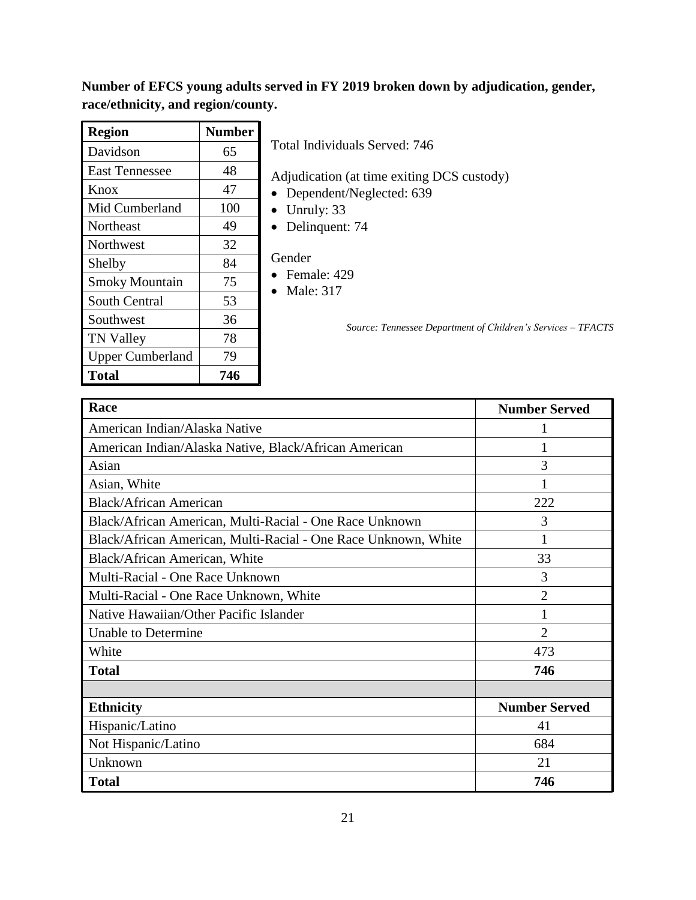**Number of EFCS young adults served in FY 2019 broken down by adjudication, gender, race/ethnicity, and region/county.**

| Region | Number |
|---|---|
| Davidson | 65 |
| East Tennessee | 48 |
| Knox | 47 |
| Mid Cumberland | 100 |
| Northeast | 49 |
| Northwest | 32 |
| Shelby | 84 |
| Smoky Mountain | 75 |
| South Central | 53 |
| Southwest | 36 |
| TN Valley | 78 |
| Upper Cumberland | 79 |
| **Total** | **746** |

Total Individuals Served: 746

Adjudication (at time exiting DCS custody)
- Dependent/Neglected: 639
- Unruly: 33
- Delinquent: 74

Gender
- Female: 429
- Male: 317

*Source: Tennessee Department of Children's Services – TFACTS*

| Race | Number Served |
|---|---|
| American Indian/Alaska Native | 1 |
| American Indian/Alaska Native, Black/African American | 1 |
| Asian | 3 |
| Asian, White | 1 |
| Black/African American | 222 |
| Black/African American, Multi-Racial - One Race Unknown | 3 |
| Black/African American, Multi-Racial - One Race Unknown, White | 1 |
| Black/African American, White | 33 |
| Multi-Racial - One Race Unknown | 3 |
| Multi-Racial - One Race Unknown, White | 2 |
| Native Hawaiian/Other Pacific Islander | 1 |
| Unable to Determine | 2 |
| White | 473 |
| **Total** | **746** |
| | |
| **Ethnicity** | **Number Served** |
| Hispanic/Latino | 41 |
| Not Hispanic/Latino | 684 |
| Unknown | 21 |
| **Total** | **746** |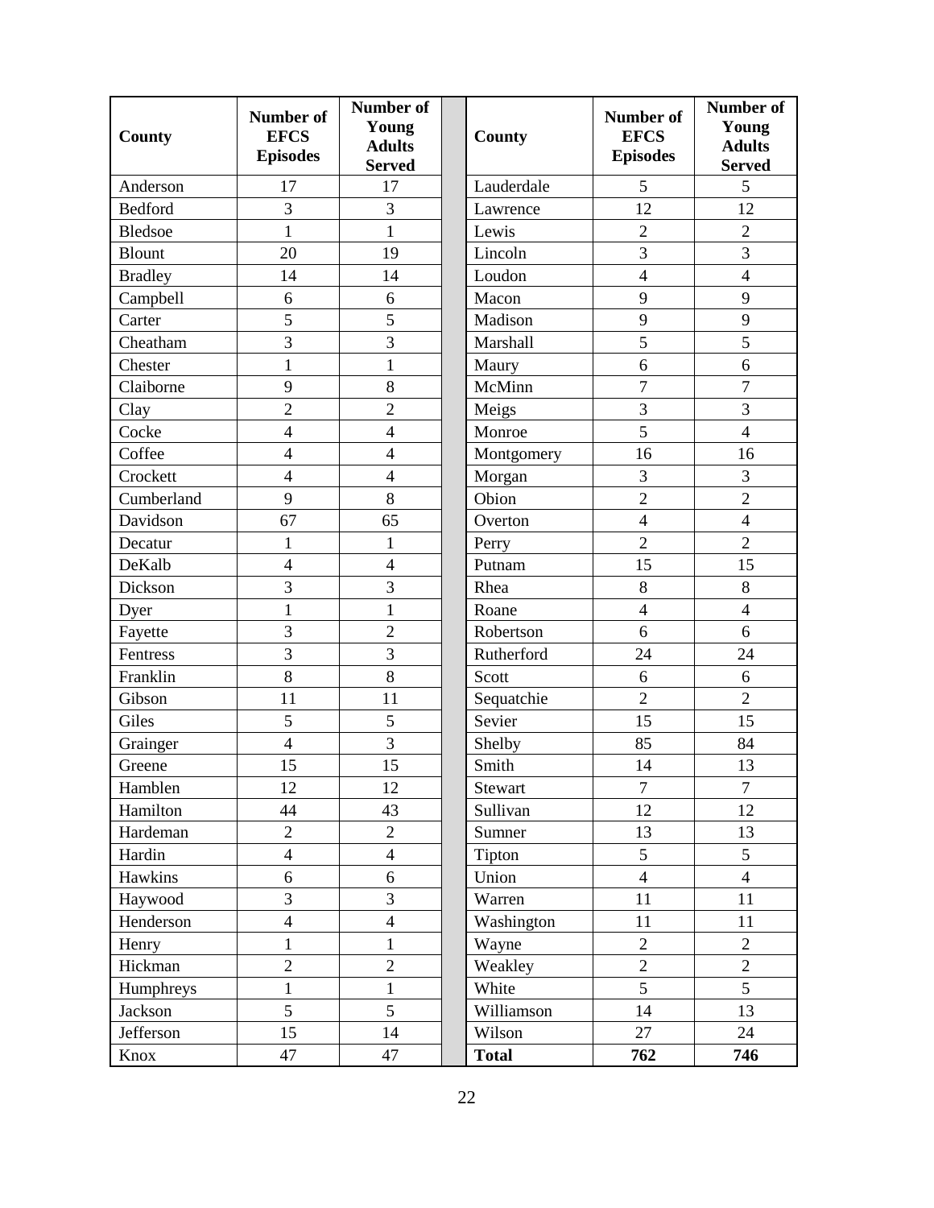| County | Number of EFCS Episodes | Number of Young Adults Served | | County | Number of EFCS Episodes | Number of Young Adults Served |
|---|---|---|---|---|---|---|
| Anderson | 17 | 17 | | Lauderdale | 5 | 5 |
| Bedford | 3 | 3 | | Lawrence | 12 | 12 |
| Bledsoe | 1 | 1 | | Lewis | 2 | 2 |
| Blount | 20 | 19 | | Lincoln | 3 | 3 |
| Bradley | 14 | 14 | | Loudon | 4 | 4 |
| Campbell | 6 | 6 | | Macon | 9 | 9 |
| Carter | 5 | 5 | | Madison | 9 | 9 |
| Cheatham | 3 | 3 | | Marshall | 5 | 5 |
| Chester | 1 | 1 | | Maury | 6 | 6 |
| Claiborne | 9 | 8 | | McMinn | 7 | 7 |
| Clay | 2 | 2 | | Meigs | 3 | 3 |
| Cocke | 4 | 4 | | Monroe | 5 | 4 |
| Coffee | 4 | 4 | | Montgomery | 16 | 16 |
| Crockett | 4 | 4 | | Morgan | 3 | 3 |
| Cumberland | 9 | 8 | | Obion | 2 | 2 |
| Davidson | 67 | 65 | | Overton | 4 | 4 |
| Decatur | 1 | 1 | | Perry | 2 | 2 |
| DeKalb | 4 | 4 | | Putnam | 15 | 15 |
| Dickson | 3 | 3 | | Rhea | 8 | 8 |
| Dyer | 1 | 1 | | Roane | 4 | 4 |
| Fayette | 3 | 2 | | Robertson | 6 | 6 |
| Fentress | 3 | 3 | | Rutherford | 24 | 24 |
| Franklin | 8 | 8 | | Scott | 6 | 6 |
| Gibson | 11 | 11 | | Sequatchie | 2 | 2 |
| Giles | 5 | 5 | | Sevier | 15 | 15 |
| Grainger | 4 | 3 | | Shelby | 85 | 84 |
| Greene | 15 | 15 | | Smith | 14 | 13 |
| Hamblen | 12 | 12 | | Stewart | 7 | 7 |
| Hamilton | 44 | 43 | | Sullivan | 12 | 12 |
| Hardeman | 2 | 2 | | Sumner | 13 | 13 |
| Hardin | 4 | 4 | | Tipton | 5 | 5 |
| Hawkins | 6 | 6 | | Union | 4 | 4 |
| Haywood | 3 | 3 | | Warren | 11 | 11 |
| Henderson | 4 | 4 | | Washington | 11 | 11 |
| Henry | 1 | 1 | | Wayne | 2 | 2 |
| Hickman | 2 | 2 | | Weakley | 2 | 2 |
| Humphreys | 1 | 1 | | White | 5 | 5 |
| Jackson | 5 | 5 | | Williamson | 14 | 13 |
| Jefferson | 15 | 14 | | Wilson | 27 | 24 |
| Knox | 47 | 47 | | **Total** | **762** | **746** |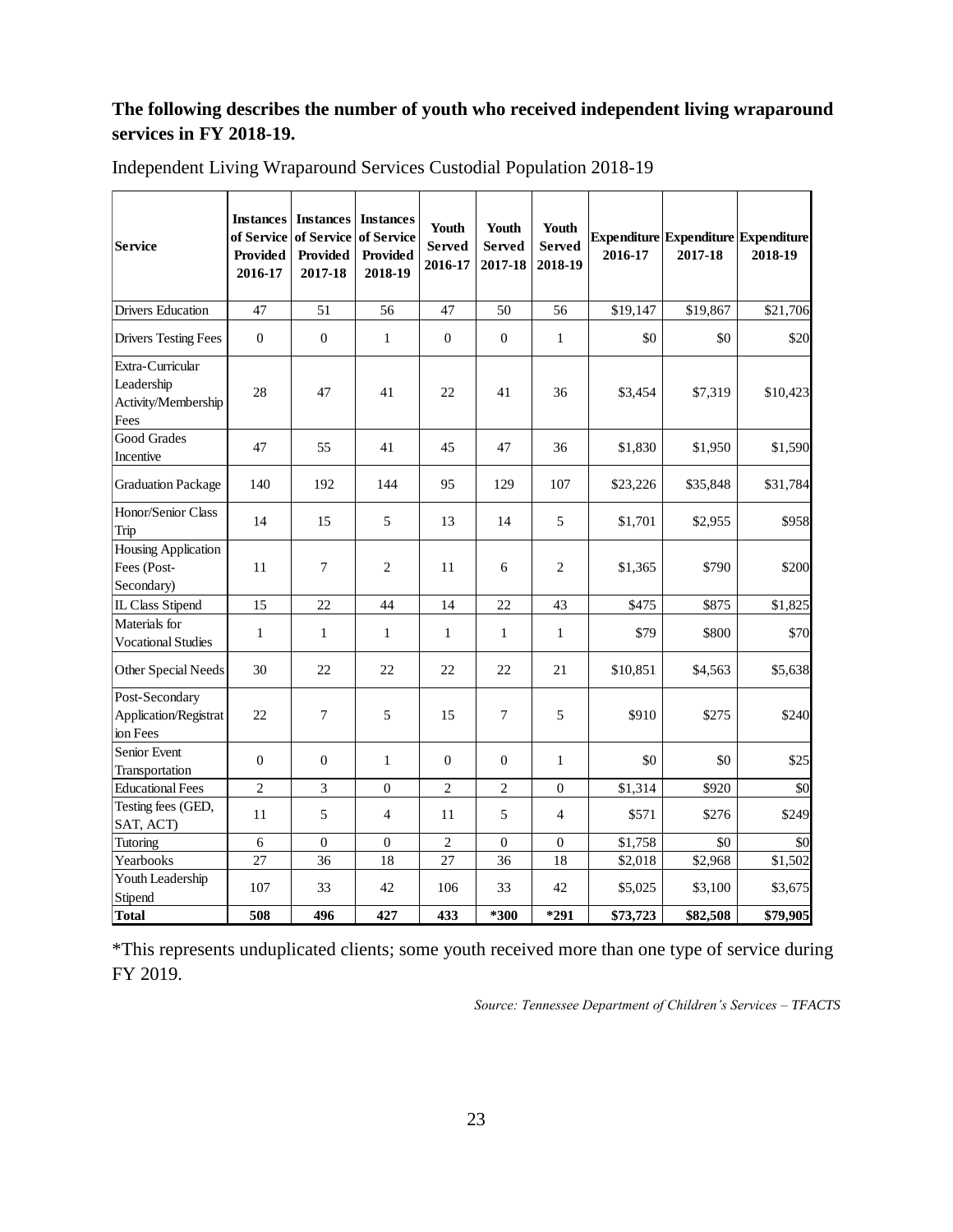**The following describes the number of youth who received independent living wraparound services in FY 2018-19.**

Independent Living Wraparound Services Custodial Population 2018-19

| Service | Instances of Service Provided 2016-17 | Instances of Service Provided 2017-18 | Instances of Service Provided 2018-19 | Youth Served 2016-17 | Youth Served 2017-18 | Youth Served 2018-19 | Expenditure 2016-17 | Expenditure 2017-18 | Expenditure 2018-19 |
|---|---|---|---|---|---|---|---|---|---|
| Drivers Education | 47 | 51 | 56 | 47 | 50 | 56 | $19,147 | $19,867 | $21,706 |
| Drivers Testing Fees | 0 | 0 | 1 | 0 | 0 | 1 | $0 | $0 | $20 |
| Extra-Curricular Leadership Activity/Membership Fees | 28 | 47 | 41 | 22 | 41 | 36 | $3,454 | $7,319 | $10,423 |
| Good Grades Incentive | 47 | 55 | 41 | 45 | 47 | 36 | $1,830 | $1,950 | $1,590 |
| Graduation Package | 140 | 192 | 144 | 95 | 129 | 107 | $23,226 | $35,848 | $31,784 |
| Honor/Senior Class Trip | 14 | 15 | 5 | 13 | 14 | 5 | $1,701 | $2,955 | $958 |
| Housing Application Fees (Post-Secondary) | 11 | 7 | 2 | 11 | 6 | 2 | $1,365 | $790 | $200 |
| IL Class Stipend | 15 | 22 | 44 | 14 | 22 | 43 | $475 | $875 | $1,825 |
| Materials for Vocational Studies | 1 | 1 | 1 | 1 | 1 | 1 | $79 | $800 | $70 |
| Other Special Needs | 30 | 22 | 22 | 22 | 22 | 21 | $10,851 | $4,563 | $5,638 |
| Post-Secondary Application/Registration Fees | 22 | 7 | 5 | 15 | 7 | 5 | $910 | $275 | $240 |
| Senior Event Transportation | 0 | 0 | 1 | 0 | 0 | 1 | $0 | $0 | $25 |
| Educational Fees | 2 | 3 | 0 | 2 | 2 | 0 | $1,314 | $920 | $0 |
| Testing fees (GED, SAT, ACT) | 11 | 5 | 4 | 11 | 5 | 4 | $571 | $276 | $249 |
| Tutoring | 6 | 0 | 0 | 2 | 0 | 0 | $1,758 | $0 | $0 |
| Yearbooks | 27 | 36 | 18 | 27 | 36 | 18 | $2,018 | $2,968 | $1,502 |
| Youth Leadership Stipend | 107 | 33 | 42 | 106 | 33 | 42 | $5,025 | $3,100 | $3,675 |
| **Total** | **508** | **496** | **427** | **433** | ***300** | ***291** | **$73,723** | **$82,508** | **$79,905** |

*This represents unduplicated clients; some youth received more than one type of service during FY 2019.

*Source: Tennessee Department of Children's Services – TFACTS*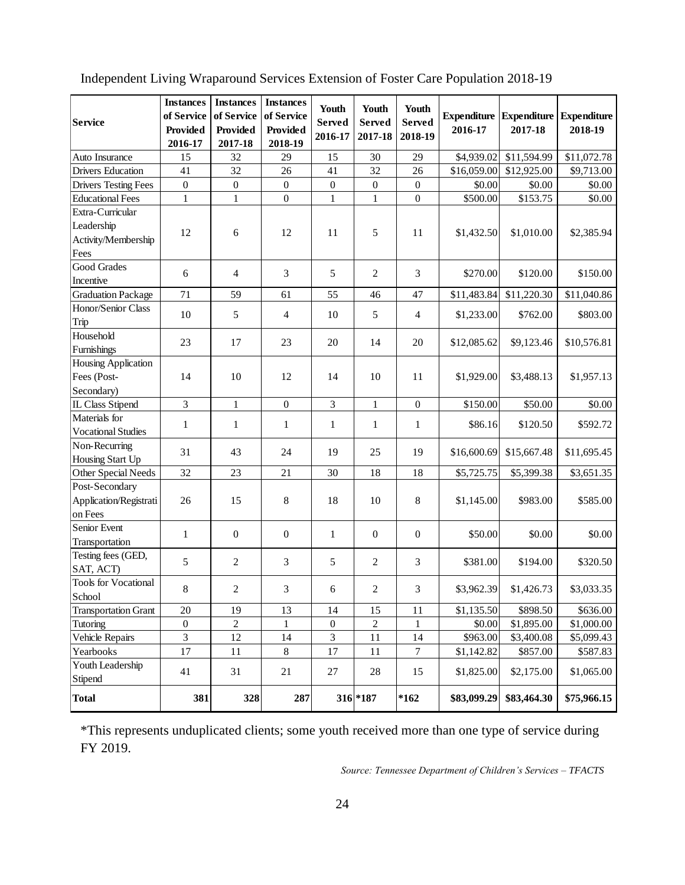Independent Living Wraparound Services Extension of Foster Care Population 2018-19

| Service | Instances of Service Provided 2016-17 | Instances of Service Provided 2017-18 | Instances of Service Provided 2018-19 | Youth Served 2016-17 | Youth Served 2017-18 | Youth Served 2018-19 | Expenditure 2016-17 | Expenditure 2017-18 | Expenditure 2018-19 |
|---|---|---|---|---|---|---|---|---|---|
| Auto Insurance | 15 | 32 | 29 | 15 | 30 | 29 | $4,939.02 | $11,594.99 | $11,072.78 |
| Drivers Education | 41 | 32 | 26 | 41 | 32 | 26 | $16,059.00 | $12,925.00 | $9,713.00 |
| Drivers Testing Fees | 0 | 0 | 0 | 0 | 0 | 0 | $0.00 | $0.00 | $0.00 |
| Educational Fees | 1 | 1 | 0 | 1 | 1 | 0 | $500.00 | $153.75 | $0.00 |
| Extra-Curricular Leadership Activity/Membership Fees | 12 | 6 | 12 | 11 | 5 | 11 | $1,432.50 | $1,010.00 | $2,385.94 |
| Good Grades Incentive | 6 | 4 | 3 | 5 | 2 | 3 | $270.00 | $120.00 | $150.00 |
| Graduation Package | 71 | 59 | 61 | 55 | 46 | 47 | $11,483.84 | $11,220.30 | $11,040.86 |
| Honor/Senior Class Trip | 10 | 5 | 4 | 10 | 5 | 4 | $1,233.00 | $762.00 | $803.00 |
| Household Furnishings | 23 | 17 | 23 | 20 | 14 | 20 | $12,085.62 | $9,123.46 | $10,576.81 |
| Housing Application Fees (Post-Secondary) | 14 | 10 | 12 | 14 | 10 | 11 | $1,929.00 | $3,488.13 | $1,957.13 |
| IL Class Stipend | 3 | 1 | 0 | 3 | 1 | 0 | $150.00 | $50.00 | $0.00 |
| Materials for Vocational Studies | 1 | 1 | 1 | 1 | 1 | 1 | $86.16 | $120.50 | $592.72 |
| Non-Recurring Housing Start Up | 31 | 43 | 24 | 19 | 25 | 19 | $16,600.69 | $15,667.48 | $11,695.45 |
| Other Special Needs | 32 | 23 | 21 | 30 | 18 | 18 | $5,725.75 | $5,399.38 | $3,651.35 |
| Post-Secondary Application/Registration Fees | 26 | 15 | 8 | 18 | 10 | 8 | $1,145.00 | $983.00 | $585.00 |
| Senior Event Transportation | 1 | 0 | 0 | 1 | 0 | 0 | $50.00 | $0.00 | $0.00 |
| Testing fees (GED, SAT, ACT) | 5 | 2 | 3 | 5 | 2 | 3 | $381.00 | $194.00 | $320.50 |
| Tools for Vocational School | 8 | 2 | 3 | 6 | 2 | 3 | $3,962.39 | $1,426.73 | $3,033.35 |
| Transportation Grant | 20 | 19 | 13 | 14 | 15 | 11 | $1,135.50 | $898.50 | $636.00 |
| Tutoring | 0 | 2 | 1 | 0 | 2 | 1 | $0.00 | $1,895.00 | $1,000.00 |
| Vehicle Repairs | 3 | 12 | 14 | 3 | 11 | 14 | $963.00 | $3,400.08 | $5,099.43 |
| Yearbooks | 17 | 11 | 8 | 17 | 11 | 7 | $1,142.82 | $857.00 | $587.83 |
| Youth Leadership Stipend | 41 | 31 | 21 | 27 | 28 | 15 | $1,825.00 | $2,175.00 | $1,065.00 |
| **Total** | **381** | **328** | **287** | **316** | ***187** | ***162** | **$83,099.29** | **$83,464.30** | **$75,966.15** |

*This represents unduplicated clients; some youth received more than one type of service during FY 2019.

*Source: Tennessee Department of Children's Services – TFACTS*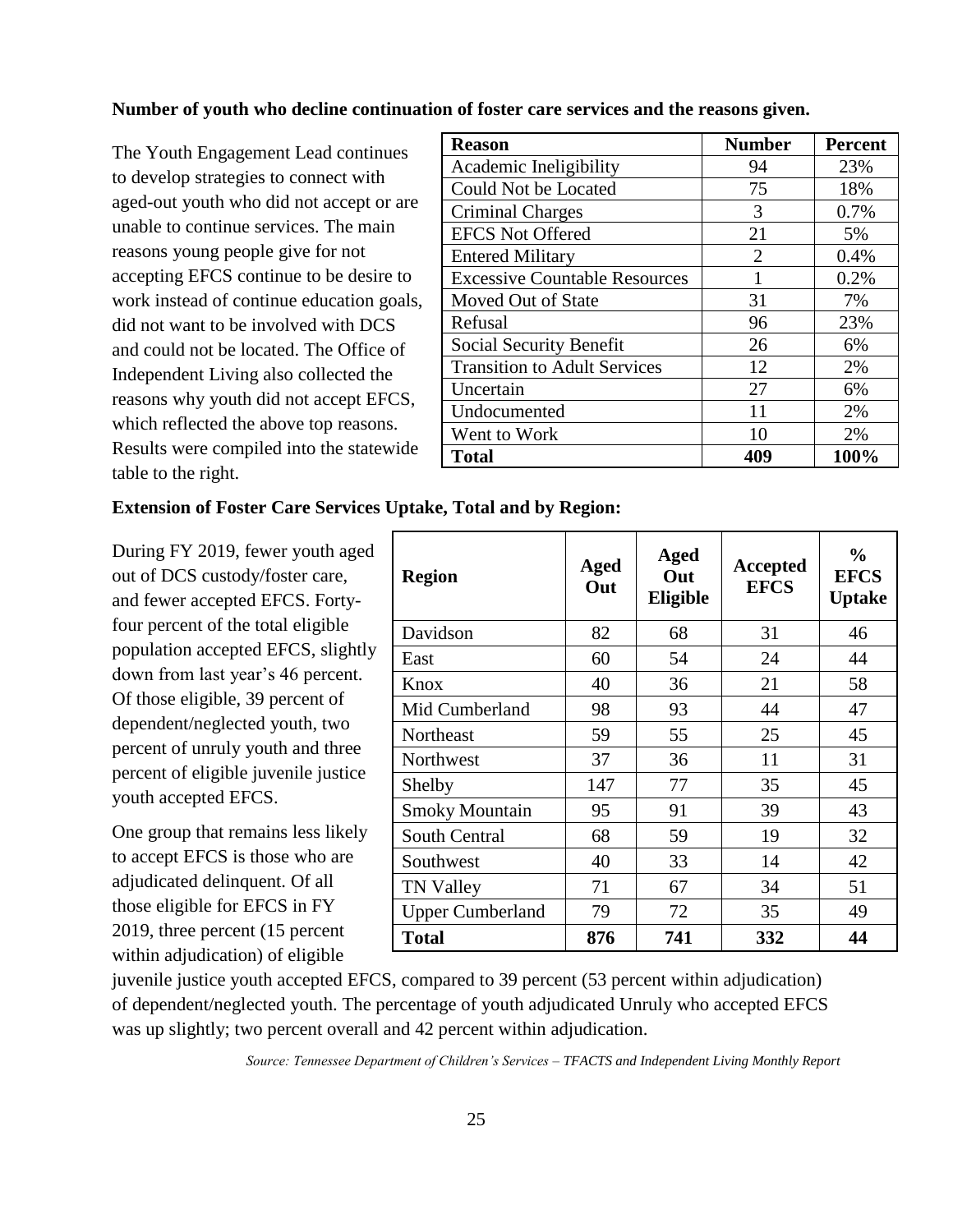**Number of youth who decline continuation of foster care services and the reasons given.**

The Youth Engagement Lead continues to develop strategies to connect with aged-out youth who did not accept or are unable to continue services. The main reasons young people give for not accepting EFCS continue to be desire to work instead of continue education goals, did not want to be involved with DCS and could not be located. The Office of Independent Living also collected the reasons why youth did not accept EFCS, which reflected the above top reasons. Results were compiled into the statewide table to the right.

| Reason | Number | Percent |
|---|---|---|
| Academic Ineligibility | 94 | 23% |
| Could Not be Located | 75 | 18% |
| Criminal Charges | 3 | 0.7% |
| EFCS Not Offered | 21 | 5% |
| Entered Military | 2 | 0.4% |
| Excessive Countable Resources | 1 | 0.2% |
| Moved Out of State | 31 | 7% |
| Refusal | 96 | 23% |
| Social Security Benefit | 26 | 6% |
| Transition to Adult Services | 12 | 2% |
| Uncertain | 27 | 6% |
| Undocumented | 11 | 2% |
| Went to Work | 10 | 2% |
| **Total** | **409** | **100%** |

**Extension of Foster Care Services Uptake, Total and by Region:**

During FY 2019, fewer youth aged out of DCS custody/foster care, and fewer accepted EFCS. Forty-four percent of the total eligible population accepted EFCS, slightly down from last year's 46 percent. Of those eligible, 39 percent of dependent/neglected youth, two percent of unruly youth and three percent of eligible juvenile justice youth accepted EFCS.

| Region | Aged Out | Aged Out Eligible | Accepted EFCS | % EFCS Uptake |
|---|---|---|---|---|
| Davidson | 82 | 68 | 31 | 46 |
| East | 60 | 54 | 24 | 44 |
| Knox | 40 | 36 | 21 | 58 |
| Mid Cumberland | 98 | 93 | 44 | 47 |
| Northeast | 59 | 55 | 25 | 45 |
| Northwest | 37 | 36 | 11 | 31 |
| Shelby | 147 | 77 | 35 | 45 |
| Smoky Mountain | 95 | 91 | 39 | 43 |
| South Central | 68 | 59 | 19 | 32 |
| Southwest | 40 | 33 | 14 | 42 |
| TN Valley | 71 | 67 | 34 | 51 |
| Upper Cumberland | 79 | 72 | 35 | 49 |
| **Total** | **876** | **741** | **332** | **44** |

One group that remains less likely to accept EFCS is those who are adjudicated delinquent. Of all those eligible for EFCS in FY 2019, three percent (15 percent within adjudication) of eligible juvenile justice youth accepted EFCS, compared to 39 percent (53 percent within adjudication) of dependent/neglected youth. The percentage of youth adjudicated Unruly who accepted EFCS was up slightly; two percent overall and 42 percent within adjudication.

*Source: Tennessee Department of Children's Services – TFACTS and Independent Living Monthly Report*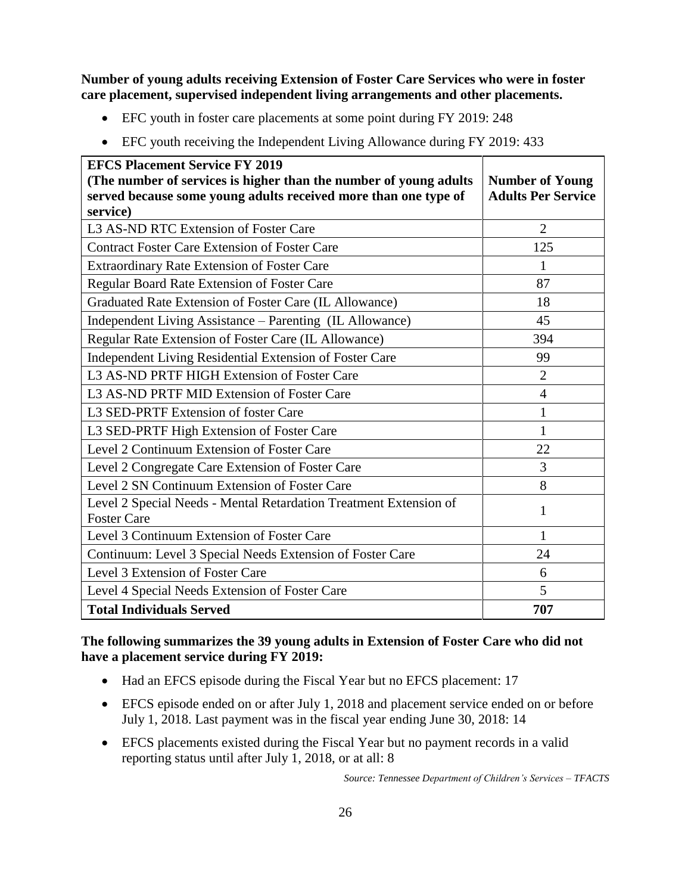**Number of young adults receiving Extension of Foster Care Services who were in foster care placement, supervised independent living arrangements and other placements.**

- EFC youth in foster care placements at some point during FY 2019: 248
- EFC youth receiving the Independent Living Allowance during FY 2019: 433

| **EFCS Placement Service FY 2019 (The number of services is higher than the number of young adults served because some young adults received more than one type of service)** | **Number of Young Adults Per Service** |
|---|---|
| L3 AS-ND RTC Extension of Foster Care | 2 |
| Contract Foster Care Extension of Foster Care | 125 |
| Extraordinary Rate Extension of Foster Care | 1 |
| Regular Board Rate Extension of Foster Care | 87 |
| Graduated Rate Extension of Foster Care (IL Allowance) | 18 |
| Independent Living Assistance – Parenting (IL Allowance) | 45 |
| Regular Rate Extension of Foster Care (IL Allowance) | 394 |
| Independent Living Residential Extension of Foster Care | 99 |
| L3 AS-ND PRTF HIGH Extension of Foster Care | 2 |
| L3 AS-ND PRTF MID Extension of Foster Care | 4 |
| L3 SED-PRTF Extension of foster Care | 1 |
| L3 SED-PRTF High Extension of Foster Care | 1 |
| Level 2 Continuum Extension of Foster Care | 22 |
| Level 2 Congregate Care Extension of Foster Care | 3 |
| Level 2 SN Continuum Extension of Foster Care | 8 |
| Level 2 Special Needs - Mental Retardation Treatment Extension of Foster Care | 1 |
| Level 3 Continuum Extension of Foster Care | 1 |
| Continuum: Level 3 Special Needs Extension of Foster Care | 24 |
| Level 3 Extension of Foster Care | 6 |
| Level 4 Special Needs Extension of Foster Care | 5 |
| **Total Individuals Served** | **707** |

**The following summarizes the 39 young adults in Extension of Foster Care who did not have a placement service during FY 2019:**

- Had an EFCS episode during the Fiscal Year but no EFCS placement: 17
- EFCS episode ended on or after July 1, 2018 and placement service ended on or before July 1, 2018. Last payment was in the fiscal year ending June 30, 2018: 14
- EFCS placements existed during the Fiscal Year but no payment records in a valid reporting status until after July 1, 2018, or at all: 8

*Source: Tennessee Department of Children's Services – TFACTS*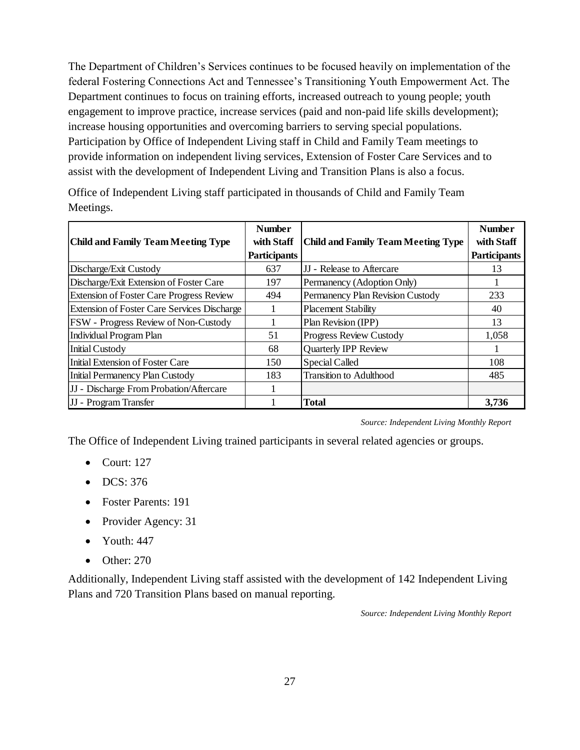The Department of Children's Services continues to be focused heavily on implementation of the federal Fostering Connections Act and Tennessee's Transitioning Youth Empowerment Act. The Department continues to focus on training efforts, increased outreach to young people; youth engagement to improve practice, increase services (paid and non-paid life skills development); increase housing opportunities and overcoming barriers to serving special populations. Participation by Office of Independent Living staff in Child and Family Team meetings to provide information on independent living services, Extension of Foster Care Services and to assist with the development of Independent Living and Transition Plans is also a focus.

Office of Independent Living staff participated in thousands of Child and Family Team Meetings.

| Child and Family Team Meeting Type | Number with Staff Participants | Child and Family Team Meeting Type | Number with Staff Participants |
|---|---|---|---|
| Discharge/Exit Custody | 637 | JJ - Release to Aftercare | 13 |
| Discharge/Exit Extension of Foster Care | 197 | Permanency (Adoption Only) | 1 |
| Extension of Foster Care Progress Review | 494 | Permanency Plan Revision Custody | 233 |
| Extension of Foster Care Services Discharge | 1 | Placement Stability | 40 |
| FSW - Progress Review of Non-Custody | 1 | Plan Revision (IPP) | 13 |
| Individual Program Plan | 51 | Progress Review Custody | 1,058 |
| Initial Custody | 68 | Quarterly IPP Review | 1 |
| Initial Extension of Foster Care | 150 | Special Called | 108 |
| Initial Permanency Plan Custody | 183 | Transition to Adulthood | 485 |
| JJ - Discharge From Probation/Aftercare | 1 | | |
| JJ - Program Transfer | 1 | **Total** | **3,736** |

*Source: Independent Living Monthly Report*

The Office of Independent Living trained participants in several related agencies or groups.

- Court: 127
- DCS: 376
- Foster Parents: 191
- Provider Agency: 31
- Youth: 447
- Other: 270

Additionally, Independent Living staff assisted with the development of 142 Independent Living Plans and 720 Transition Plans based on manual reporting.

*Source: Independent Living Monthly Report*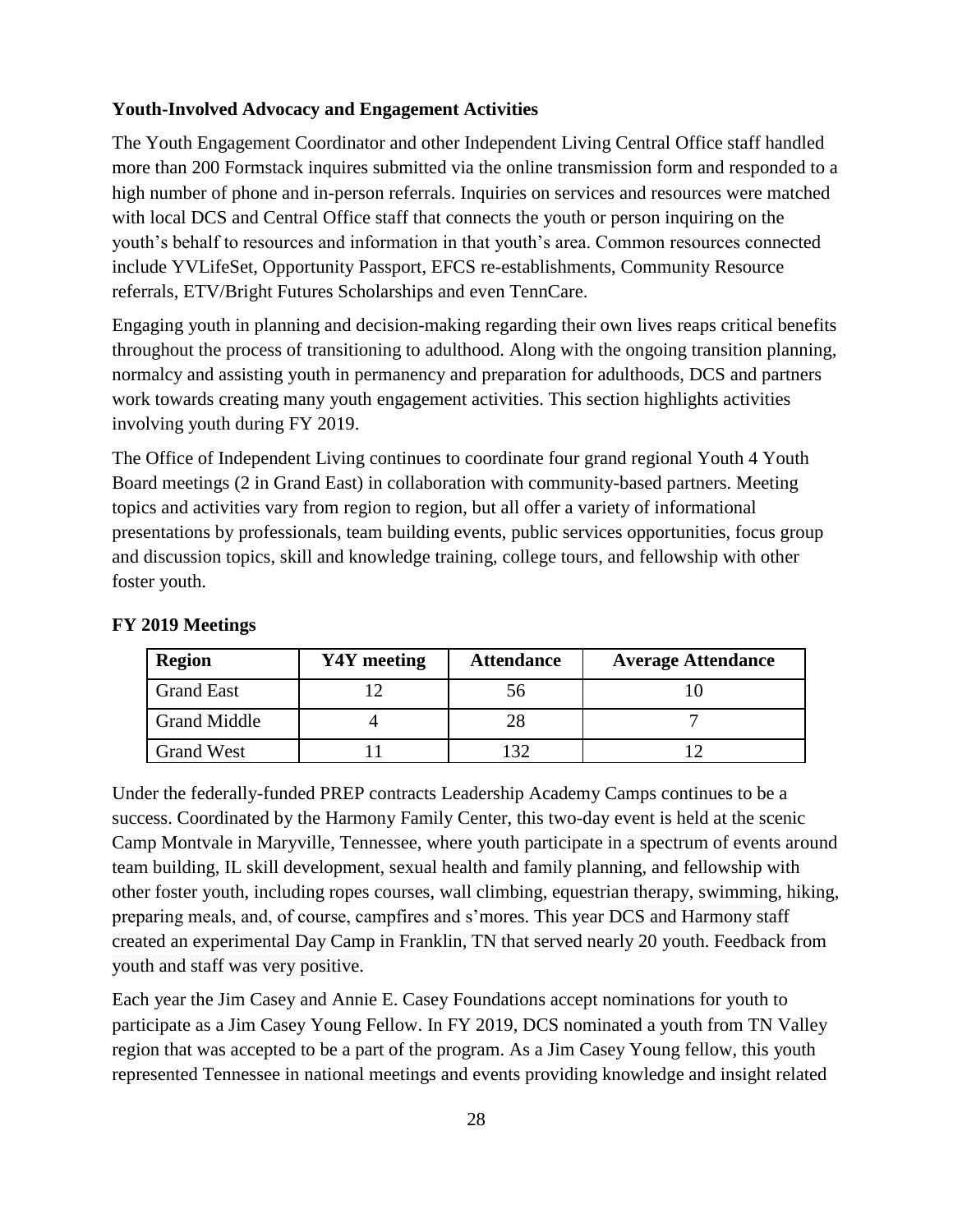**Youth-Involved Advocacy and Engagement Activities**

The Youth Engagement Coordinator and other Independent Living Central Office staff handled more than 200 Formstack inquires submitted via the online transmission form and responded to a high number of phone and in-person referrals. Inquiries on services and resources were matched with local DCS and Central Office staff that connects the youth or person inquiring on the youth's behalf to resources and information in that youth's area. Common resources connected include YVLifeSet, Opportunity Passport, EFCS re-establishments, Community Resource referrals, ETV/Bright Futures Scholarships and even TennCare.

Engaging youth in planning and decision-making regarding their own lives reaps critical benefits throughout the process of transitioning to adulthood. Along with the ongoing transition planning, normalcy and assisting youth in permanency and preparation for adulthoods, DCS and partners work towards creating many youth engagement activities. This section highlights activities involving youth during FY 2019.

The Office of Independent Living continues to coordinate four grand regional Youth 4 Youth Board meetings (2 in Grand East) in collaboration with community-based partners. Meeting topics and activities vary from region to region, but all offer a variety of informational presentations by professionals, team building events, public services opportunities, focus group and discussion topics, skill and knowledge training, college tours, and fellowship with other foster youth.

**FY 2019 Meetings**

| Region | Y4Y meeting | Attendance | Average Attendance |
|---|---|---|---|
| Grand East | 12 | 56 | 10 |
| Grand Middle | 4 | 28 | 7 |
| Grand West | 11 | 132 | 12 |

Under the federally-funded PREP contracts Leadership Academy Camps continues to be a success. Coordinated by the Harmony Family Center, this two-day event is held at the scenic Camp Montvale in Maryville, Tennessee, where youth participate in a spectrum of events around team building, IL skill development, sexual health and family planning, and fellowship with other foster youth, including ropes courses, wall climbing, equestrian therapy, swimming, hiking, preparing meals, and, of course, campfires and s'mores. This year DCS and Harmony staff created an experimental Day Camp in Franklin, TN that served nearly 20 youth. Feedback from youth and staff was very positive.

Each year the Jim Casey and Annie E. Casey Foundations accept nominations for youth to participate as a Jim Casey Young Fellow. In FY 2019, DCS nominated a youth from TN Valley region that was accepted to be a part of the program. As a Jim Casey Young fellow, this youth represented Tennessee in national meetings and events providing knowledge and insight related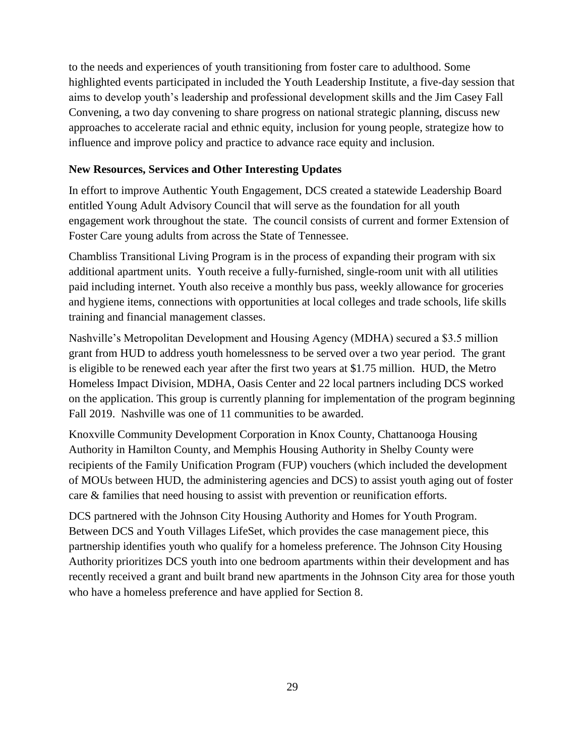to the needs and experiences of youth transitioning from foster care to adulthood. Some highlighted events participated in included the Youth Leadership Institute, a five-day session that aims to develop youth's leadership and professional development skills and the Jim Casey Fall Convening, a two day convening to share progress on national strategic planning, discuss new approaches to accelerate racial and ethnic equity, inclusion for young people, strategize how to influence and improve policy and practice to advance race equity and inclusion.

**New Resources, Services and Other Interesting Updates**

In effort to improve Authentic Youth Engagement, DCS created a statewide Leadership Board entitled Young Adult Advisory Council that will serve as the foundation for all youth engagement work throughout the state. The council consists of current and former Extension of Foster Care young adults from across the State of Tennessee.

Chambliss Transitional Living Program is in the process of expanding their program with six additional apartment units. Youth receive a fully-furnished, single-room unit with all utilities paid including internet. Youth also receive a monthly bus pass, weekly allowance for groceries and hygiene items, connections with opportunities at local colleges and trade schools, life skills training and financial management classes.

Nashville's Metropolitan Development and Housing Agency (MDHA) secured a $3.5 million grant from HUD to address youth homelessness to be served over a two year period. The grant is eligible to be renewed each year after the first two years at $1.75 million. HUD, the Metro Homeless Impact Division, MDHA, Oasis Center and 22 local partners including DCS worked on the application. This group is currently planning for implementation of the program beginning Fall 2019. Nashville was one of 11 communities to be awarded.

Knoxville Community Development Corporation in Knox County, Chattanooga Housing Authority in Hamilton County, and Memphis Housing Authority in Shelby County were recipients of the Family Unification Program (FUP) vouchers (which included the development of MOUs between HUD, the administering agencies and DCS) to assist youth aging out of foster care & families that need housing to assist with prevention or reunification efforts.

DCS partnered with the Johnson City Housing Authority and Homes for Youth Program. Between DCS and Youth Villages LifeSet, which provides the case management piece, this partnership identifies youth who qualify for a homeless preference. The Johnson City Housing Authority prioritizes DCS youth into one bedroom apartments within their development and has recently received a grant and built brand new apartments in the Johnson City area for those youth who have a homeless preference and have applied for Section 8.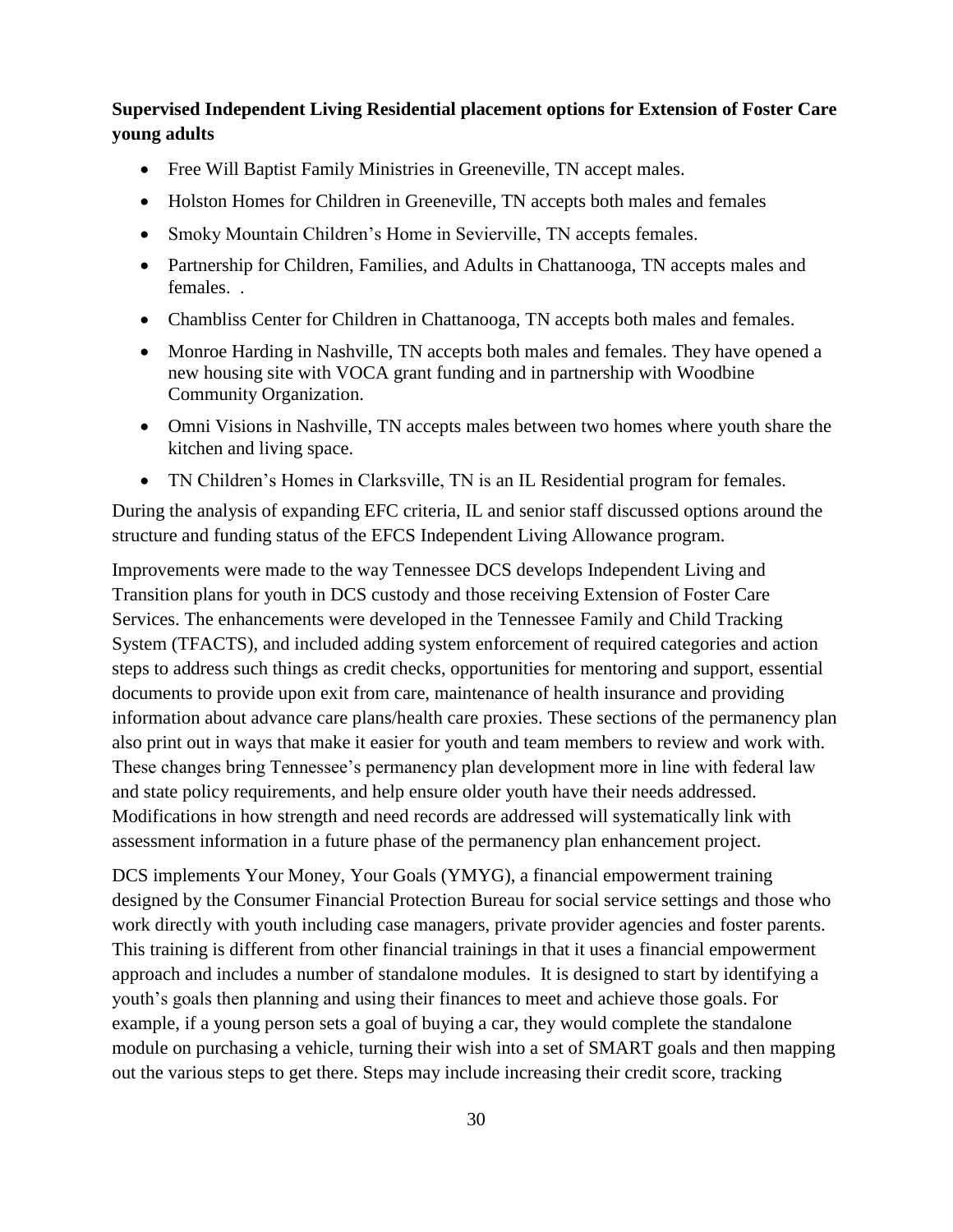**Supervised Independent Living Residential placement options for Extension of Foster Care young adults**

- Free Will Baptist Family Ministries in Greeneville, TN accept males.
- Holston Homes for Children in Greeneville, TN accepts both males and females
- Smoky Mountain Children's Home in Sevierville, TN accepts females.
- Partnership for Children, Families, and Adults in Chattanooga, TN accepts males and females. .
- Chambliss Center for Children in Chattanooga, TN accepts both males and females.
- Monroe Harding in Nashville, TN accepts both males and females. They have opened a new housing site with VOCA grant funding and in partnership with Woodbine Community Organization.
- Omni Visions in Nashville, TN accepts males between two homes where youth share the kitchen and living space.
- TN Children's Homes in Clarksville, TN is an IL Residential program for females.

During the analysis of expanding EFC criteria, IL and senior staff discussed options around the structure and funding status of the EFCS Independent Living Allowance program.

Improvements were made to the way Tennessee DCS develops Independent Living and Transition plans for youth in DCS custody and those receiving Extension of Foster Care Services. The enhancements were developed in the Tennessee Family and Child Tracking System (TFACTS), and included adding system enforcement of required categories and action steps to address such things as credit checks, opportunities for mentoring and support, essential documents to provide upon exit from care, maintenance of health insurance and providing information about advance care plans/health care proxies. These sections of the permanency plan also print out in ways that make it easier for youth and team members to review and work with. These changes bring Tennessee's permanency plan development more in line with federal law and state policy requirements, and help ensure older youth have their needs addressed. Modifications in how strength and need records are addressed will systematically link with assessment information in a future phase of the permanency plan enhancement project.

DCS implements Your Money, Your Goals (YMYG), a financial empowerment training designed by the Consumer Financial Protection Bureau for social service settings and those who work directly with youth including case managers, private provider agencies and foster parents. This training is different from other financial trainings in that it uses a financial empowerment approach and includes a number of standalone modules. It is designed to start by identifying a youth's goals then planning and using their finances to meet and achieve those goals. For example, if a young person sets a goal of buying a car, they would complete the standalone module on purchasing a vehicle, turning their wish into a set of SMART goals and then mapping out the various steps to get there. Steps may include increasing their credit score, tracking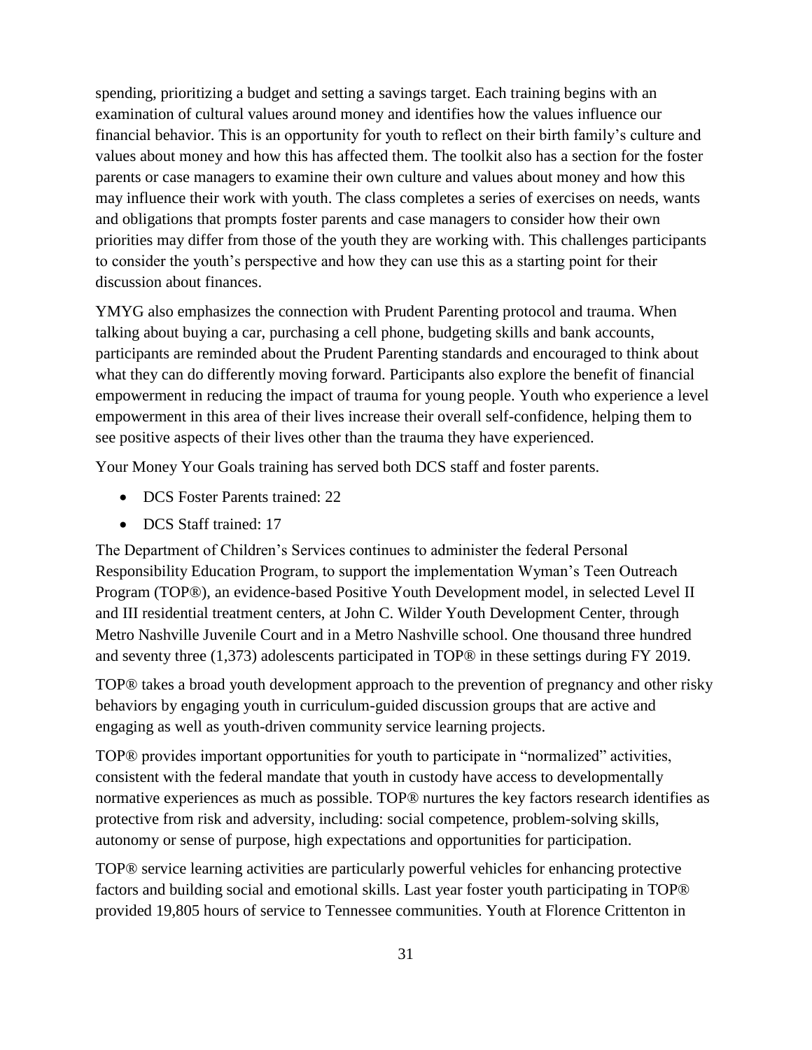spending, prioritizing a budget and setting a savings target. Each training begins with an examination of cultural values around money and identifies how the values influence our financial behavior. This is an opportunity for youth to reflect on their birth family's culture and values about money and how this has affected them. The toolkit also has a section for the foster parents or case managers to examine their own culture and values about money and how this may influence their work with youth. The class completes a series of exercises on needs, wants and obligations that prompts foster parents and case managers to consider how their own priorities may differ from those of the youth they are working with. This challenges participants to consider the youth's perspective and how they can use this as a starting point for their discussion about finances.

YMYG also emphasizes the connection with Prudent Parenting protocol and trauma. When talking about buying a car, purchasing a cell phone, budgeting skills and bank accounts, participants are reminded about the Prudent Parenting standards and encouraged to think about what they can do differently moving forward. Participants also explore the benefit of financial empowerment in reducing the impact of trauma for young people. Youth who experience a level empowerment in this area of their lives increase their overall self-confidence, helping them to see positive aspects of their lives other than the trauma they have experienced.

Your Money Your Goals training has served both DCS staff and foster parents.

- DCS Foster Parents trained: 22
- DCS Staff trained: 17

The Department of Children's Services continues to administer the federal Personal Responsibility Education Program, to support the implementation Wyman's Teen Outreach Program (TOP®), an evidence-based Positive Youth Development model, in selected Level II and III residential treatment centers, at John C. Wilder Youth Development Center, through Metro Nashville Juvenile Court and in a Metro Nashville school. One thousand three hundred and seventy three (1,373) adolescents participated in TOP® in these settings during FY 2019.

TOP® takes a broad youth development approach to the prevention of pregnancy and other risky behaviors by engaging youth in curriculum-guided discussion groups that are active and engaging as well as youth-driven community service learning projects.

TOP® provides important opportunities for youth to participate in "normalized" activities, consistent with the federal mandate that youth in custody have access to developmentally normative experiences as much as possible. TOP® nurtures the key factors research identifies as protective from risk and adversity, including: social competence, problem-solving skills, autonomy or sense of purpose, high expectations and opportunities for participation.

TOP® service learning activities are particularly powerful vehicles for enhancing protective factors and building social and emotional skills. Last year foster youth participating in TOP® provided 19,805 hours of service to Tennessee communities. Youth at Florence Crittenton in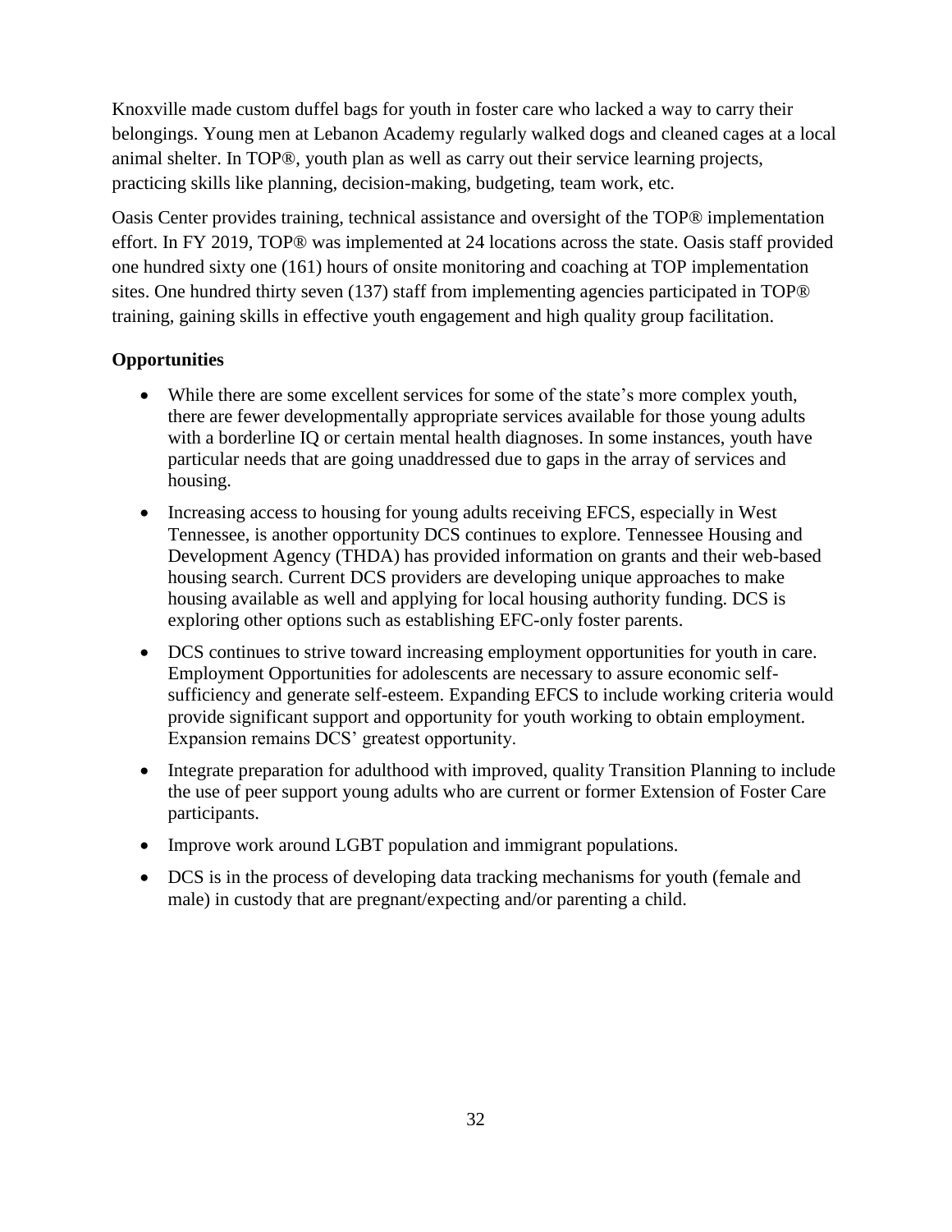Knoxville made custom duffel bags for youth in foster care who lacked a way to carry their belongings. Young men at Lebanon Academy regularly walked dogs and cleaned cages at a local animal shelter. In TOP®, youth plan as well as carry out their service learning projects, practicing skills like planning, decision-making, budgeting, team work, etc.

Oasis Center provides training, technical assistance and oversight of the TOP® implementation effort. In FY 2019, TOP® was implemented at 24 locations across the state. Oasis staff provided one hundred sixty one (161) hours of onsite monitoring and coaching at TOP implementation sites. One hundred thirty seven (137) staff from implementing agencies participated in TOP® training, gaining skills in effective youth engagement and high quality group facilitation.

**Opportunities**

- While there are some excellent services for some of the state's more complex youth, there are fewer developmentally appropriate services available for those young adults with a borderline IQ or certain mental health diagnoses. In some instances, youth have particular needs that are going unaddressed due to gaps in the array of services and housing.
- Increasing access to housing for young adults receiving EFCS, especially in West Tennessee, is another opportunity DCS continues to explore. Tennessee Housing and Development Agency (THDA) has provided information on grants and their web-based housing search. Current DCS providers are developing unique approaches to make housing available as well and applying for local housing authority funding. DCS is exploring other options such as establishing EFC-only foster parents.
- DCS continues to strive toward increasing employment opportunities for youth in care. Employment Opportunities for adolescents are necessary to assure economic self-sufficiency and generate self-esteem. Expanding EFCS to include working criteria would provide significant support and opportunity for youth working to obtain employment. Expansion remains DCS' greatest opportunity.
- Integrate preparation for adulthood with improved, quality Transition Planning to include the use of peer support young adults who are current or former Extension of Foster Care participants.
- Improve work around LGBT population and immigrant populations.
- DCS is in the process of developing data tracking mechanisms for youth (female and male) in custody that are pregnant/expecting and/or parenting a child.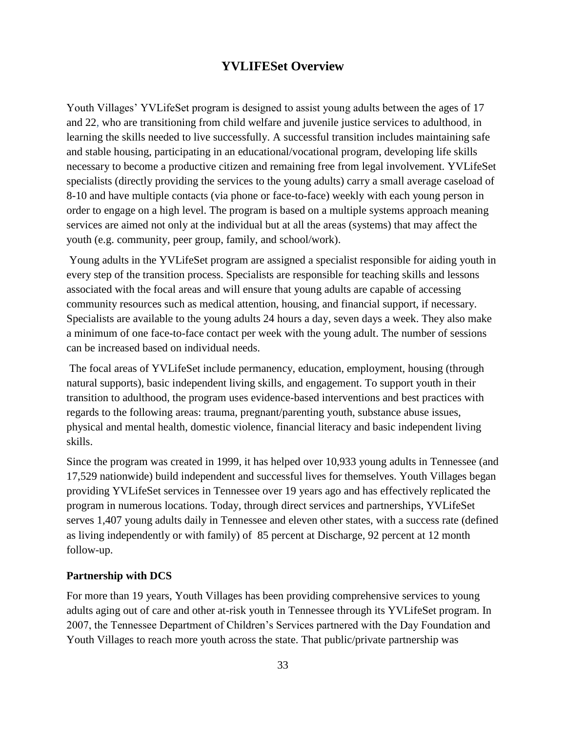## YVLIFESet Overview

Youth Villages' YVLifeSet program is designed to assist young adults between the ages of 17 and 22, who are transitioning from child welfare and juvenile justice services to adulthood, in learning the skills needed to live successfully. A successful transition includes maintaining safe and stable housing, participating in an educational/vocational program, developing life skills necessary to become a productive citizen and remaining free from legal involvement. YVLifeSet specialists (directly providing the services to the young adults) carry a small average caseload of 8-10 and have multiple contacts (via phone or face-to-face) weekly with each young person in order to engage on a high level. The program is based on a multiple systems approach meaning services are aimed not only at the individual but at all the areas (systems) that may affect the youth (e.g. community, peer group, family, and school/work).

Young adults in the YVLifeSet program are assigned a specialist responsible for aiding youth in every step of the transition process. Specialists are responsible for teaching skills and lessons associated with the focal areas and will ensure that young adults are capable of accessing community resources such as medical attention, housing, and financial support, if necessary. Specialists are available to the young adults 24 hours a day, seven days a week. They also make a minimum of one face-to-face contact per week with the young adult. The number of sessions can be increased based on individual needs.

The focal areas of YVLifeSet include permanency, education, employment, housing (through natural supports), basic independent living skills, and engagement. To support youth in their transition to adulthood, the program uses evidence-based interventions and best practices with regards to the following areas: trauma, pregnant/parenting youth, substance abuse issues, physical and mental health, domestic violence, financial literacy and basic independent living skills.

Since the program was created in 1999, it has helped over 10,933 young adults in Tennessee (and 17,529 nationwide) build independent and successful lives for themselves. Youth Villages began providing YVLifeSet services in Tennessee over 19 years ago and has effectively replicated the program in numerous locations. Today, through direct services and partnerships, YVLifeSet serves 1,407 young adults daily in Tennessee and eleven other states, with a success rate (defined as living independently or with family) of 85 percent at Discharge, 92 percent at 12 month follow-up.

### Partnership with DCS

For more than 19 years, Youth Villages has been providing comprehensive services to young adults aging out of care and other at-risk youth in Tennessee through its YVLifeSet program. In 2007, the Tennessee Department of Children's Services partnered with the Day Foundation and Youth Villages to reach more youth across the state. That public/private partnership was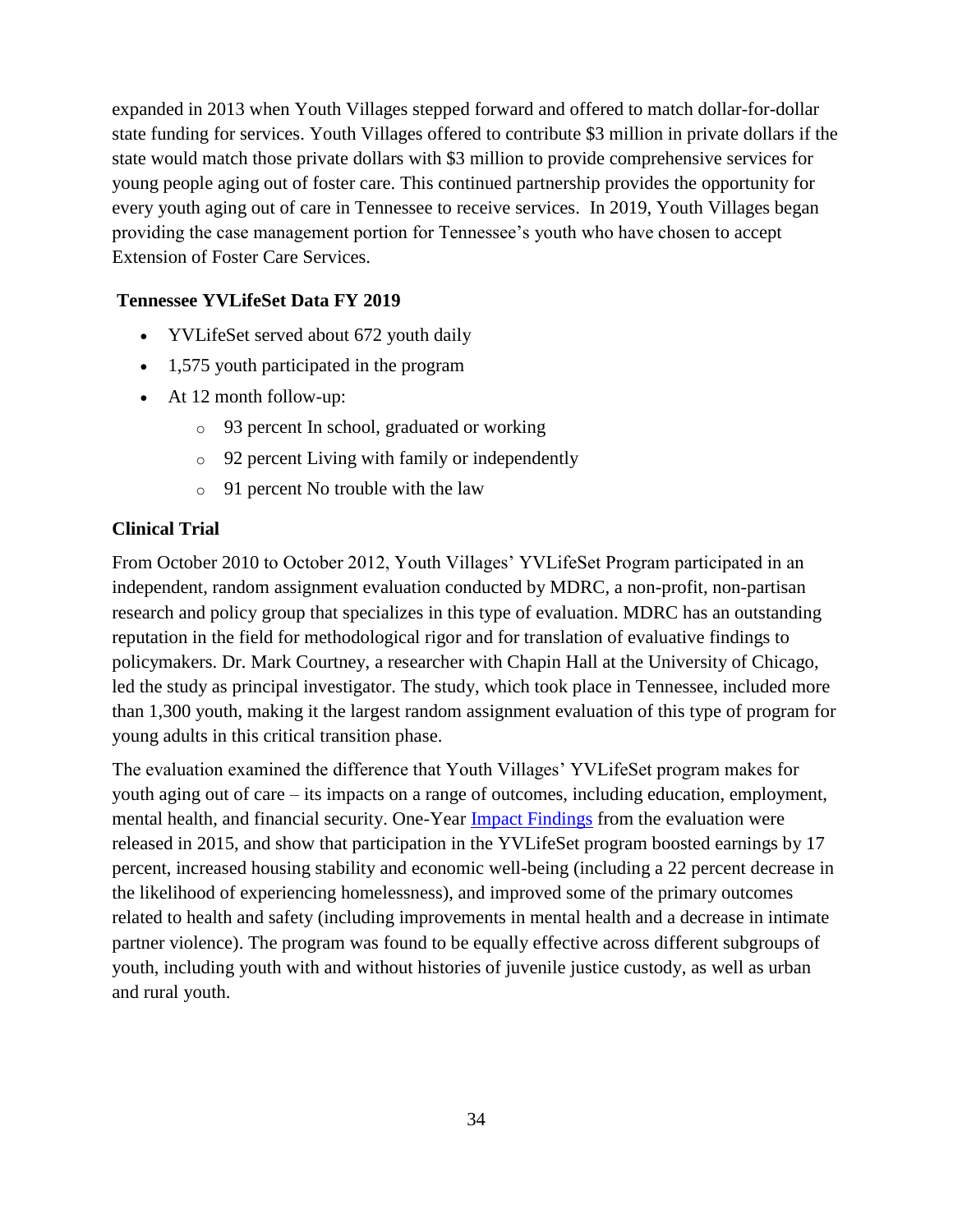expanded in 2013 when Youth Villages stepped forward and offered to match dollar-for-dollar state funding for services. Youth Villages offered to contribute $3 million in private dollars if the state would match those private dollars with $3 million to provide comprehensive services for young people aging out of foster care. This continued partnership provides the opportunity for every youth aging out of care in Tennessee to receive services. In 2019, Youth Villages began providing the case management portion for Tennessee's youth who have chosen to accept Extension of Foster Care Services.

**Tennessee YVLifeSet Data FY 2019**

- YVLifeSet served about 672 youth daily
- 1,575 youth participated in the program
- At 12 month follow-up:
  - 93 percent In school, graduated or working
  - 92 percent Living with family or independently
  - 91 percent No trouble with the law

### Clinical Trial

From October 2010 to October 2012, Youth Villages' YVLifeSet Program participated in an independent, random assignment evaluation conducted by MDRC, a non-profit, non-partisan research and policy group that specializes in this type of evaluation. MDRC has an outstanding reputation in the field for methodological rigor and for translation of evaluative findings to policymakers. Dr. Mark Courtney, a researcher with Chapin Hall at the University of Chicago, led the study as principal investigator. The study, which took place in Tennessee, included more than 1,300 youth, making it the largest random assignment evaluation of this type of program for young adults in this critical transition phase.

The evaluation examined the difference that Youth Villages' YVLifeSet program makes for youth aging out of care – its impacts on a range of outcomes, including education, employment, mental health, and financial security. One-Year Impact Findings from the evaluation were released in 2015, and show that participation in the YVLifeSet program boosted earnings by 17 percent, increased housing stability and economic well-being (including a 22 percent decrease in the likelihood of experiencing homelessness), and improved some of the primary outcomes related to health and safety (including improvements in mental health and a decrease in intimate partner violence). The program was found to be equally effective across different subgroups of youth, including youth with and without histories of juvenile justice custody, as well as urban and rural youth.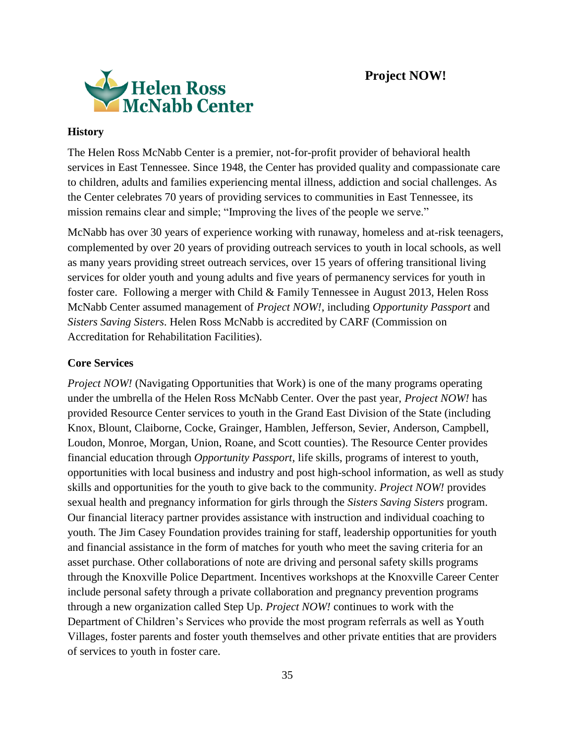# Project NOW!

Helen Ross McNabb Center

## History

The Helen Ross McNabb Center is a premier, not-for-profit provider of behavioral health services in East Tennessee. Since 1948, the Center has provided quality and compassionate care to children, adults and families experiencing mental illness, addiction and social challenges. As the Center celebrates 70 years of providing services to communities in East Tennessee, its mission remains clear and simple; "Improving the lives of the people we serve."

McNabb has over 30 years of experience working with runaway, homeless and at-risk teenagers, complemented by over 20 years of providing outreach services to youth in local schools, as well as many years providing street outreach services, over 15 years of offering transitional living services for older youth and young adults and five years of permanency services for youth in foster care. Following a merger with Child & Family Tennessee in August 2013, Helen Ross McNabb Center assumed management of *Project NOW!*, including *Opportunity Passport* and *Sisters Saving Sisters*. Helen Ross McNabb is accredited by CARF (Commission on Accreditation for Rehabilitation Facilities).

## Core Services

*Project NOW!* (Navigating Opportunities that Work) is one of the many programs operating under the umbrella of the Helen Ross McNabb Center. Over the past year, *Project NOW!* has provided Resource Center services to youth in the Grand East Division of the State (including Knox, Blount, Claiborne, Cocke, Grainger, Hamblen, Jefferson, Sevier, Anderson, Campbell, Loudon, Monroe, Morgan, Union, Roane, and Scott counties). The Resource Center provides financial education through *Opportunity Passport*, life skills, programs of interest to youth, opportunities with local business and industry and post high-school information, as well as study skills and opportunities for the youth to give back to the community. *Project NOW!* provides sexual health and pregnancy information for girls through the *Sisters Saving Sisters* program. Our financial literacy partner provides assistance with instruction and individual coaching to youth. The Jim Casey Foundation provides training for staff, leadership opportunities for youth and financial assistance in the form of matches for youth who meet the saving criteria for an asset purchase. Other collaborations of note are driving and personal safety skills programs through the Knoxville Police Department. Incentives workshops at the Knoxville Career Center include personal safety through a private collaboration and pregnancy prevention programs through a new organization called Step Up. *Project NOW!* continues to work with the Department of Children's Services who provide the most program referrals as well as Youth Villages, foster parents and foster youth themselves and other private entities that are providers of services to youth in foster care.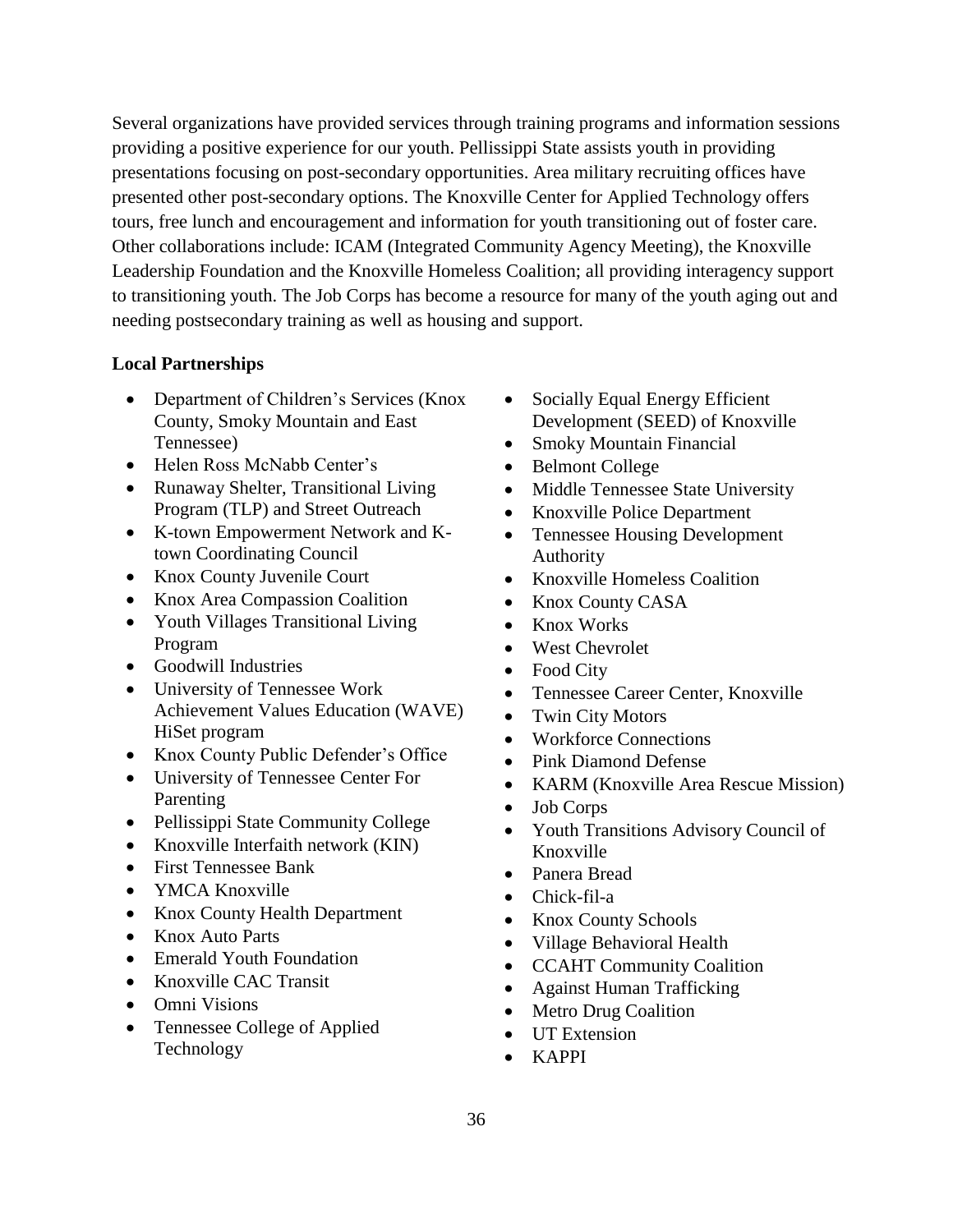Several organizations have provided services through training programs and information sessions providing a positive experience for our youth. Pellissippi State assists youth in providing presentations focusing on post-secondary opportunities. Area military recruiting offices have presented other post-secondary options. The Knoxville Center for Applied Technology offers tours, free lunch and encouragement and information for youth transitioning out of foster care. Other collaborations include: ICAM (Integrated Community Agency Meeting), the Knoxville Leadership Foundation and the Knoxville Homeless Coalition; all providing interagency support to transitioning youth. The Job Corps has become a resource for many of the youth aging out and needing postsecondary training as well as housing and support.

**Local Partnerships**

- Department of Children's Services (Knox County, Smoky Mountain and East Tennessee)
- Helen Ross McNabb Center's
- Runaway Shelter, Transitional Living Program (TLP) and Street Outreach
- K-town Empowerment Network and K-town Coordinating Council
- Knox County Juvenile Court
- Knox Area Compassion Coalition
- Youth Villages Transitional Living Program
- Goodwill Industries
- University of Tennessee Work Achievement Values Education (WAVE) HiSet program
- Knox County Public Defender's Office
- University of Tennessee Center For Parenting
- Pellissippi State Community College
- Knoxville Interfaith network (KIN)
- First Tennessee Bank
- YMCA Knoxville
- Knox County Health Department
- Knox Auto Parts
- Emerald Youth Foundation
- Knoxville CAC Transit
- Omni Visions
- Tennessee College of Applied Technology
- Socially Equal Energy Efficient Development (SEED) of Knoxville
- Smoky Mountain Financial
- Belmont College
- Middle Tennessee State University
- Knoxville Police Department
- Tennessee Housing Development Authority
- Knoxville Homeless Coalition
- Knox County CASA
- Knox Works
- West Chevrolet
- Food City
- Tennessee Career Center, Knoxville
- Twin City Motors
- Workforce Connections
- Pink Diamond Defense
- KARM (Knoxville Area Rescue Mission)
- Job Corps
- Youth Transitions Advisory Council of Knoxville
- Panera Bread
- Chick-fil-a
- Knox County Schools
- Village Behavioral Health
- CCAHT Community Coalition
- Against Human Trafficking
- Metro Drug Coalition
- UT Extension
- KAPPI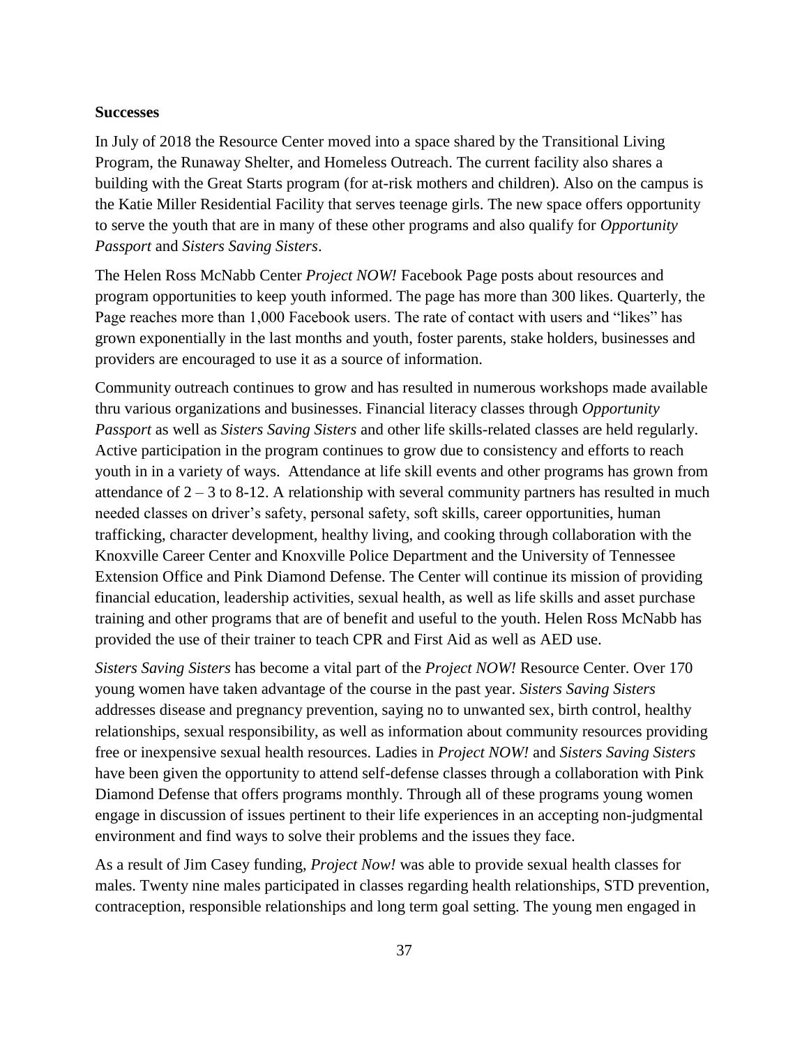**Successes**

In July of 2018 the Resource Center moved into a space shared by the Transitional Living Program, the Runaway Shelter, and Homeless Outreach. The current facility also shares a building with the Great Starts program (for at-risk mothers and children). Also on the campus is the Katie Miller Residential Facility that serves teenage girls. The new space offers opportunity to serve the youth that are in many of these other programs and also qualify for *Opportunity Passport* and *Sisters Saving Sisters*.

The Helen Ross McNabb Center *Project NOW!* Facebook Page posts about resources and program opportunities to keep youth informed. The page has more than 300 likes. Quarterly, the Page reaches more than 1,000 Facebook users. The rate of contact with users and "likes" has grown exponentially in the last months and youth, foster parents, stake holders, businesses and providers are encouraged to use it as a source of information.

Community outreach continues to grow and has resulted in numerous workshops made available thru various organizations and businesses. Financial literacy classes through *Opportunity Passport* as well as *Sisters Saving Sisters* and other life skills-related classes are held regularly. Active participation in the program continues to grow due to consistency and efforts to reach youth in in a variety of ways. Attendance at life skill events and other programs has grown from attendance of 2 – 3 to 8-12. A relationship with several community partners has resulted in much needed classes on driver's safety, personal safety, soft skills, career opportunities, human trafficking, character development, healthy living, and cooking through collaboration with the Knoxville Career Center and Knoxville Police Department and the University of Tennessee Extension Office and Pink Diamond Defense. The Center will continue its mission of providing financial education, leadership activities, sexual health, as well as life skills and asset purchase training and other programs that are of benefit and useful to the youth. Helen Ross McNabb has provided the use of their trainer to teach CPR and First Aid as well as AED use.

*Sisters Saving Sisters* has become a vital part of the *Project NOW!* Resource Center. Over 170 young women have taken advantage of the course in the past year. *Sisters Saving Sisters* addresses disease and pregnancy prevention, saying no to unwanted sex, birth control, healthy relationships, sexual responsibility, as well as information about community resources providing free or inexpensive sexual health resources. Ladies in *Project NOW!* and *Sisters Saving Sisters* have been given the opportunity to attend self-defense classes through a collaboration with Pink Diamond Defense that offers programs monthly. Through all of these programs young women engage in discussion of issues pertinent to their life experiences in an accepting non-judgmental environment and find ways to solve their problems and the issues they face.

As a result of Jim Casey funding, *Project Now!* was able to provide sexual health classes for males. Twenty nine males participated in classes regarding health relationships, STD prevention, contraception, responsible relationships and long term goal setting. The young men engaged in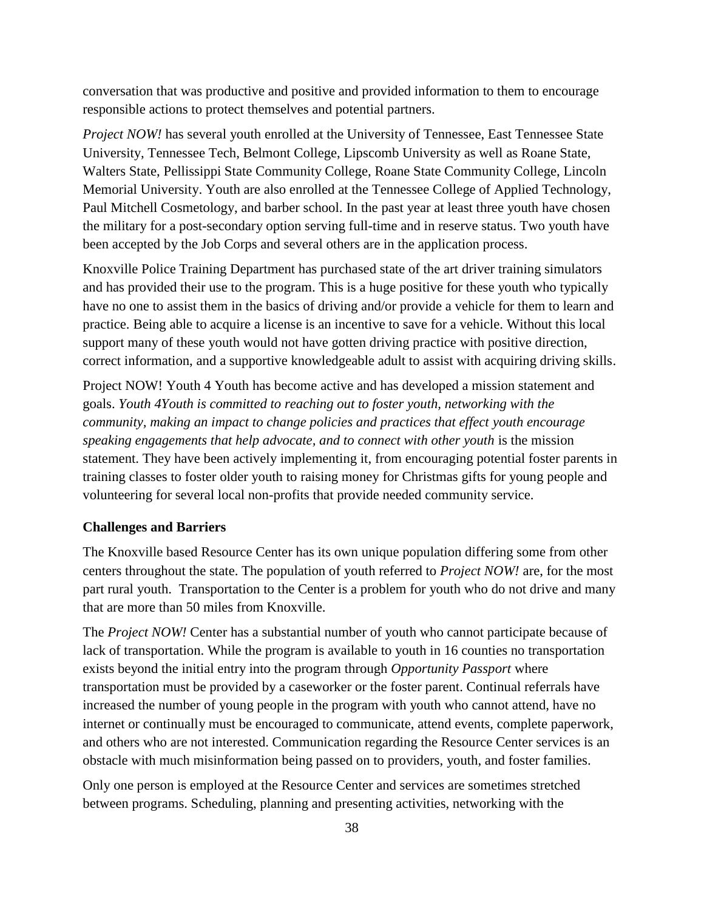conversation that was productive and positive and provided information to them to encourage responsible actions to protect themselves and potential partners.

*Project NOW!* has several youth enrolled at the University of Tennessee, East Tennessee State University, Tennessee Tech, Belmont College, Lipscomb University as well as Roane State, Walters State, Pellissippi State Community College, Roane State Community College, Lincoln Memorial University. Youth are also enrolled at the Tennessee College of Applied Technology, Paul Mitchell Cosmetology, and barber school. In the past year at least three youth have chosen the military for a post-secondary option serving full-time and in reserve status. Two youth have been accepted by the Job Corps and several others are in the application process.

Knoxville Police Training Department has purchased state of the art driver training simulators and has provided their use to the program. This is a huge positive for these youth who typically have no one to assist them in the basics of driving and/or provide a vehicle for them to learn and practice. Being able to acquire a license is an incentive to save for a vehicle. Without this local support many of these youth would not have gotten driving practice with positive direction, correct information, and a supportive knowledgeable adult to assist with acquiring driving skills.

Project NOW! Youth 4 Youth has become active and has developed a mission statement and goals. *Youth 4Youth is committed to reaching out to foster youth, networking with the community, making an impact to change policies and practices that effect youth encourage speaking engagements that help advocate, and to connect with other youth* is the mission statement. They have been actively implementing it, from encouraging potential foster parents in training classes to foster older youth to raising money for Christmas gifts for young people and volunteering for several local non-profits that provide needed community service.

**Challenges and Barriers**

The Knoxville based Resource Center has its own unique population differing some from other centers throughout the state. The population of youth referred to *Project NOW!* are, for the most part rural youth. Transportation to the Center is a problem for youth who do not drive and many that are more than 50 miles from Knoxville.

The *Project NOW!* Center has a substantial number of youth who cannot participate because of lack of transportation. While the program is available to youth in 16 counties no transportation exists beyond the initial entry into the program through *Opportunity Passport* where transportation must be provided by a caseworker or the foster parent. Continual referrals have increased the number of young people in the program with youth who cannot attend, have no internet or continually must be encouraged to communicate, attend events, complete paperwork, and others who are not interested. Communication regarding the Resource Center services is an obstacle with much misinformation being passed on to providers, youth, and foster families.

Only one person is employed at the Resource Center and services are sometimes stretched between programs. Scheduling, planning and presenting activities, networking with the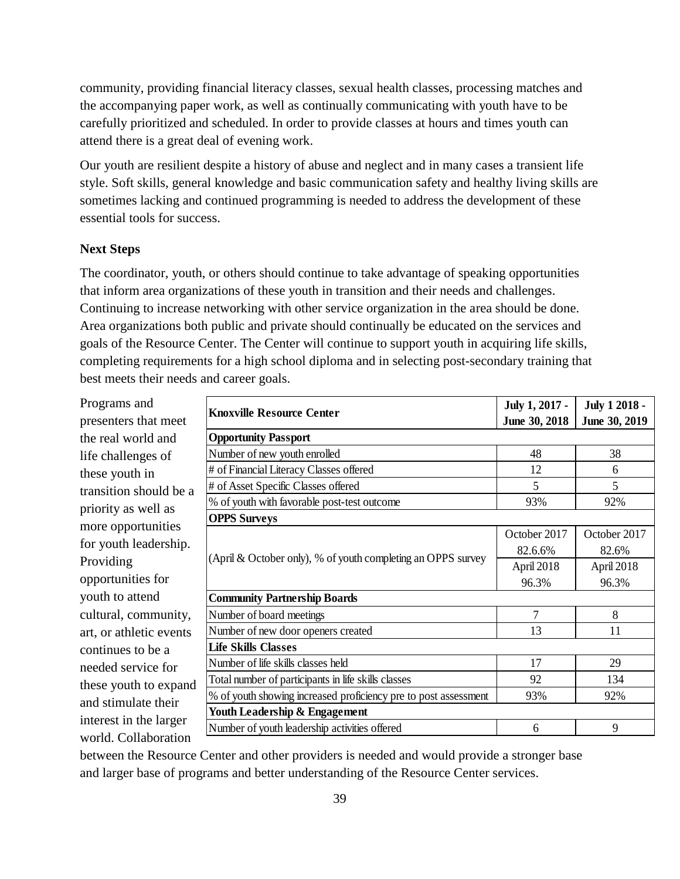community, providing financial literacy classes, sexual health classes, processing matches and the accompanying paper work, as well as continually communicating with youth have to be carefully prioritized and scheduled. In order to provide classes at hours and times youth can attend there is a great deal of evening work.

Our youth are resilient despite a history of abuse and neglect and in many cases a transient life style. Soft skills, general knowledge and basic communication safety and healthy living skills are sometimes lacking and continued programming is needed to address the development of these essential tools for success.

**Next Steps**

The coordinator, youth, or others should continue to take advantage of speaking opportunities that inform area organizations of these youth in transition and their needs and challenges. Continuing to increase networking with other service organization in the area should be done. Area organizations both public and private should continually be educated on the services and goals of the Resource Center. The Center will continue to support youth in acquiring life skills, completing requirements for a high school diploma and in selecting post-secondary training that best meets their needs and career goals.

Programs and presenters that meet the real world and life challenges of these youth in transition should be a priority as well as more opportunities for youth leadership. Providing opportunities for youth to attend cultural, community, art, or athletic events continues to be a needed service for these youth to expand and stimulate their interest in the larger world. Collaboration between the Resource Center and other providers is needed and would provide a stronger base and larger base of programs and better understanding of the Resource Center services.

| Knoxville Resource Center | July 1, 2017 - June 30, 2018 | July 1 2018 - June 30, 2019 |
|---|---|---|
| **Opportunity Passport** | | |
| Number of new youth enrolled | 48 | 38 |
| # of Financial Literacy Classes offered | 12 | 6 |
| # of Asset Specific Classes offered | 5 | 5 |
| % of youth with favorable post-test outcome | 93% | 92% |
| **OPPS Surveys** | | |
| (April & October only), % of youth completing an OPPS survey | October 2017 82.6.6% | October 2017 82.6% |
| | April 2018 96.3% | April 2018 96.3% |
| **Community Partnership Boards** | | |
| Number of board meetings | 7 | 8 |
| Number of new door openers created | 13 | 11 |
| **Life Skills Classes** | | |
| Number of life skills classes held | 17 | 29 |
| Total number of participants in life skills classes | 92 | 134 |
| % of youth showing increased proficiency pre to post assessment | 93% | 92% |
| **Youth Leadership & Engagement** | | |
| Number of youth leadership activities offered | 6 | 9 |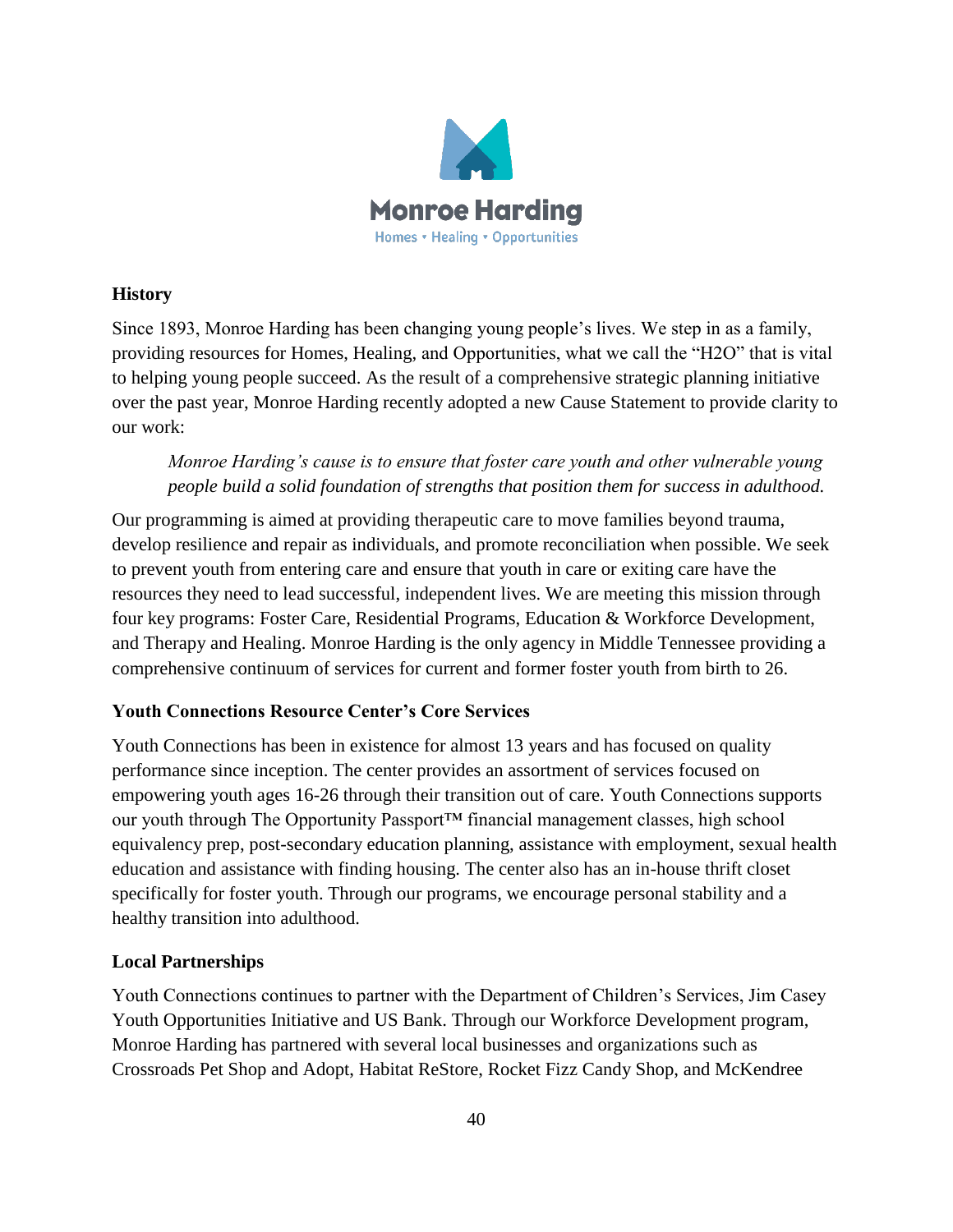Monroe Harding

Homes • Healing • Opportunities

**History**

Since 1893, Monroe Harding has been changing young people's lives. We step in as a family, providing resources for Homes, Healing, and Opportunities, what we call the "H2O" that is vital to helping young people succeed. As the result of a comprehensive strategic planning initiative over the past year, Monroe Harding recently adopted a new Cause Statement to provide clarity to our work:

> *Monroe Harding's cause is to ensure that foster care youth and other vulnerable young people build a solid foundation of strengths that position them for success in adulthood.*

Our programming is aimed at providing therapeutic care to move families beyond trauma, develop resilience and repair as individuals, and promote reconciliation when possible. We seek to prevent youth from entering care and ensure that youth in care or exiting care have the resources they need to lead successful, independent lives. We are meeting this mission through four key programs: Foster Care, Residential Programs, Education & Workforce Development, and Therapy and Healing. Monroe Harding is the only agency in Middle Tennessee providing a comprehensive continuum of services for current and former foster youth from birth to 26.

**Youth Connections Resource Center's Core Services**

Youth Connections has been in existence for almost 13 years and has focused on quality performance since inception. The center provides an assortment of services focused on empowering youth ages 16-26 through their transition out of care. Youth Connections supports our youth through The Opportunity Passport™ financial management classes, high school equivalency prep, post-secondary education planning, assistance with employment, sexual health education and assistance with finding housing. The center also has an in-house thrift closet specifically for foster youth. Through our programs, we encourage personal stability and a healthy transition into adulthood.

**Local Partnerships**

Youth Connections continues to partner with the Department of Children's Services, Jim Casey Youth Opportunities Initiative and US Bank. Through our Workforce Development program, Monroe Harding has partnered with several local businesses and organizations such as Crossroads Pet Shop and Adopt, Habitat ReStore, Rocket Fizz Candy Shop, and McKendree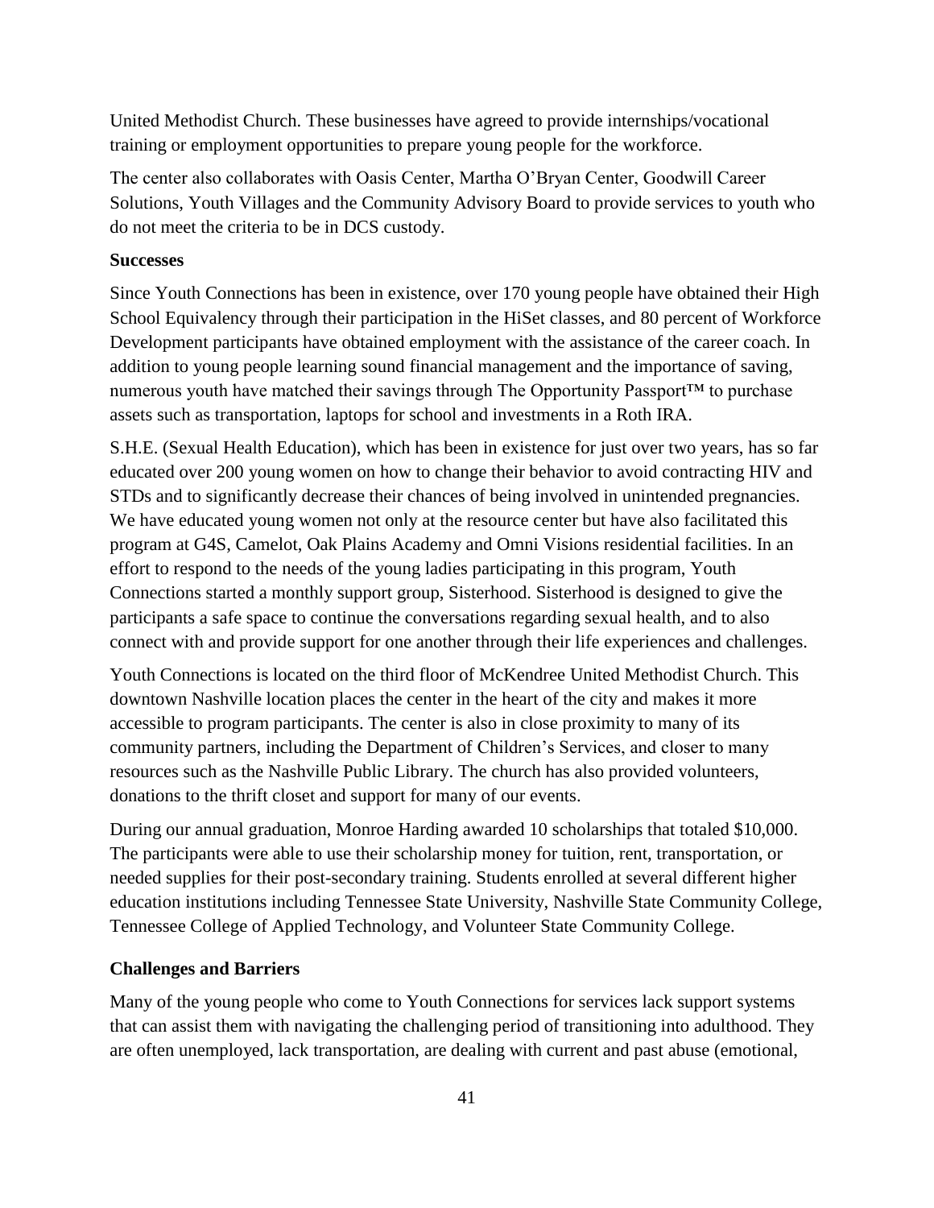United Methodist Church. These businesses have agreed to provide internships/vocational training or employment opportunities to prepare young people for the workforce.

The center also collaborates with Oasis Center, Martha O'Bryan Center, Goodwill Career Solutions, Youth Villages and the Community Advisory Board to provide services to youth who do not meet the criteria to be in DCS custody.

**Successes**

Since Youth Connections has been in existence, over 170 young people have obtained their High School Equivalency through their participation in the HiSet classes, and 80 percent of Workforce Development participants have obtained employment with the assistance of the career coach. In addition to young people learning sound financial management and the importance of saving, numerous youth have matched their savings through The Opportunity Passport™ to purchase assets such as transportation, laptops for school and investments in a Roth IRA.

S.H.E. (Sexual Health Education), which has been in existence for just over two years, has so far educated over 200 young women on how to change their behavior to avoid contracting HIV and STDs and to significantly decrease their chances of being involved in unintended pregnancies. We have educated young women not only at the resource center but have also facilitated this program at G4S, Camelot, Oak Plains Academy and Omni Visions residential facilities. In an effort to respond to the needs of the young ladies participating in this program, Youth Connections started a monthly support group, Sisterhood. Sisterhood is designed to give the participants a safe space to continue the conversations regarding sexual health, and to also connect with and provide support for one another through their life experiences and challenges.

Youth Connections is located on the third floor of McKendree United Methodist Church. This downtown Nashville location places the center in the heart of the city and makes it more accessible to program participants. The center is also in close proximity to many of its community partners, including the Department of Children's Services, and closer to many resources such as the Nashville Public Library. The church has also provided volunteers, donations to the thrift closet and support for many of our events.

During our annual graduation, Monroe Harding awarded 10 scholarships that totaled $10,000. The participants were able to use their scholarship money for tuition, rent, transportation, or needed supplies for their post-secondary training. Students enrolled at several different higher education institutions including Tennessee State University, Nashville State Community College, Tennessee College of Applied Technology, and Volunteer State Community College.

**Challenges and Barriers**

Many of the young people who come to Youth Connections for services lack support systems that can assist them with navigating the challenging period of transitioning into adulthood. They are often unemployed, lack transportation, are dealing with current and past abuse (emotional,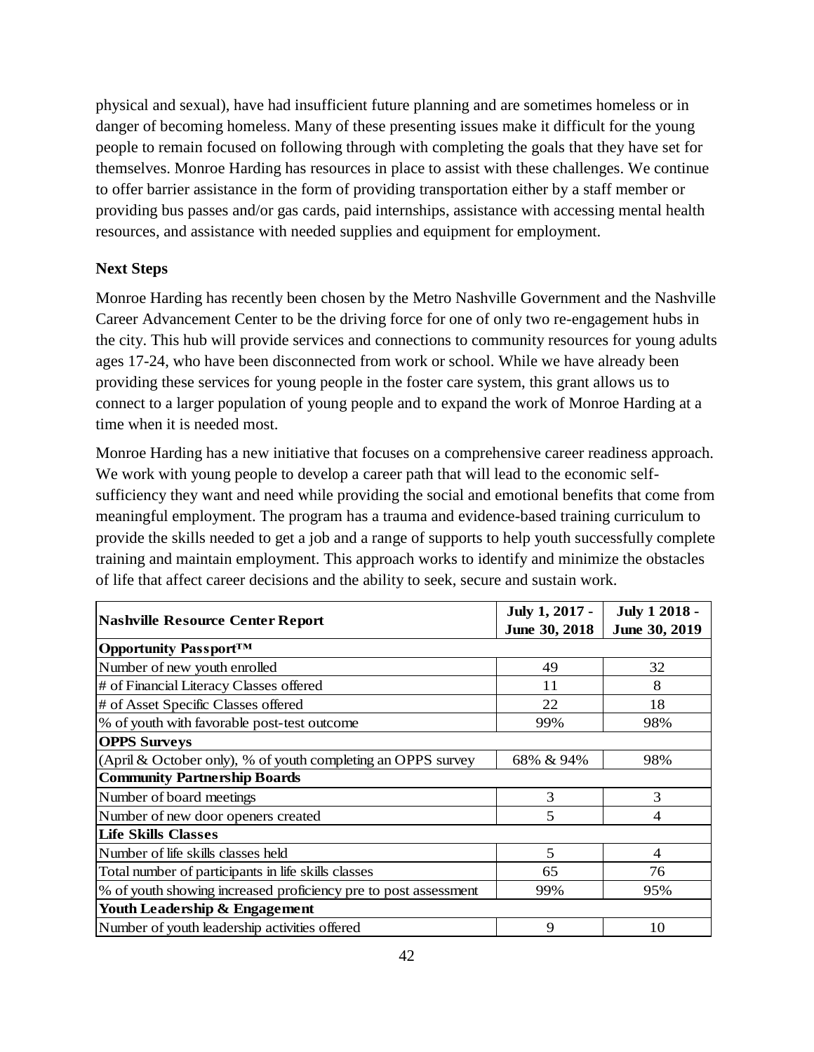physical and sexual), have had insufficient future planning and are sometimes homeless or in danger of becoming homeless. Many of these presenting issues make it difficult for the young people to remain focused on following through with completing the goals that they have set for themselves. Monroe Harding has resources in place to assist with these challenges. We continue to offer barrier assistance in the form of providing transportation either by a staff member or providing bus passes and/or gas cards, paid internships, assistance with accessing mental health resources, and assistance with needed supplies and equipment for employment.

**Next Steps**

Monroe Harding has recently been chosen by the Metro Nashville Government and the Nashville Career Advancement Center to be the driving force for one of only two re-engagement hubs in the city. This hub will provide services and connections to community resources for young adults ages 17-24, who have been disconnected from work or school. While we have already been providing these services for young people in the foster care system, this grant allows us to connect to a larger population of young people and to expand the work of Monroe Harding at a time when it is needed most.

Monroe Harding has a new initiative that focuses on a comprehensive career readiness approach. We work with young people to develop a career path that will lead to the economic self-sufficiency they want and need while providing the social and emotional benefits that come from meaningful employment. The program has a trauma and evidence-based training curriculum to provide the skills needed to get a job and a range of supports to help youth successfully complete training and maintain employment. This approach works to identify and minimize the obstacles of life that affect career decisions and the ability to seek, secure and sustain work.

| Nashville Resource Center Report | July 1, 2017 - June 30, 2018 | July 1 2018 - June 30, 2019 |
|---|---|---|
| **Opportunity Passport™** | | |
| Number of new youth enrolled | 49 | 32 |
| # of Financial Literacy Classes offered | 11 | 8 |
| # of Asset Specific Classes offered | 22 | 18 |
| % of youth with favorable post-test outcome | 99% | 98% |
| **OPPS Surveys** | | |
| (April & October only), % of youth completing an OPPS survey | 68% & 94% | 98% |
| **Community Partnership Boards** | | |
| Number of board meetings | 3 | 3 |
| Number of new door openers created | 5 | 4 |
| **Life Skills Classes** | | |
| Number of life skills classes held | 5 | 4 |
| Total number of participants in life skills classes | 65 | 76 |
| % of youth showing increased proficiency pre to post assessment | 99% | 95% |
| **Youth Leadership & Engagement** | | |
| Number of youth leadership activities offered | 9 | 10 |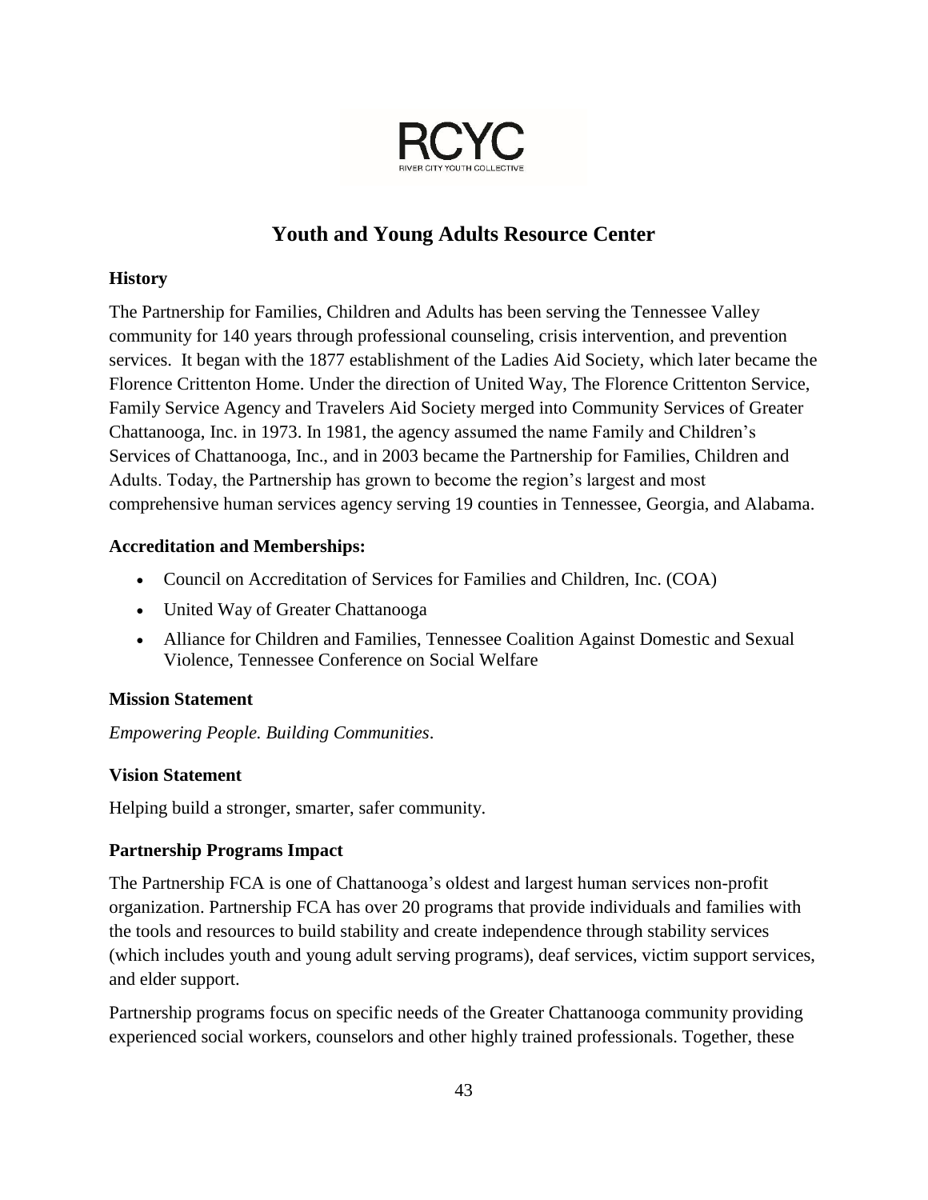RCYC

RIVER CITY YOUTH COLLECTIVE

# Youth and Young Adults Resource Center

### History

The Partnership for Families, Children and Adults has been serving the Tennessee Valley community for 140 years through professional counseling, crisis intervention, and prevention services. It began with the 1877 establishment of the Ladies Aid Society, which later became the Florence Crittenton Home. Under the direction of United Way, The Florence Crittenton Service, Family Service Agency and Travelers Aid Society merged into Community Services of Greater Chattanooga, Inc. in 1973. In 1981, the agency assumed the name Family and Children's Services of Chattanooga, Inc., and in 2003 became the Partnership for Families, Children and Adults. Today, the Partnership has grown to become the region's largest and most comprehensive human services agency serving 19 counties in Tennessee, Georgia, and Alabama.

### Accreditation and Memberships:

- Council on Accreditation of Services for Families and Children, Inc. (COA)
- United Way of Greater Chattanooga
- Alliance for Children and Families, Tennessee Coalition Against Domestic and Sexual Violence, Tennessee Conference on Social Welfare

### Mission Statement

*Empowering People. Building Communities*.

### Vision Statement

Helping build a stronger, smarter, safer community.

### Partnership Programs Impact

The Partnership FCA is one of Chattanooga's oldest and largest human services non-profit organization. Partnership FCA has over 20 programs that provide individuals and families with the tools and resources to build stability and create independence through stability services (which includes youth and young adult serving programs), deaf services, victim support services, and elder support.

Partnership programs focus on specific needs of the Greater Chattanooga community providing experienced social workers, counselors and other highly trained professionals. Together, these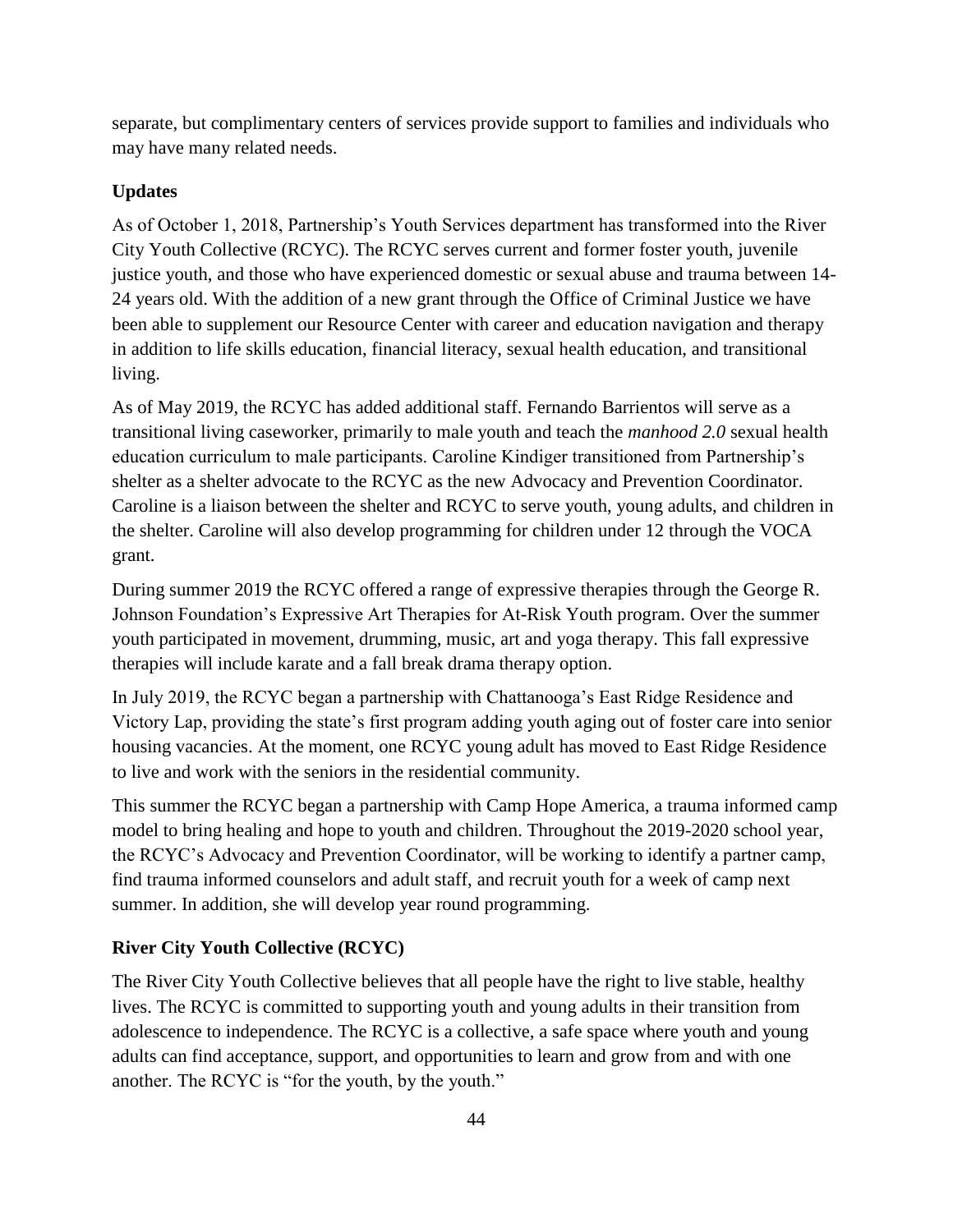separate, but complimentary centers of services provide support to families and individuals who may have many related needs.

### Updates

As of October 1, 2018, Partnership's Youth Services department has transformed into the River City Youth Collective (RCYC). The RCYC serves current and former foster youth, juvenile justice youth, and those who have experienced domestic or sexual abuse and trauma between 14-24 years old. With the addition of a new grant through the Office of Criminal Justice we have been able to supplement our Resource Center with career and education navigation and therapy in addition to life skills education, financial literacy, sexual health education, and transitional living.

As of May 2019, the RCYC has added additional staff. Fernando Barrientos will serve as a transitional living caseworker, primarily to male youth and teach the *manhood 2.0* sexual health education curriculum to male participants. Caroline Kindiger transitioned from Partnership's shelter as a shelter advocate to the RCYC as the new Advocacy and Prevention Coordinator. Caroline is a liaison between the shelter and RCYC to serve youth, young adults, and children in the shelter. Caroline will also develop programming for children under 12 through the VOCA grant.

During summer 2019 the RCYC offered a range of expressive therapies through the George R. Johnson Foundation's Expressive Art Therapies for At-Risk Youth program. Over the summer youth participated in movement, drumming, music, art and yoga therapy. This fall expressive therapies will include karate and a fall break drama therapy option.

In July 2019, the RCYC began a partnership with Chattanooga's East Ridge Residence and Victory Lap, providing the state's first program adding youth aging out of foster care into senior housing vacancies. At the moment, one RCYC young adult has moved to East Ridge Residence to live and work with the seniors in the residential community.

This summer the RCYC began a partnership with Camp Hope America, a trauma informed camp model to bring healing and hope to youth and children. Throughout the 2019-2020 school year, the RCYC's Advocacy and Prevention Coordinator, will be working to identify a partner camp, find trauma informed counselors and adult staff, and recruit youth for a week of camp next summer. In addition, she will develop year round programming.

### River City Youth Collective (RCYC)

The River City Youth Collective believes that all people have the right to live stable, healthy lives. The RCYC is committed to supporting youth and young adults in their transition from adolescence to independence. The RCYC is a collective, a safe space where youth and young adults can find acceptance, support, and opportunities to learn and grow from and with one another. The RCYC is "for the youth, by the youth."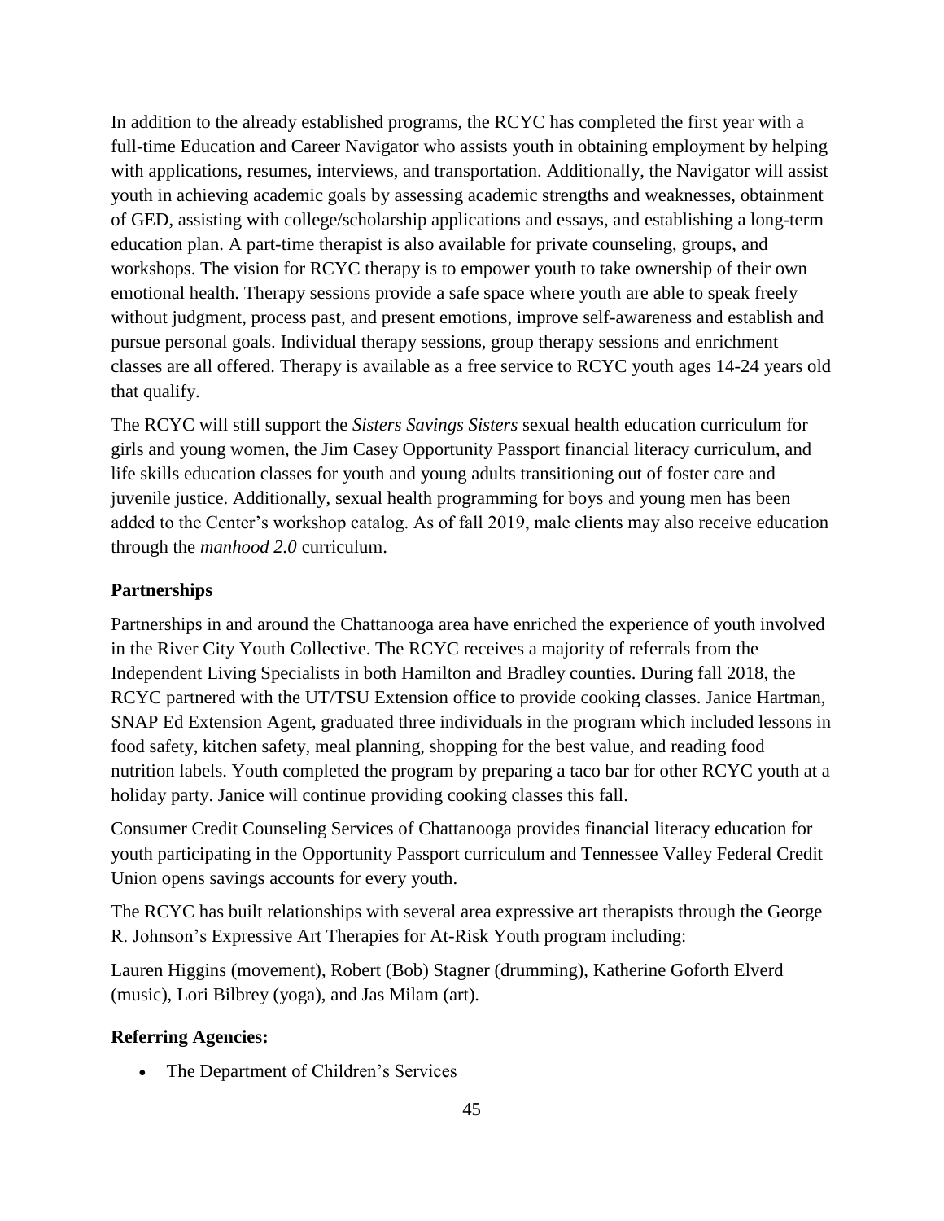In addition to the already established programs, the RCYC has completed the first year with a full-time Education and Career Navigator who assists youth in obtaining employment by helping with applications, resumes, interviews, and transportation. Additionally, the Navigator will assist youth in achieving academic goals by assessing academic strengths and weaknesses, obtainment of GED, assisting with college/scholarship applications and essays, and establishing a long-term education plan. A part-time therapist is also available for private counseling, groups, and workshops. The vision for RCYC therapy is to empower youth to take ownership of their own emotional health. Therapy sessions provide a safe space where youth are able to speak freely without judgment, process past, and present emotions, improve self-awareness and establish and pursue personal goals. Individual therapy sessions, group therapy sessions and enrichment classes are all offered. Therapy is available as a free service to RCYC youth ages 14-24 years old that qualify.

The RCYC will still support the *Sisters Savings Sisters* sexual health education curriculum for girls and young women, the Jim Casey Opportunity Passport financial literacy curriculum, and life skills education classes for youth and young adults transitioning out of foster care and juvenile justice. Additionally, sexual health programming for boys and young men has been added to the Center's workshop catalog. As of fall 2019, male clients may also receive education through the *manhood 2.0* curriculum.

**Partnerships**

Partnerships in and around the Chattanooga area have enriched the experience of youth involved in the River City Youth Collective. The RCYC receives a majority of referrals from the Independent Living Specialists in both Hamilton and Bradley counties. During fall 2018, the RCYC partnered with the UT/TSU Extension office to provide cooking classes. Janice Hartman, SNAP Ed Extension Agent, graduated three individuals in the program which included lessons in food safety, kitchen safety, meal planning, shopping for the best value, and reading food nutrition labels. Youth completed the program by preparing a taco bar for other RCYC youth at a holiday party. Janice will continue providing cooking classes this fall.

Consumer Credit Counseling Services of Chattanooga provides financial literacy education for youth participating in the Opportunity Passport curriculum and Tennessee Valley Federal Credit Union opens savings accounts for every youth.

The RCYC has built relationships with several area expressive art therapists through the George R. Johnson's Expressive Art Therapies for At-Risk Youth program including:

Lauren Higgins (movement), Robert (Bob) Stagner (drumming), Katherine Goforth Elverd (music), Lori Bilbrey (yoga), and Jas Milam (art).

**Referring Agencies:**

- The Department of Children's Services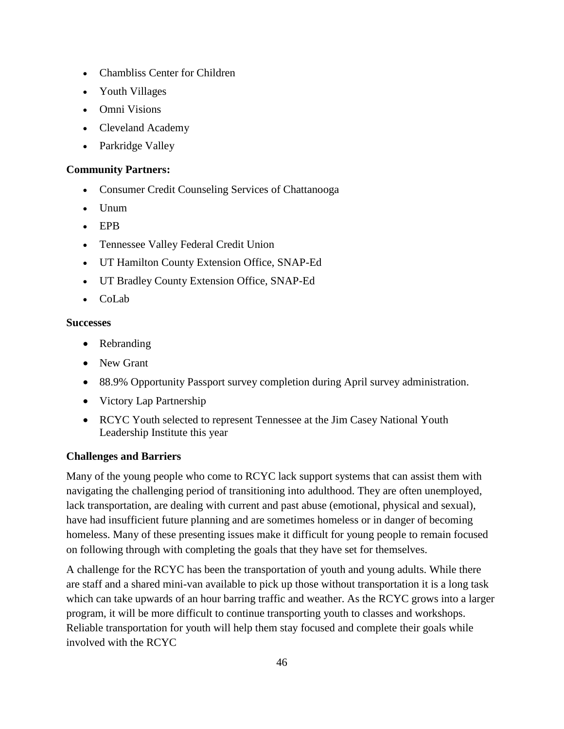- Chambliss Center for Children
- Youth Villages
- Omni Visions
- Cleveland Academy
- Parkridge Valley

**Community Partners:**

- Consumer Credit Counseling Services of Chattanooga
- Unum
- EPB
- Tennessee Valley Federal Credit Union
- UT Hamilton County Extension Office, SNAP-Ed
- UT Bradley County Extension Office, SNAP-Ed
- CoLab

**Successes**

- Rebranding
- New Grant
- 88.9% Opportunity Passport survey completion during April survey administration.
- Victory Lap Partnership
- RCYC Youth selected to represent Tennessee at the Jim Casey National Youth Leadership Institute this year

**Challenges and Barriers**

Many of the young people who come to RCYC lack support systems that can assist them with navigating the challenging period of transitioning into adulthood. They are often unemployed, lack transportation, are dealing with current and past abuse (emotional, physical and sexual), have had insufficient future planning and are sometimes homeless or in danger of becoming homeless. Many of these presenting issues make it difficult for young people to remain focused on following through with completing the goals that they have set for themselves.

A challenge for the RCYC has been the transportation of youth and young adults. While there are staff and a shared mini-van available to pick up those without transportation it is a long task which can take upwards of an hour barring traffic and weather. As the RCYC grows into a larger program, it will be more difficult to continue transporting youth to classes and workshops. Reliable transportation for youth will help them stay focused and complete their goals while involved with the RCYC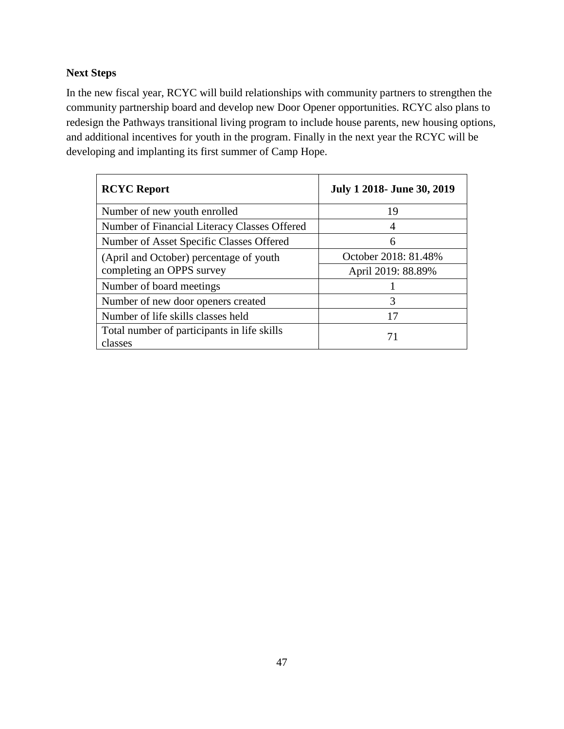### Next Steps

In the new fiscal year, RCYC will build relationships with community partners to strengthen the community partnership board and develop new Door Opener opportunities. RCYC also plans to redesign the Pathways transitional living program to include house parents, new housing options, and additional incentives for youth in the program. Finally in the next year the RCYC will be developing and implanting its first summer of Camp Hope.

| RCYC Report | July 1 2018- June 30, 2019 |
|---|---|
| Number of new youth enrolled | 19 |
| Number of Financial Literacy Classes Offered | 4 |
| Number of Asset Specific Classes Offered | 6 |
| (April and October) percentage of youth completing an OPPS survey | October 2018: 81.48% |
| | April 2019: 88.89% |
| Number of board meetings | 1 |
| Number of new door openers created | 3 |
| Number of life skills classes held | 17 |
| Total number of participants in life skills classes | 71 |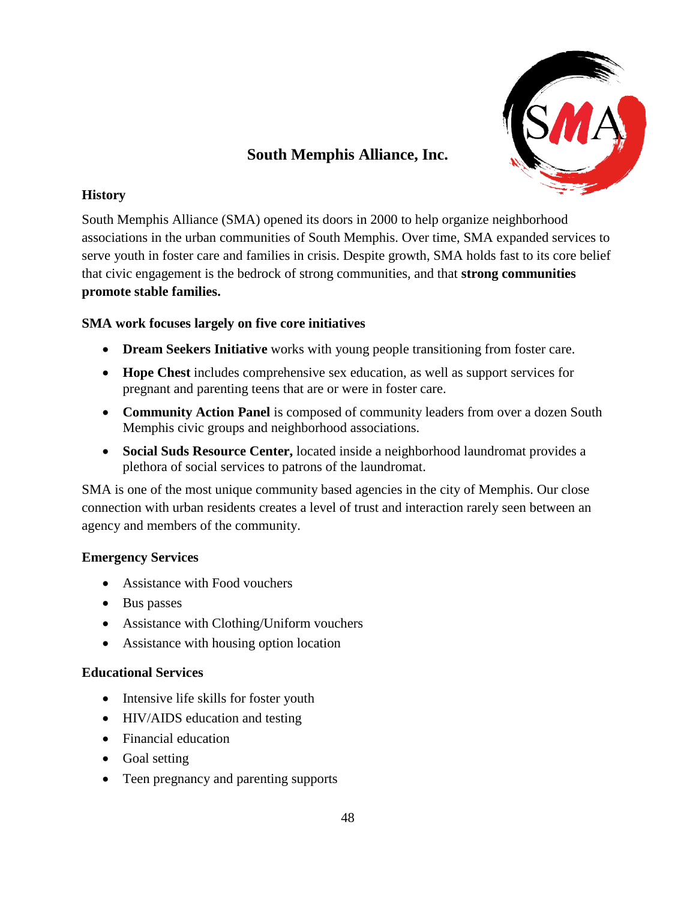# South Memphis Alliance, Inc.

**History**

South Memphis Alliance (SMA) opened its doors in 2000 to help organize neighborhood associations in the urban communities of South Memphis. Over time, SMA expanded services to serve youth in foster care and families in crisis. Despite growth, SMA holds fast to its core belief that civic engagement is the bedrock of strong communities, and that **strong communities promote stable families.**

**SMA work focuses largely on five core initiatives**

- **Dream Seekers Initiative** works with young people transitioning from foster care.
- **Hope Chest** includes comprehensive sex education, as well as support services for pregnant and parenting teens that are or were in foster care.
- **Community Action Panel** is composed of community leaders from over a dozen South Memphis civic groups and neighborhood associations.
- **Social Suds Resource Center,** located inside a neighborhood laundromat provides a plethora of social services to patrons of the laundromat.

SMA is one of the most unique community based agencies in the city of Memphis. Our close connection with urban residents creates a level of trust and interaction rarely seen between an agency and members of the community.

**Emergency Services**

- Assistance with Food vouchers
- Bus passes
- Assistance with Clothing/Uniform vouchers
- Assistance with housing option location

**Educational Services**

- Intensive life skills for foster youth
- HIV/AIDS education and testing
- Financial education
- Goal setting
- Teen pregnancy and parenting supports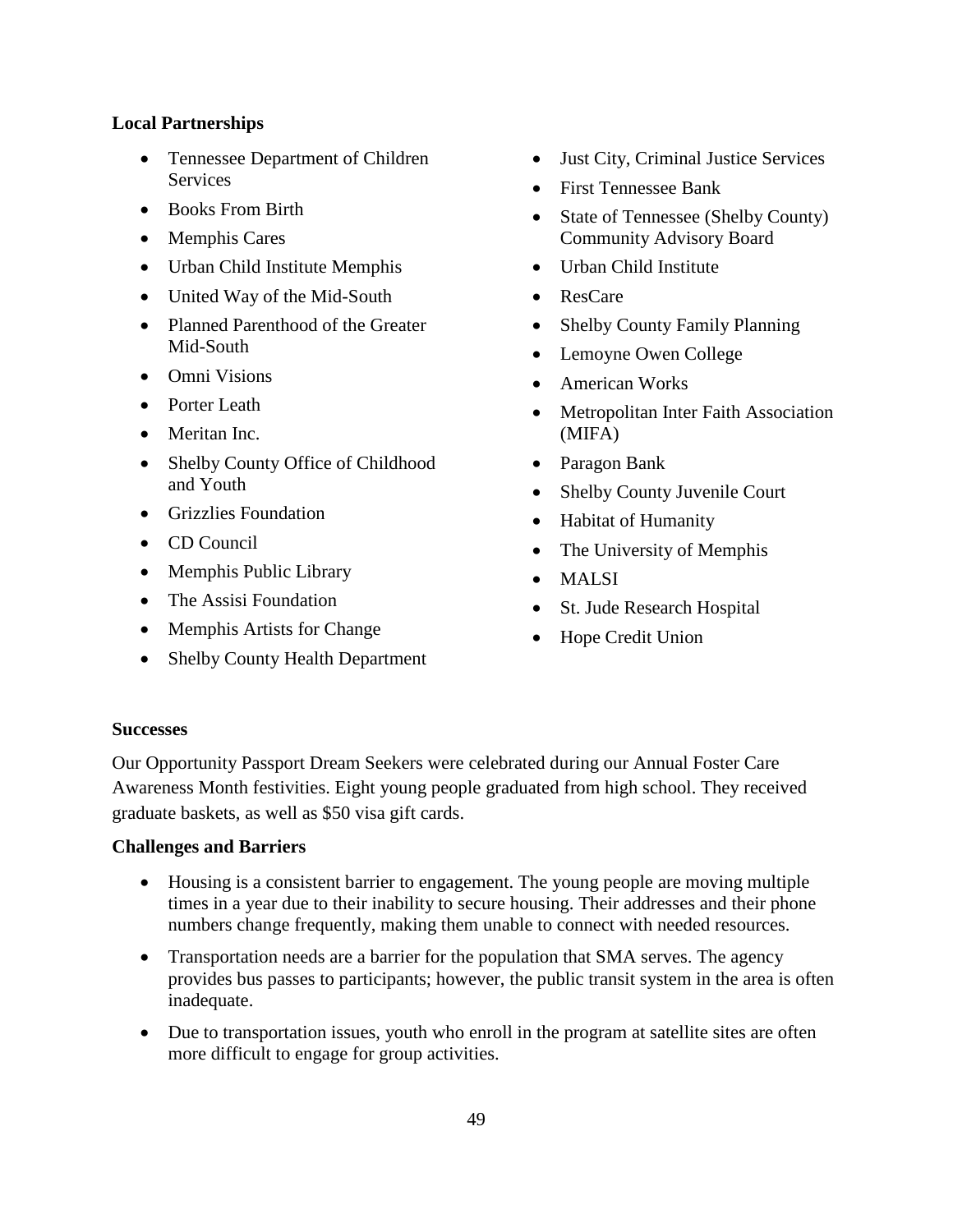**Local Partnerships**

- Tennessee Department of Children Services
- Books From Birth
- Memphis Cares
- Urban Child Institute Memphis
- United Way of the Mid-South
- Planned Parenthood of the Greater Mid-South
- Omni Visions
- Porter Leath
- Meritan Inc.
- Shelby County Office of Childhood and Youth
- Grizzlies Foundation
- CD Council
- Memphis Public Library
- The Assisi Foundation
- Memphis Artists for Change
- Shelby County Health Department
- Just City, Criminal Justice Services
- First Tennessee Bank
- State of Tennessee (Shelby County) Community Advisory Board
- Urban Child Institute
- ResCare
- Shelby County Family Planning
- Lemoyne Owen College
- American Works
- Metropolitan Inter Faith Association (MIFA)
- Paragon Bank
- Shelby County Juvenile Court
- Habitat of Humanity
- The University of Memphis
- MALSI
- St. Jude Research Hospital
- Hope Credit Union

**Successes**

Our Opportunity Passport Dream Seekers were celebrated during our Annual Foster Care Awareness Month festivities. Eight young people graduated from high school. They received graduate baskets, as well as $50 visa gift cards.

**Challenges and Barriers**

- Housing is a consistent barrier to engagement. The young people are moving multiple times in a year due to their inability to secure housing. Their addresses and their phone numbers change frequently, making them unable to connect with needed resources.
- Transportation needs are a barrier for the population that SMA serves. The agency provides bus passes to participants; however, the public transit system in the area is often inadequate.
- Due to transportation issues, youth who enroll in the program at satellite sites are often more difficult to engage for group activities.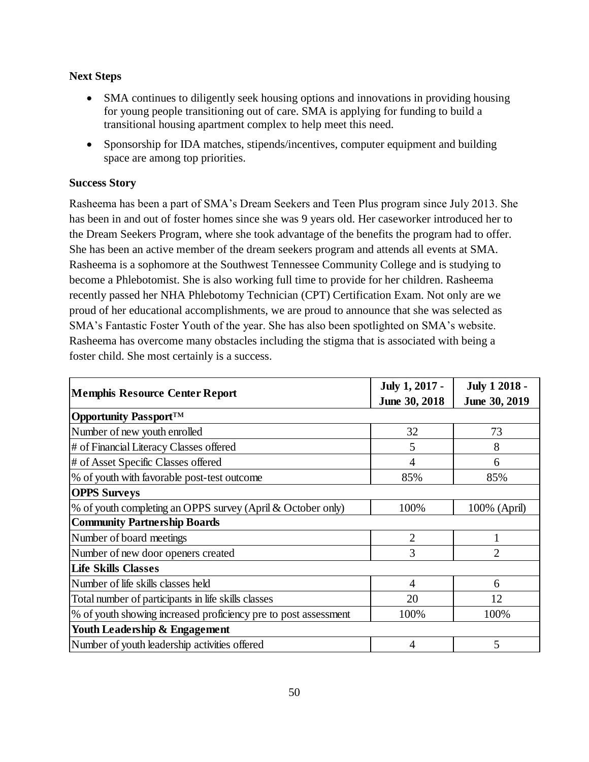### Next Steps

- SMA continues to diligently seek housing options and innovations in providing housing for young people transitioning out of care. SMA is applying for funding to build a transitional housing apartment complex to help meet this need.
- Sponsorship for IDA matches, stipends/incentives, computer equipment and building space are among top priorities.

### Success Story

Rasheema has been a part of SMA's Dream Seekers and Teen Plus program since July 2013. She has been in and out of foster homes since she was 9 years old. Her caseworker introduced her to the Dream Seekers Program, where she took advantage of the benefits the program had to offer. She has been an active member of the dream seekers program and attends all events at SMA. Rasheema is a sophomore at the Southwest Tennessee Community College and is studying to become a Phlebotomist. She is also working full time to provide for her children. Rasheema recently passed her NHA Phlebotomy Technician (CPT) Certification Exam. Not only are we proud of her educational accomplishments, we are proud to announce that she was selected as SMA's Fantastic Foster Youth of the year. She has also been spotlighted on SMA's website. Rasheema has overcome many obstacles including the stigma that is associated with being a foster child. She most certainly is a success.

| **Memphis Resource Center Report** | **July 1, 2017 - June 30, 2018** | **July 1 2018 - June 30, 2019** |
|---|---|---|
| **Opportunity Passport™** | | |
| Number of new youth enrolled | 32 | 73 |
| # of Financial Literacy Classes offered | 5 | 8 |
| # of Asset Specific Classes offered | 4 | 6 |
| % of youth with favorable post-test outcome | 85% | 85% |
| **OPPS Surveys** | | |
| % of youth completing an OPPS survey (April & October only) | 100% | 100% (April) |
| **Community Partnership Boards** | | |
| Number of board meetings | 2 | 1 |
| Number of new door openers created | 3 | 2 |
| **Life Skills Classes** | | |
| Number of life skills classes held | 4 | 6 |
| Total number of participants in life skills classes | 20 | 12 |
| % of youth showing increased proficiency pre to post assessment | 100% | 100% |
| **Youth Leadership & Engagement** | | |
| Number of youth leadership activities offered | 4 | 5 |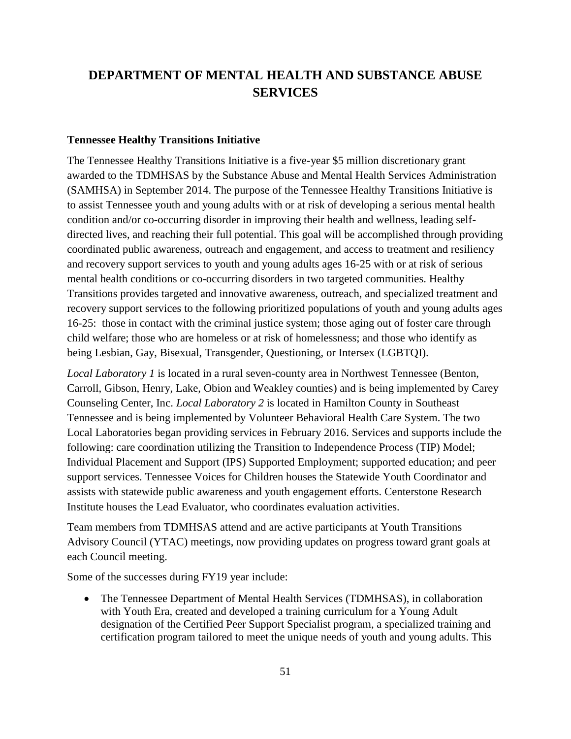# DEPARTMENT OF MENTAL HEALTH AND SUBSTANCE ABUSE SERVICES

**Tennessee Healthy Transitions Initiative**

The Tennessee Healthy Transitions Initiative is a five-year $5 million discretionary grant awarded to the TDMHSAS by the Substance Abuse and Mental Health Services Administration (SAMHSA) in September 2014. The purpose of the Tennessee Healthy Transitions Initiative is to assist Tennessee youth and young adults with or at risk of developing a serious mental health condition and/or co-occurring disorder in improving their health and wellness, leading self-directed lives, and reaching their full potential. This goal will be accomplished through providing coordinated public awareness, outreach and engagement, and access to treatment and resiliency and recovery support services to youth and young adults ages 16-25 with or at risk of serious mental health conditions or co-occurring disorders in two targeted communities. Healthy Transitions provides targeted and innovative awareness, outreach, and specialized treatment and recovery support services to the following prioritized populations of youth and young adults ages 16-25: those in contact with the criminal justice system; those aging out of foster care through child welfare; those who are homeless or at risk of homelessness; and those who identify as being Lesbian, Gay, Bisexual, Transgender, Questioning, or Intersex (LGBTQI).

*Local Laboratory 1* is located in a rural seven-county area in Northwest Tennessee (Benton, Carroll, Gibson, Henry, Lake, Obion and Weakley counties) and is being implemented by Carey Counseling Center, Inc. *Local Laboratory 2* is located in Hamilton County in Southeast Tennessee and is being implemented by Volunteer Behavioral Health Care System. The two Local Laboratories began providing services in February 2016. Services and supports include the following: care coordination utilizing the Transition to Independence Process (TIP) Model; Individual Placement and Support (IPS) Supported Employment; supported education; and peer support services. Tennessee Voices for Children houses the Statewide Youth Coordinator and assists with statewide public awareness and youth engagement efforts. Centerstone Research Institute houses the Lead Evaluator, who coordinates evaluation activities.

Team members from TDMHSAS attend and are active participants at Youth Transitions Advisory Council (YTAC) meetings, now providing updates on progress toward grant goals at each Council meeting.

Some of the successes during FY19 year include:

- The Tennessee Department of Mental Health Services (TDMHSAS), in collaboration with Youth Era, created and developed a training curriculum for a Young Adult designation of the Certified Peer Support Specialist program, a specialized training and certification program tailored to meet the unique needs of youth and young adults. This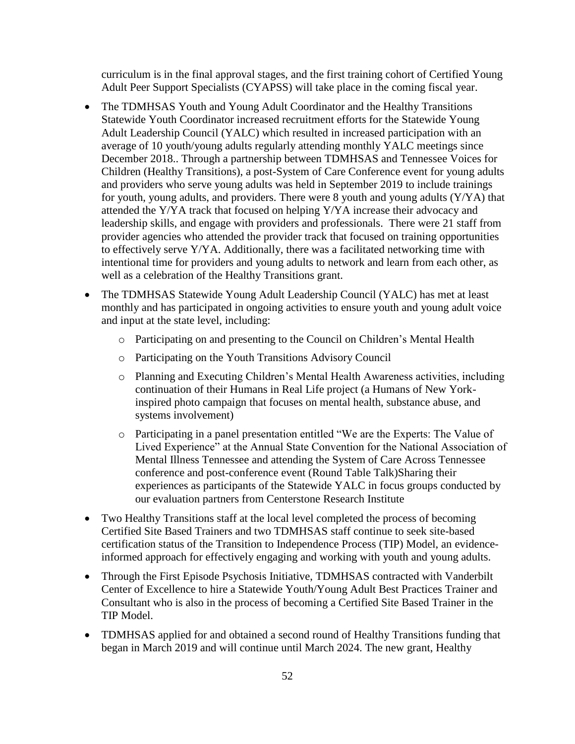curriculum is in the final approval stages, and the first training cohort of Certified Young Adult Peer Support Specialists (CYAPSS) will take place in the coming fiscal year.

- The TDMHSAS Youth and Young Adult Coordinator and the Healthy Transitions Statewide Youth Coordinator increased recruitment efforts for the Statewide Young Adult Leadership Council (YALC) which resulted in increased participation with an average of 10 youth/young adults regularly attending monthly YALC meetings since December 2018.. Through a partnership between TDMHSAS and Tennessee Voices for Children (Healthy Transitions), a post-System of Care Conference event for young adults and providers who serve young adults was held in September 2019 to include trainings for youth, young adults, and providers. There were 8 youth and young adults (Y/YA) that attended the Y/YA track that focused on helping Y/YA increase their advocacy and leadership skills, and engage with providers and professionals. There were 21 staff from provider agencies who attended the provider track that focused on training opportunities to effectively serve Y/YA. Additionally, there was a facilitated networking time with intentional time for providers and young adults to network and learn from each other, as well as a celebration of the Healthy Transitions grant.
- The TDMHSAS Statewide Young Adult Leadership Council (YALC) has met at least monthly and has participated in ongoing activities to ensure youth and young adult voice and input at the state level, including:
  - Participating on and presenting to the Council on Children's Mental Health
  - Participating on the Youth Transitions Advisory Council
  - Planning and Executing Children's Mental Health Awareness activities, including continuation of their Humans in Real Life project (a Humans of New York-inspired photo campaign that focuses on mental health, substance abuse, and systems involvement)
  - Participating in a panel presentation entitled "We are the Experts: The Value of Lived Experience" at the Annual State Convention for the National Association of Mental Illness Tennessee and attending the System of Care Across Tennessee conference and post-conference event (Round Table Talk)Sharing their experiences as participants of the Statewide YALC in focus groups conducted by our evaluation partners from Centerstone Research Institute
- Two Healthy Transitions staff at the local level completed the process of becoming Certified Site Based Trainers and two TDMHSAS staff continue to seek site-based certification status of the Transition to Independence Process (TIP) Model, an evidence-informed approach for effectively engaging and working with youth and young adults.
- Through the First Episode Psychosis Initiative, TDMHSAS contracted with Vanderbilt Center of Excellence to hire a Statewide Youth/Young Adult Best Practices Trainer and Consultant who is also in the process of becoming a Certified Site Based Trainer in the TIP Model.
- TDMHSAS applied for and obtained a second round of Healthy Transitions funding that began in March 2019 and will continue until March 2024. The new grant, Healthy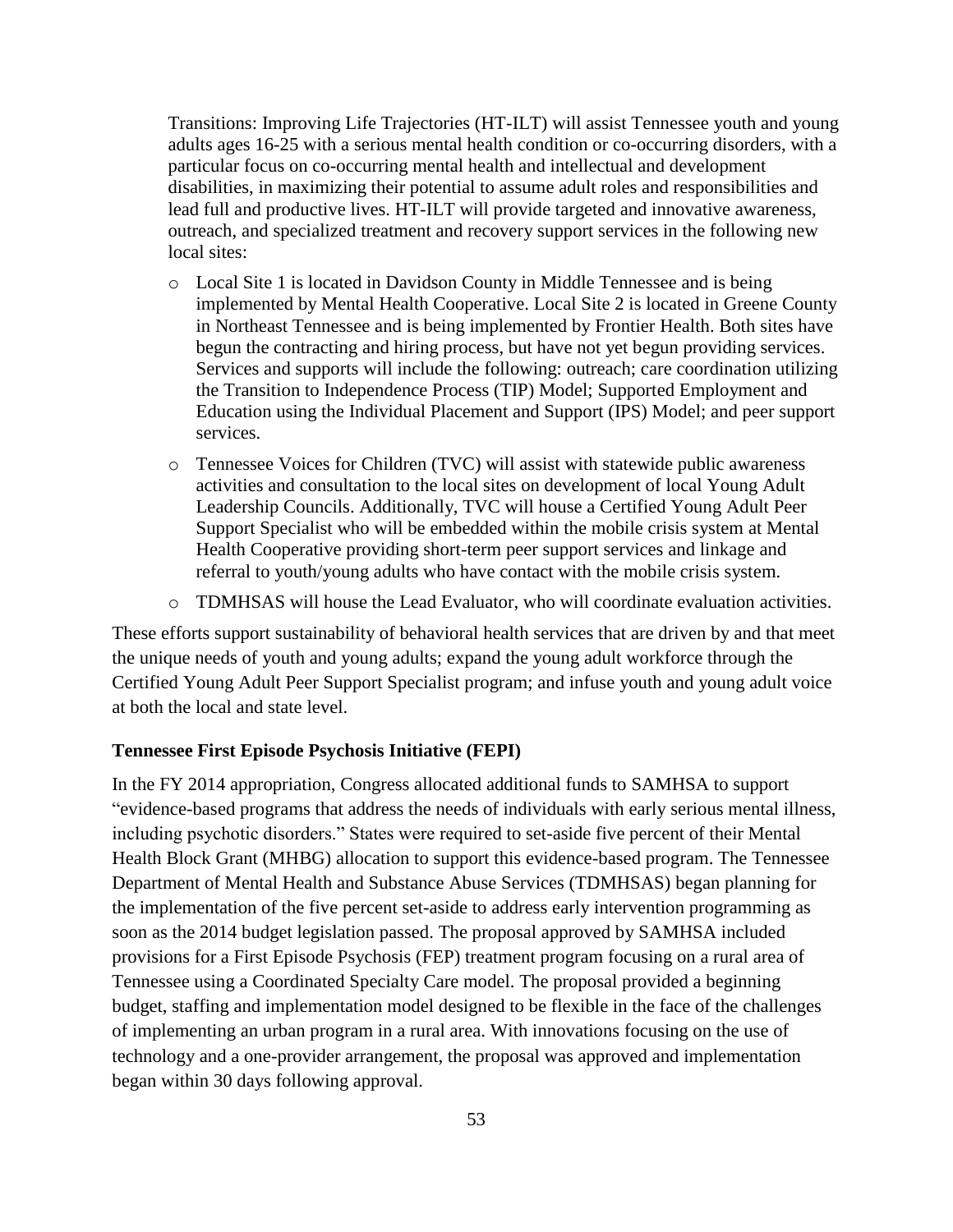Transitions: Improving Life Trajectories (HT-ILT) will assist Tennessee youth and young adults ages 16-25 with a serious mental health condition or co-occurring disorders, with a particular focus on co-occurring mental health and intellectual and development disabilities, in maximizing their potential to assume adult roles and responsibilities and lead full and productive lives. HT-ILT will provide targeted and innovative awareness, outreach, and specialized treatment and recovery support services in the following new local sites:

- Local Site 1 is located in Davidson County in Middle Tennessee and is being implemented by Mental Health Cooperative. Local Site 2 is located in Greene County in Northeast Tennessee and is being implemented by Frontier Health. Both sites have begun the contracting and hiring process, but have not yet begun providing services. Services and supports will include the following: outreach; care coordination utilizing the Transition to Independence Process (TIP) Model; Supported Employment and Education using the Individual Placement and Support (IPS) Model; and peer support services.
- Tennessee Voices for Children (TVC) will assist with statewide public awareness activities and consultation to the local sites on development of local Young Adult Leadership Councils. Additionally, TVC will house a Certified Young Adult Peer Support Specialist who will be embedded within the mobile crisis system at Mental Health Cooperative providing short-term peer support services and linkage and referral to youth/young adults who have contact with the mobile crisis system.
- TDMHSAS will house the Lead Evaluator, who will coordinate evaluation activities.

These efforts support sustainability of behavioral health services that are driven by and that meet the unique needs of youth and young adults; expand the young adult workforce through the Certified Young Adult Peer Support Specialist program; and infuse youth and young adult voice at both the local and state level.

**Tennessee First Episode Psychosis Initiative (FEPI)**

In the FY 2014 appropriation, Congress allocated additional funds to SAMHSA to support "evidence-based programs that address the needs of individuals with early serious mental illness, including psychotic disorders." States were required to set-aside five percent of their Mental Health Block Grant (MHBG) allocation to support this evidence-based program. The Tennessee Department of Mental Health and Substance Abuse Services (TDMHSAS) began planning for the implementation of the five percent set-aside to address early intervention programming as soon as the 2014 budget legislation passed. The proposal approved by SAMHSA included provisions for a First Episode Psychosis (FEP) treatment program focusing on a rural area of Tennessee using a Coordinated Specialty Care model. The proposal provided a beginning budget, staffing and implementation model designed to be flexible in the face of the challenges of implementing an urban program in a rural area. With innovations focusing on the use of technology and a one-provider arrangement, the proposal was approved and implementation began within 30 days following approval.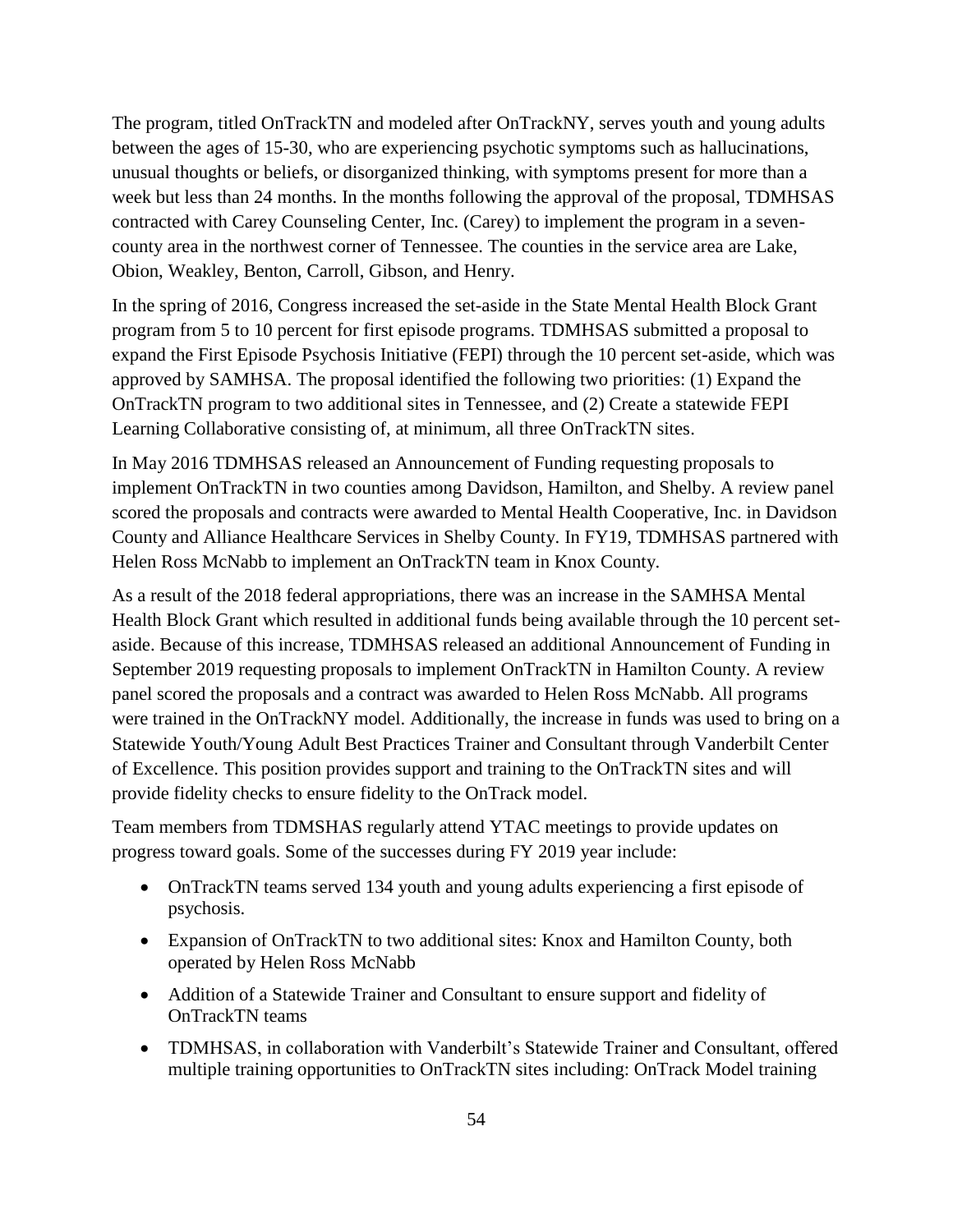The program, titled OnTrackTN and modeled after OnTrackNY, serves youth and young adults between the ages of 15-30, who are experiencing psychotic symptoms such as hallucinations, unusual thoughts or beliefs, or disorganized thinking, with symptoms present for more than a week but less than 24 months. In the months following the approval of the proposal, TDMHSAS contracted with Carey Counseling Center, Inc. (Carey) to implement the program in a seven-county area in the northwest corner of Tennessee. The counties in the service area are Lake, Obion, Weakley, Benton, Carroll, Gibson, and Henry.

In the spring of 2016, Congress increased the set-aside in the State Mental Health Block Grant program from 5 to 10 percent for first episode programs. TDMHSAS submitted a proposal to expand the First Episode Psychosis Initiative (FEPI) through the 10 percent set-aside, which was approved by SAMHSA. The proposal identified the following two priorities: (1) Expand the OnTrackTN program to two additional sites in Tennessee, and (2) Create a statewide FEPI Learning Collaborative consisting of, at minimum, all three OnTrackTN sites.

In May 2016 TDMHSAS released an Announcement of Funding requesting proposals to implement OnTrackTN in two counties among Davidson, Hamilton, and Shelby. A review panel scored the proposals and contracts were awarded to Mental Health Cooperative, Inc. in Davidson County and Alliance Healthcare Services in Shelby County. In FY19, TDMHSAS partnered with Helen Ross McNabb to implement an OnTrackTN team in Knox County.

As a result of the 2018 federal appropriations, there was an increase in the SAMHSA Mental Health Block Grant which resulted in additional funds being available through the 10 percent set-aside. Because of this increase, TDMHSAS released an additional Announcement of Funding in September 2019 requesting proposals to implement OnTrackTN in Hamilton County. A review panel scored the proposals and a contract was awarded to Helen Ross McNabb. All programs were trained in the OnTrackNY model. Additionally, the increase in funds was used to bring on a Statewide Youth/Young Adult Best Practices Trainer and Consultant through Vanderbilt Center of Excellence. This position provides support and training to the OnTrackTN sites and will provide fidelity checks to ensure fidelity to the OnTrack model.

Team members from TDMSHAS regularly attend YTAC meetings to provide updates on progress toward goals. Some of the successes during FY 2019 year include:

- OnTrackTN teams served 134 youth and young adults experiencing a first episode of psychosis.
- Expansion of OnTrackTN to two additional sites: Knox and Hamilton County, both operated by Helen Ross McNabb
- Addition of a Statewide Trainer and Consultant to ensure support and fidelity of OnTrackTN teams
- TDMHSAS, in collaboration with Vanderbilt's Statewide Trainer and Consultant, offered multiple training opportunities to OnTrackTN sites including: OnTrack Model training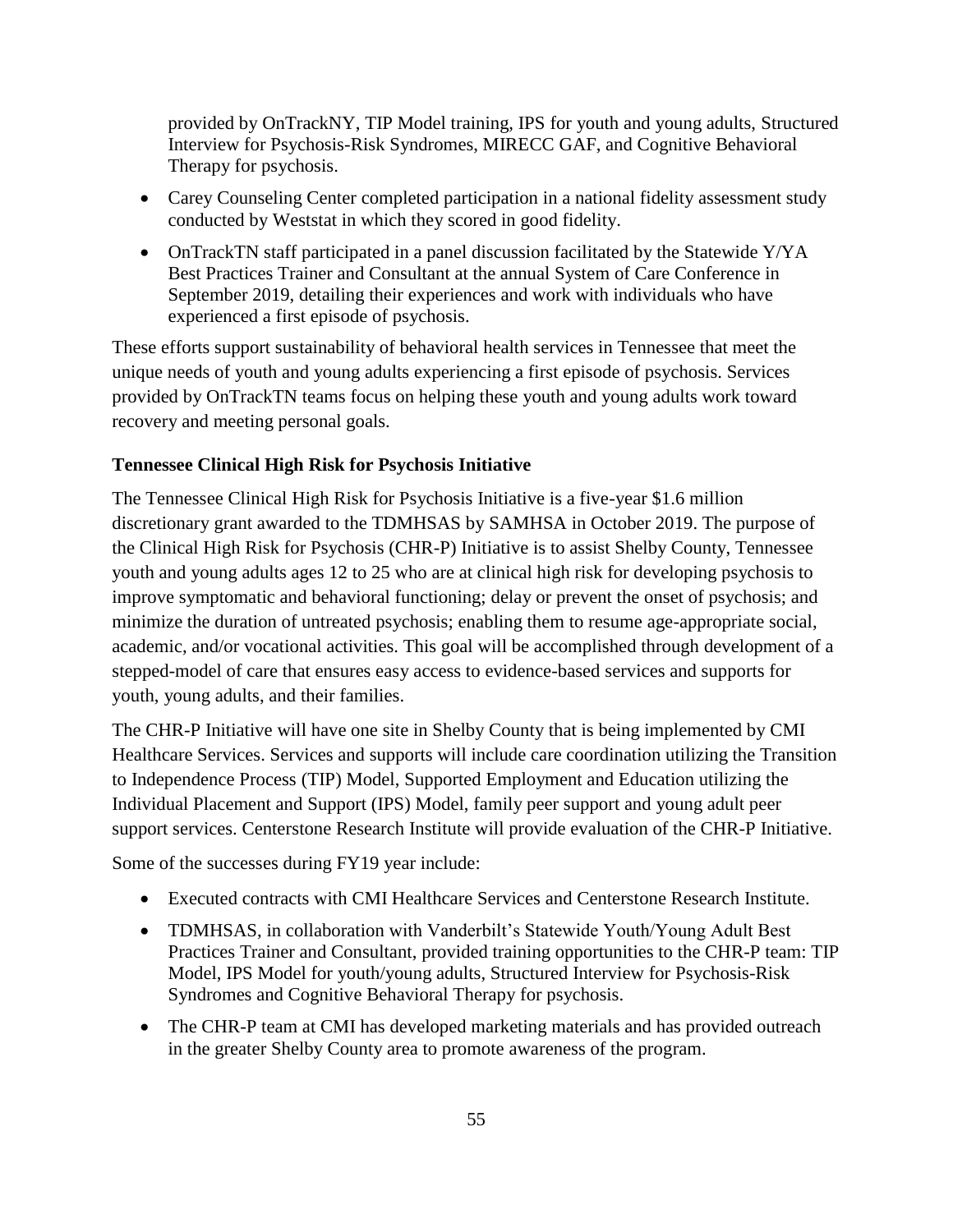provided by OnTrackNY, TIP Model training, IPS for youth and young adults, Structured Interview for Psychosis-Risk Syndromes, MIRECC GAF, and Cognitive Behavioral Therapy for psychosis.

- Carey Counseling Center completed participation in a national fidelity assessment study conducted by Weststat in which they scored in good fidelity.
- OnTrackTN staff participated in a panel discussion facilitated by the Statewide Y/YA Best Practices Trainer and Consultant at the annual System of Care Conference in September 2019, detailing their experiences and work with individuals who have experienced a first episode of psychosis.

These efforts support sustainability of behavioral health services in Tennessee that meet the unique needs of youth and young adults experiencing a first episode of psychosis. Services provided by OnTrackTN teams focus on helping these youth and young adults work toward recovery and meeting personal goals.

**Tennessee Clinical High Risk for Psychosis Initiative**

The Tennessee Clinical High Risk for Psychosis Initiative is a five-year $1.6 million discretionary grant awarded to the TDMHSAS by SAMHSA in October 2019. The purpose of the Clinical High Risk for Psychosis (CHR-P) Initiative is to assist Shelby County, Tennessee youth and young adults ages 12 to 25 who are at clinical high risk for developing psychosis to improve symptomatic and behavioral functioning; delay or prevent the onset of psychosis; and minimize the duration of untreated psychosis; enabling them to resume age-appropriate social, academic, and/or vocational activities. This goal will be accomplished through development of a stepped-model of care that ensures easy access to evidence-based services and supports for youth, young adults, and their families.

The CHR-P Initiative will have one site in Shelby County that is being implemented by CMI Healthcare Services. Services and supports will include care coordination utilizing the Transition to Independence Process (TIP) Model, Supported Employment and Education utilizing the Individual Placement and Support (IPS) Model, family peer support and young adult peer support services. Centerstone Research Institute will provide evaluation of the CHR-P Initiative.

Some of the successes during FY19 year include:

- Executed contracts with CMI Healthcare Services and Centerstone Research Institute.
- TDMHSAS, in collaboration with Vanderbilt's Statewide Youth/Young Adult Best Practices Trainer and Consultant, provided training opportunities to the CHR-P team: TIP Model, IPS Model for youth/young adults, Structured Interview for Psychosis-Risk Syndromes and Cognitive Behavioral Therapy for psychosis.
- The CHR-P team at CMI has developed marketing materials and has provided outreach in the greater Shelby County area to promote awareness of the program.